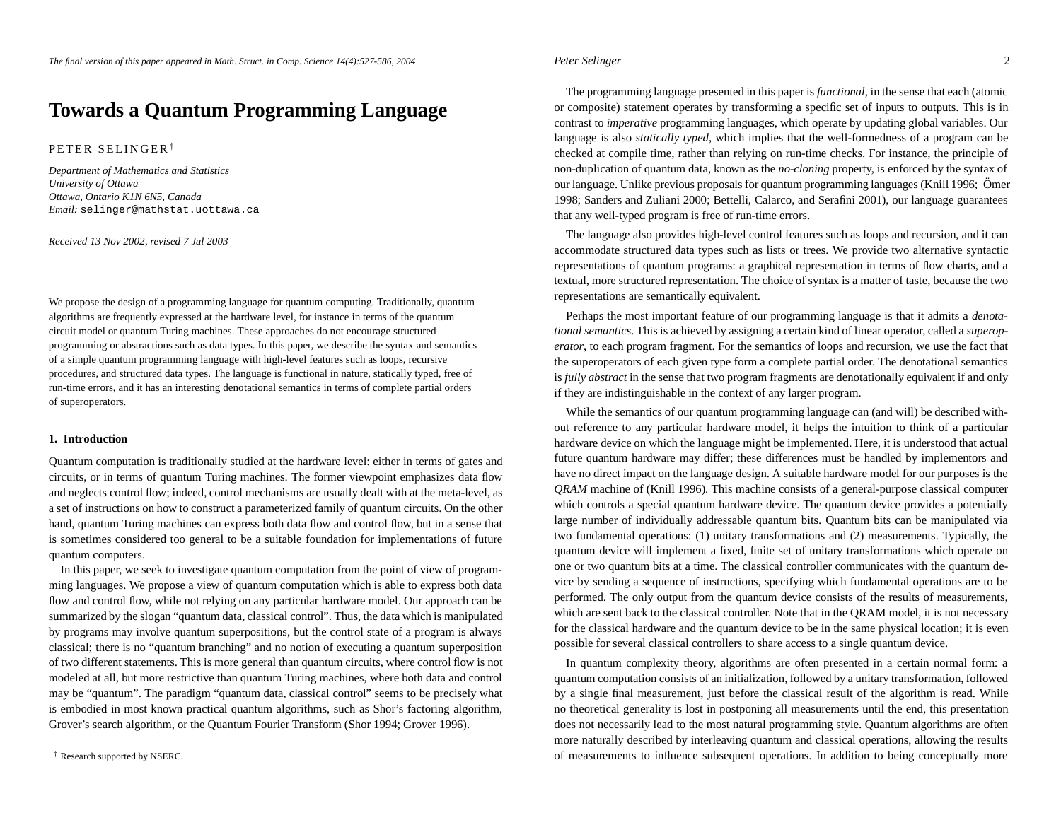# Towards a Quantum Programming Language

PETER SELINGER[†]

*Department of Mathematics and Statistics*
*University of Ottawa*
*Ottawa, Ontario K1N 6N5, Canada*
*Email:* selinger@mathstat.uottawa.ca

*Received 13 Nov 2002, revised 7 Jul 2003*

We propose the design of a programming language for quantum computing. Traditionally, quantum algorithms are frequently expressed at the hardware level, for instance in terms of the quantum circuit model or quantum Turing machines. These approaches do not encourage structured programming or abstractions such as data types. In this paper, we describe the syntax and semantics of a simple quantum programming language with high-level features such as loops, recursive procedures, and structured data types. The language is functional in nature, statically typed, free of run-time errors, and it has an interesting denotational semantics in terms of complete partial orders of superoperators.

## 1. Introduction

Quantum computation is traditionally studied at the hardware level: either in terms of gates and circuits, or in terms of quantum Turing machines. The former viewpoint emphasizes data flow and neglects control flow; indeed, control mechanisms are usually dealt with at the meta-level, as a set of instructions on how to construct a parameterized family of quantum circuits. On the other hand, quantum Turing machines can express both data flow and control flow, but in a sense that is sometimes considered too general to be a suitable foundation for implementations of future quantum computers.

In this paper, we seek to investigate quantum computation from the point of view of programming languages. We propose a view of quantum computation which is able to express both data flow and control flow, while not relying on any particular hardware model. Our approach can be summarized by the slogan "quantum data, classical control". Thus, the data which is manipulated by programs may involve quantum superpositions, but the control state of a program is always classical; there is no "quantum branching" and no notion of executing a quantum superposition of two different statements. This is more general than quantum circuits, where control flow is not modeled at all, but more restrictive than quantum Turing machines, where both data and control may be "quantum". The paradigm "quantum data, classical control" seems to be precisely what is embodied in most known practical quantum algorithms, such as Shor's factoring algorithm, Grover's search algorithm, or the Quantum Fourier Transform (Shor 1994; Grover 1996).

[†] Research supported by NSERC.

The programming language presented in this paper is *functional*, in the sense that each (atomic or composite) statement operates by transforming a specific set of inputs to outputs. This is in contrast to *imperative* programming languages, which operate by updating global variables. Our language is also *statically typed*, which implies that the well-formedness of a program can be checked at compile time, rather than relying on run-time checks. For instance, the principle of non-duplication of quantum data, known as the *no-cloning* property, is enforced by the syntax of our language. Unlike previous proposals for quantum programming languages (Knill 1996; Ömer 1998; Sanders and Zuliani 2000; Bettelli, Calarco, and Serafini 2001), our language guarantees that any well-typed program is free of run-time errors.

The language also provides high-level control features such as loops and recursion, and it can accommodate structured data types such as lists or trees. We provide two alternative syntactic representations of quantum programs: a graphical representation in terms of flow charts, and a textual, more structured representation. The choice of syntax is a matter of taste, because the two representations are semantically equivalent.

Perhaps the most important feature of our programming language is that it admits a *denotational semantics*. This is achieved by assigning a certain kind of linear operator, called a *superoperator*, to each program fragment. For the semantics of loops and recursion, we use the fact that the superoperators of each given type form a complete partial order. The denotational semantics is *fully abstract* in the sense that two program fragments are denotationally equivalent if and only if they are indistinguishable in the context of any larger program.

While the semantics of our quantum programming language can (and will) be described without reference to any particular hardware model, it helps the intuition to think of a particular hardware device on which the language might be implemented. Here, it is understood that actual future quantum hardware may differ; these differences must be handled by implementors and have no direct impact on the language design. A suitable hardware model for our purposes is the *QRAM* machine of (Knill 1996). This machine consists of a general-purpose classical computer which controls a special quantum hardware device. The quantum device provides a potentially large number of individually addressable quantum bits. Quantum bits can be manipulated via two fundamental operations: (1) unitary transformations and (2) measurements. Typically, the quantum device will implement a fixed, finite set of unitary transformations which operate on one or two quantum bits at a time. The classical controller communicates with the quantum device by sending a sequence of instructions, specifying which fundamental operations are to be performed. The only output from the quantum device consists of the results of measurements, which are sent back to the classical controller. Note that in the QRAM model, it is not necessary for the classical hardware and the quantum device to be in the same physical location; it is even possible for several classical controllers to share access to a single quantum device.

In quantum complexity theory, algorithms are often presented in a certain normal form: a quantum computation consists of an initialization, followed by a unitary transformation, followed by a single final measurement, just before the classical result of the algorithm is read. While no theoretical generality is lost in postponing all measurements until the end, this presentation does not necessarily lead to the most natural programming style. Quantum algorithms are often more naturally described by interleaving quantum and classical operations, allowing the results of measurements to influence subsequent operations. In addition to being conceptually more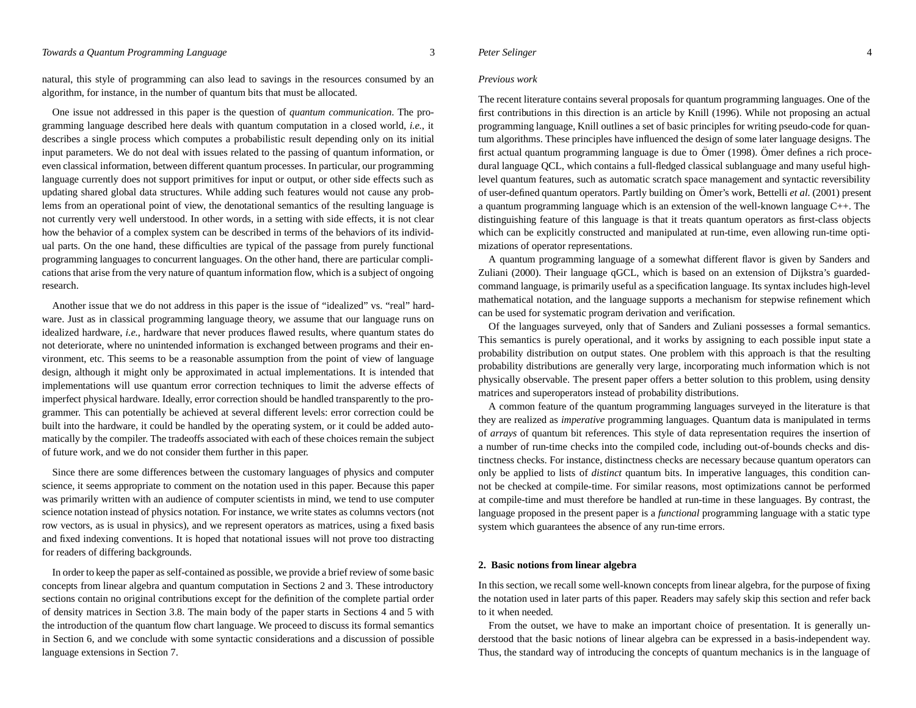natural, this style of programming can also lead to savings in the resources consumed by an algorithm, for instance, in the number of quantum bits that must be allocated.

One issue not addressed in this paper is the question of *quantum communication*. The programming language described here deals with quantum computation in a closed world, *i.e.*, it describes a single process which computes a probabilistic result depending only on its initial input parameters. We do not deal with issues related to the passing of quantum information, or even classical information, between different quantum processes. In particular, our programming language currently does not support primitives for input or output, or other side effects such as updating shared global data structures. While adding such features would not cause any problems from an operational point of view, the denotational semantics of the resulting language is not currently very well understood. In other words, in a setting with side effects, it is not clear how the behavior of a complex system can be described in terms of the behaviors of its individual parts. On the one hand, these difficulties are typical of the passage from purely functional programming languages to concurrent languages. On the other hand, there are particular complications that arise from the very nature of quantum information flow, which is a subject of ongoing research.

Another issue that we do not address in this paper is the issue of "idealized" vs. "real" hardware. Just as in classical programming language theory, we assume that our language runs on idealized hardware, *i.e.*, hardware that never produces flawed results, where quantum states do not deteriorate, where no unintended information is exchanged between programs and their environment, etc. This seems to be a reasonable assumption from the point of view of language design, although it might only be approximated in actual implementations. It is intended that implementations will use quantum error correction techniques to limit the adverse effects of imperfect physical hardware. Ideally, error correction should be handled transparently to the programmer. This can potentially be achieved at several different levels: error correction could be built into the hardware, it could be handled by the operating system, or it could be added automatically by the compiler. The tradeoffs associated with each of these choices remain the subject of future work, and we do not consider them further in this paper.

Since there are some differences between the customary languages of physics and computer science, it seems appropriate to comment on the notation used in this paper. Because this paper was primarily written with an audience of computer scientists in mind, we tend to use computer science notation instead of physics notation. For instance, we write states as columns vectors (not row vectors, as is usual in physics), and we represent operators as matrices, using a fixed basis and fixed indexing conventions. It is hoped that notational issues will not prove too distracting for readers of differing backgrounds.

In order to keep the paper as self-contained as possible, we provide a brief review of some basic concepts from linear algebra and quantum computation in Sections 2 and 3. These introductory sections contain no original contributions except for the definition of the complete partial order of density matrices in Section 3.8. The main body of the paper starts in Sections 4 and 5 with the introduction of the quantum flow chart language. We proceed to discuss its formal semantics in Section 6, and we conclude with some syntactic considerations and a discussion of possible language extensions in Section 7.

*Previous work*

The recent literature contains several proposals for quantum programming languages. One of the first contributions in this direction is an article by Knill (1996). While not proposing an actual programming language, Knill outlines a set of basic principles for writing pseudo-code for quantum algorithms. These principles have influenced the design of some later language designs. The first actual quantum programming language is due to Ömer (1998). Ömer defines a rich procedural language QCL, which contains a full-fledged classical sublanguage and many useful high-level quantum features, such as automatic scratch space management and syntactic reversibility of user-defined quantum operators. Partly building on Ömer's work, Bettelli *et al.* (2001) present a quantum programming language which is an extension of the well-known language C++. The distinguishing feature of this language is that it treats quantum operators as first-class objects which can be explicitly constructed and manipulated at run-time, even allowing run-time optimizations of operator representations.

A quantum programming language of a somewhat different flavor is given by Sanders and Zuliani (2000). Their language qGCL, which is based on an extension of Dijkstra's guarded-command language, is primarily useful as a specification language. Its syntax includes high-level mathematical notation, and the language supports a mechanism for stepwise refinement which can be used for systematic program derivation and verification.

Of the languages surveyed, only that of Sanders and Zuliani possesses a formal semantics. This semantics is purely operational, and it works by assigning to each possible input state a probability distribution on output states. One problem with this approach is that the resulting probability distributions are generally very large, incorporating much information which is not physically observable. The present paper offers a better solution to this problem, using density matrices and superoperators instead of probability distributions.

A common feature of the quantum programming languages surveyed in the literature is that they are realized as *imperative* programming languages. Quantum data is manipulated in terms of *arrays* of quantum bit references. This style of data representation requires the insertion of a number of run-time checks into the compiled code, including out-of-bounds checks and distinctness checks. For instance, distinctness checks are necessary because quantum operators can only be applied to lists of *distinct* quantum bits. In imperative languages, this condition cannot be checked at compile-time. For similar reasons, most optimizations cannot be performed at compile-time and must therefore be handled at run-time in these languages. By contrast, the language proposed in the present paper is a *functional* programming language with a static type system which guarantees the absence of any run-time errors.

## 2. Basic notions from linear algebra

In this section, we recall some well-known concepts from linear algebra, for the purpose of fixing the notation used in later parts of this paper. Readers may safely skip this section and refer back to it when needed.

From the outset, we have to make an important choice of presentation. It is generally understood that the basic notions of linear algebra can be expressed in a basis-independent way. Thus, the standard way of introducing the concepts of quantum mechanics is in the language of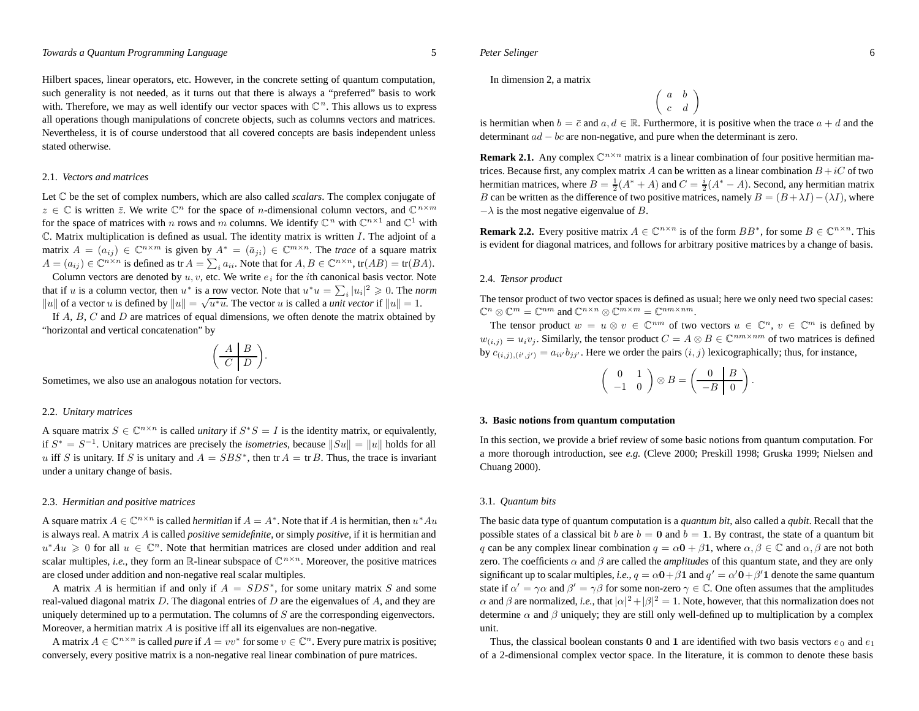Hilbert spaces, linear operators, etc. However, in the concrete setting of quantum computation, such generality is not needed, as it turns out that there is always a "preferred" basis to work with. Therefore, we may as well identify our vector spaces with $\mathbb{C}^n$. This allows us to express all operations though manipulations of concrete objects, such as columns vectors and matrices. Nevertheless, it is of course understood that all covered concepts are basis independent unless stated otherwise.

### 2.1. *Vectors and matrices*

Let $\mathbb{C}$ be the set of complex numbers, which are also called *scalars*. The complex conjugate of $z \in \mathbb{C}$ is written $\bar{z}$. We write $\mathbb{C}^n$ for the space of $n$-dimensional column vectors, and $\mathbb{C}^{n\times m}$ for the space of matrices with $n$ rows and $m$ columns. We identify $\mathbb{C}^n$ with $\mathbb{C}^{n\times 1}$ and $\mathbb{C}^1$ with $\mathbb{C}$. Matrix multiplication is defined as usual. The identity matrix is written $I$. The adjoint of a matrix $A = (a_{ij}) \in \mathbb{C}^{n\times m}$ is given by $A^* = (\bar{a}_{ji}) \in \mathbb{C}^{m\times n}$. The *trace* of a square matrix $A = (a_{ij}) \in \mathbb{C}^{n\times n}$ is defined as $\operatorname{tr} A = \sum_i a_{ii}$. Note that for $A, B \in \mathbb{C}^{n\times n}$, $\operatorname{tr}(AB) = \operatorname{tr}(BA)$.

Column vectors are denoted by $u, v$, etc. We write $e_i$ for the $i$th canonical basis vector. Note that if $u$ is a column vector, then $u^*$ is a row vector. Note that $u^*u = \sum_i |u_i|^2 \geqslant 0$. The *norm* $\|u\|$ of a vector $u$ is defined by $\|u\| = \sqrt{u^*u}$. The vector $u$ is called a *unit vector* if $\|u\| = 1$.

If $A$, $B$, $C$ and $D$ are matrices of equal dimensions, we often denote the matrix obtained by "horizontal and vertical concatenation" by

$$\left(\begin{array}{c|c} A & B \\ \hline C & D \end{array}\right).$$

Sometimes, we also use an analogous notation for vectors.

### 2.2. *Unitary matrices*

A square matrix $S \in \mathbb{C}^{n\times n}$ is called *unitary* if $S^*S = I$ is the identity matrix, or equivalently, if $S^* = S^{-1}$. Unitary matrices are precisely the *isometries*, because $\|Su\| = \|u\|$ holds for all $u$ iff $S$ is unitary. If $S$ is unitary and $A = SBS^*$, then $\operatorname{tr} A = \operatorname{tr} B$. Thus, the trace is invariant under a unitary change of basis.

### 2.3. *Hermitian and positive matrices*

A square matrix $A \in \mathbb{C}^{n\times n}$ is called *hermitian* if $A = A^*$. Note that if $A$ is hermitian, then $u^*Au$ is always real. A matrix $A$ is called *positive semidefinite*, or simply *positive*, if it is hermitian and $u^*Au \geqslant 0$ for all $u \in \mathbb{C}^n$. Note that hermitian matrices are closed under addition and real scalar multiples, *i.e.*, they form an $\mathbb{R}$-linear subspace of $\mathbb{C}^{n\times n}$. Moreover, the positive matrices are closed under addition and non-negative real scalar multiples.

A matrix $A$ is hermitian if and only if $A = SDS^*$, for some unitary matrix $S$ and some real-valued diagonal matrix $D$. The diagonal entries of $D$ are the eigenvalues of $A$, and they are uniquely determined up to a permutation. The columns of $S$ are the corresponding eigenvectors. Moreover, a hermitian matrix $A$ is positive iff all its eigenvalues are non-negative.

A matrix $A \in \mathbb{C}^{n\times n}$ is called *pure* if $A = vv^*$ for some $v \in \mathbb{C}^n$. Every pure matrix is positive; conversely, every positive matrix is a non-negative real linear combination of pure matrices.

In dimension 2, a matrix

$$\begin{pmatrix} a & b \\ c & d \end{pmatrix}$$

is hermitian when $b = \bar{c}$ and $a, d \in \mathbb{R}$. Furthermore, it is positive when the trace $a + d$ and the determinant $ad - bc$ are non-negative, and pure when the determinant is zero.

**Remark 2.1.** Any complex $\mathbb{C}^{n\times n}$ matrix is a linear combination of four positive hermitian matrices. Because first, any complex matrix $A$ can be written as a linear combination $B + iC$ of two hermitian matrices, where $B = \frac{1}{2}(A^* + A)$ and $C = \frac{i}{2}(A^* - A)$. Second, any hermitian matrix $B$ can be written as the difference of two positive matrices, namely $B = (B + \lambda I) - (\lambda I)$, where $-\lambda$ is the most negative eigenvalue of $B$.

**Remark 2.2.** Every positive matrix $A \in \mathbb{C}^{n\times n}$ is of the form $BB^*$, for some $B \in \mathbb{C}^{n\times n}$. This is evident for diagonal matrices, and follows for arbitrary positive matrices by a change of basis.

### 2.4. *Tensor product*

The tensor product of two vector spaces is defined as usual; here we only need two special cases: $\mathbb{C}^n \otimes \mathbb{C}^m = \mathbb{C}^{nm}$ and $\mathbb{C}^{n\times n} \otimes \mathbb{C}^{m\times m} = \mathbb{C}^{nm\times nm}$.

The tensor product $w = u \otimes v \in \mathbb{C}^{nm}$ of two vectors $u \in \mathbb{C}^n$, $v \in \mathbb{C}^m$ is defined by $w_{(i,j)} = u_i v_j$. Similarly, the tensor product $C = A \otimes B \in \mathbb{C}^{nm\times nm}$ of two matrices is defined by $c_{(i,j),(i',j')} = a_{ii'} b_{jj'}$. Here we order the pairs $(i, j)$ lexicographically; thus, for instance,

$$\begin{pmatrix} 0 & 1 \\ -1 & 0 \end{pmatrix} \otimes B = \left(\begin{array}{c|c} 0 & B \\ \hline -B & 0 \end{array}\right).$$

## 3. Basic notions from quantum computation

In this section, we provide a brief review of some basic notions from quantum computation. For a more thorough introduction, see *e.g.* (Cleve 2000; Preskill 1998; Gruska 1999; Nielsen and Chuang 2000).

### 3.1. *Quantum bits*

The basic data type of quantum computation is a *quantum bit*, also called a *qubit*. Recall that the possible states of a classical bit $b$ are $b = \mathbf{0}$ and $b = \mathbf{1}$. By contrast, the state of a quantum bit $q$ can be any complex linear combination $q = \alpha\mathbf{0} + \beta\mathbf{1}$, where $\alpha, \beta \in \mathbb{C}$ and $\alpha, \beta$ are not both zero. The coefficients $\alpha$ and $\beta$ are called the *amplitudes* of this quantum state, and they are only significant up to scalar multiples, *i.e.*, $q = \alpha\mathbf{0} + \beta\mathbf{1}$ and $q' = \alpha'\mathbf{0} + \beta'\mathbf{1}$ denote the same quantum state if $\alpha' = \gamma\alpha$ and $\beta' = \gamma\beta$ for some non-zero $\gamma \in \mathbb{C}$. One often assumes that the amplitudes $\alpha$ and $\beta$ are normalized, *i.e.*, that $|\alpha|^2 + |\beta|^2 = 1$. Note, however, that this normalization does not determine $\alpha$ and $\beta$ uniquely; they are still only well-defined up to multiplication by a complex unit.

Thus, the classical boolean constants **0** and **1** are identified with two basis vectors $e_0$ and $e_1$ of a 2-dimensional complex vector space. In the literature, it is common to denote these basis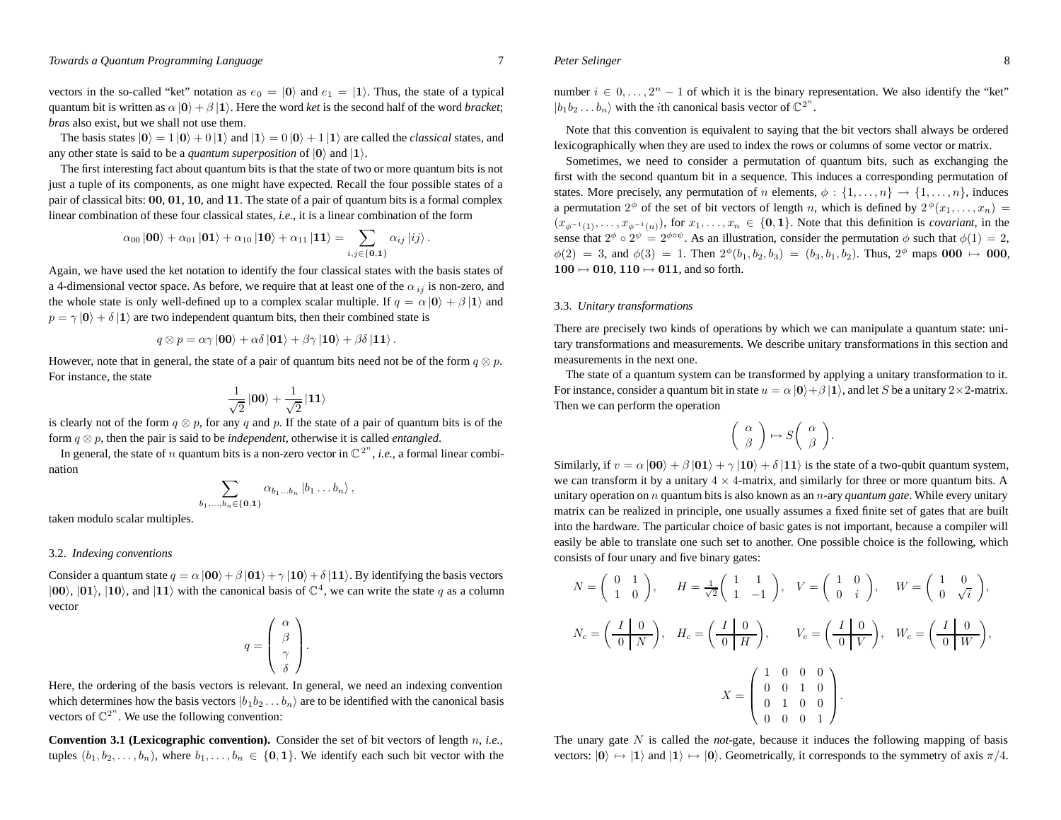vectors in the so-called "ket" notation as $e_0 = |\mathbf{0}\rangle$ and $e_1 = |\mathbf{1}\rangle$. Thus, the state of a typical quantum bit is written as $\alpha|\mathbf{0}\rangle + \beta|\mathbf{1}\rangle$. Here the word *ket* is the second half of the word *bracket*; *bra*s also exist, but we shall not use them.

The basis states $|\mathbf{0}\rangle = 1|\mathbf{0}\rangle + 0|\mathbf{1}\rangle$ and $|\mathbf{1}\rangle = 0|\mathbf{0}\rangle + 1|\mathbf{1}\rangle$ are called the *classical* states, and any other state is said to be a *quantum superposition* of $|\mathbf{0}\rangle$ and $|\mathbf{1}\rangle$.

The first interesting fact about quantum bits is that the state of two or more quantum bits is not just a tuple of its components, as one might have expected. Recall the four possible states of a pair of classical bits: **00**, **01**, **10**, and **11**. The state of a pair of quantum bits is a formal complex linear combination of these four classical states, *i.e.*, it is a linear combination of the form

$$\alpha_{00}|\mathbf{00}\rangle + \alpha_{01}|\mathbf{01}\rangle + \alpha_{10}|\mathbf{10}\rangle + \alpha_{11}|\mathbf{11}\rangle = \sum_{i,j\in\{\mathbf{0},\mathbf{1}\}} \alpha_{ij}|ij\rangle.$$

Again, we have used the ket notation to identify the four classical states with the basis states of a 4-dimensional vector space. As before, we require that at least one of the $\alpha_{ij}$ is non-zero, and the whole state is only well-defined up to a complex scalar multiple. If $q = \alpha|\mathbf{0}\rangle + \beta|\mathbf{1}\rangle$ and $p = \gamma|\mathbf{0}\rangle + \delta|\mathbf{1}\rangle$ are two independent quantum bits, then their combined state is

$$q \otimes p = \alpha\gamma|\mathbf{00}\rangle + \alpha\delta|\mathbf{01}\rangle + \beta\gamma|\mathbf{10}\rangle + \beta\delta|\mathbf{11}\rangle.$$

However, note that in general, the state of a pair of quantum bits need not be of the form $q \otimes p$. For instance, the state

$$\frac{1}{\sqrt{2}}|\mathbf{00}\rangle + \frac{1}{\sqrt{2}}|\mathbf{11}\rangle$$

is clearly not of the form $q \otimes p$, for any $q$ and $p$. If the state of a pair of quantum bits is of the form $q \otimes p$, then the pair is said to be *independent*, otherwise it is called *entangled*.

In general, the state of $n$ quantum bits is a non-zero vector in $\mathbb{C}^{2^n}$, *i.e.*, a formal linear combination

$$\sum_{b_1,\ldots,b_n\in\{\mathbf{0},\mathbf{1}\}} \alpha_{b_1\ldots b_n}|b_1\ldots b_n\rangle,$$

taken modulo scalar multiples.

### 3.2. *Indexing conventions*

Consider a quantum state $q = \alpha|\mathbf{00}\rangle + \beta|\mathbf{01}\rangle + \gamma|\mathbf{10}\rangle + \delta|\mathbf{11}\rangle$. By identifying the basis vectors $|\mathbf{00}\rangle$, $|\mathbf{01}\rangle$, $|\mathbf{10}\rangle$, and $|\mathbf{11}\rangle$ with the canonical basis of $\mathbb{C}^4$, we can write the state $q$ as a column vector

$$q = \begin{pmatrix} \alpha \\ \beta \\ \gamma \\ \delta \end{pmatrix}.$$

Here, the ordering of the basis vectors is relevant. In general, we need an indexing convention which determines how the basis vectors $|b_1 b_2 \ldots b_n\rangle$ are to be identified with the canonical basis vectors of $\mathbb{C}^{2^n}$. We use the following convention:

**Convention 3.1 (Lexicographic convention).** Consider the set of bit vectors of length $n$, *i.e.*, tuples $(b_1, b_2, \ldots, b_n)$, where $b_1, \ldots, b_n \in \{\mathbf{0}, \mathbf{1}\}$. We identify each such bit vector with the number $i \in 0, \ldots, 2^n - 1$ of which it is the binary representation. We also identify the "ket" $|b_1 b_2 \ldots b_n\rangle$ with the $i$th canonical basis vector of $\mathbb{C}^{2^n}$.

Note that this convention is equivalent to saying that the bit vectors shall always be ordered lexicographically when they are used to index the rows or columns of some vector or matrix.

Sometimes, we need to consider a permutation of quantum bits, such as exchanging the first with the second quantum bit in a sequence. This induces a corresponding permutation of states. More precisely, any permutation of $n$ elements, $\phi : \{1, \ldots, n\} \to \{1, \ldots, n\}$, induces a permutation $2^\phi$ of the set of bit vectors of length $n$, which is defined by $2^\phi(x_1, \ldots, x_n) = (x_{\phi^{-1}(1)}, \ldots, x_{\phi^{-1}(n)})$, for $x_1, \ldots, x_n \in \{\mathbf{0}, \mathbf{1}\}$. Note that this definition is *covariant*, in the sense that $2^\phi \circ 2^\psi = 2^{\phi\circ\psi}$. As an illustration, consider the permutation $\phi$ such that $\phi(1) = 2$, $\phi(2) = 3$, and $\phi(3) = 1$. Then $2^\phi(b_1, b_2, b_3) = (b_3, b_1, b_2)$. Thus, $2^\phi$ maps $\mathbf{000} \mapsto \mathbf{000}$, $\mathbf{100} \mapsto \mathbf{010}$, $\mathbf{110} \mapsto \mathbf{011}$, and so forth.

### 3.3. *Unitary transformations*

There are precisely two kinds of operations by which we can manipulate a quantum state: unitary transformations and measurements. We describe unitary transformations in this section and measurements in the next one.

The state of a quantum system can be transformed by applying a unitary transformation to it. For instance, consider a quantum bit in state $u = \alpha|\mathbf{0}\rangle + \beta|\mathbf{1}\rangle$, and let $S$ be a unitary $2\times 2$-matrix. Then we can perform the operation

$$\begin{pmatrix} \alpha \\ \beta \end{pmatrix} \mapsto S\begin{pmatrix} \alpha \\ \beta \end{pmatrix}.$$

Similarly, if $v = \alpha|\mathbf{00}\rangle + \beta|\mathbf{01}\rangle + \gamma|\mathbf{10}\rangle + \delta|\mathbf{11}\rangle$ is the state of a two-qubit quantum system, we can transform it by a unitary $4 \times 4$-matrix, and similarly for three or more quantum bits. A unitary operation on $n$ quantum bits is also known as an $n$-ary *quantum gate*. While every unitary matrix can be realized in principle, one usually assumes a fixed finite set of gates that are built into the hardware. The particular choice of basic gates is not important, because a compiler will easily be able to translate one such set to another. One possible choice is the following, which consists of four unary and five binary gates:

$$N = \begin{pmatrix} 0 & 1 \\ 1 & 0 \end{pmatrix}, \quad H = \tfrac{1}{\sqrt{2}}\begin{pmatrix} 1 & 1 \\ 1 & -1 \end{pmatrix}, \quad V = \begin{pmatrix} 1 & 0 \\ 0 & i \end{pmatrix}, \quad W = \begin{pmatrix} 1 & 0 \\ 0 & \sqrt{i} \end{pmatrix},$$

$$N_c = \left(\begin{array}{c|c} I & 0 \\ \hline 0 & N \end{array}\right), \quad H_c = \left(\begin{array}{c|c} I & 0 \\ \hline 0 & H \end{array}\right), \quad V_c = \left(\begin{array}{c|c} I & 0 \\ \hline 0 & V \end{array}\right), \quad W_c = \left(\begin{array}{c|c} I & 0 \\ \hline 0 & W \end{array}\right),$$

$$X = \begin{pmatrix} 1 & 0 & 0 & 0 \\ 0 & 0 & 1 & 0 \\ 0 & 1 & 0 & 0 \\ 0 & 0 & 0 & 1 \end{pmatrix}.$$

The unary gate $N$ is called the *not*-gate, because it induces the following mapping of basis vectors: $|\mathbf{0}\rangle \mapsto |\mathbf{1}\rangle$ and $|\mathbf{1}\rangle \mapsto |\mathbf{0}\rangle$. Geometrically, it corresponds to the symmetry of axis $\pi/4$.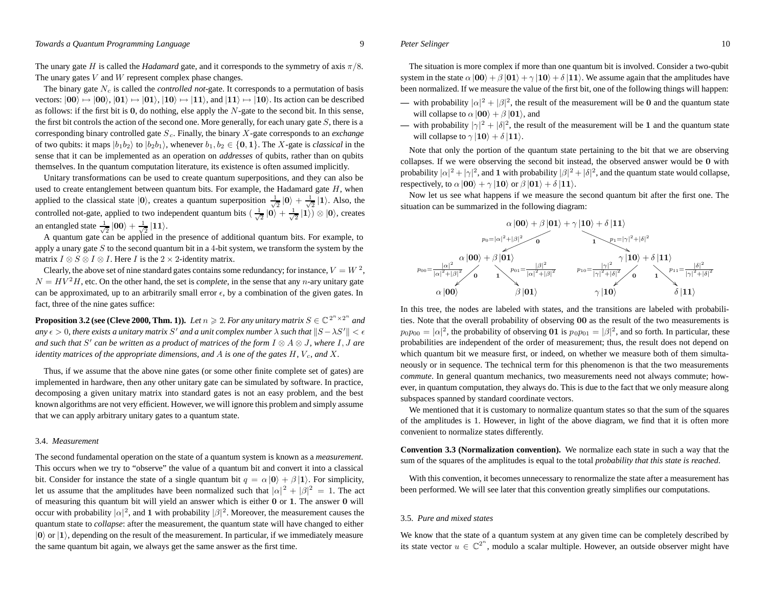The unary gate $H$ is called the *Hadamard* gate, and it corresponds to the symmetry of axis $\pi/8$. The unary gates $V$ and $W$ represent complex phase changes.

The binary gate $N_c$ is called the *controlled not*-gate. It corresponds to a permutation of basis vectors: $|\mathbf{00}\rangle \mapsto |\mathbf{00}\rangle$, $|\mathbf{01}\rangle \mapsto |\mathbf{01}\rangle$, $|\mathbf{10}\rangle \mapsto |\mathbf{11}\rangle$, and $|\mathbf{11}\rangle \mapsto |\mathbf{10}\rangle$. Its action can be described as follows: if the first bit is $\mathbf{0}$, do nothing, else apply the $N$-gate to the second bit. In this sense, the first bit controls the action of the second one. More generally, for each unary gate $S$, there is a corresponding binary controlled gate $S_c$. Finally, the binary $X$-gate corresponds to an *exchange* of two qubits: it maps $|b_1 b_2\rangle$ to $|b_2 b_1\rangle$, whenever $b_1, b_2 \in \{\mathbf{0}, \mathbf{1}\}$. The $X$-gate is *classical* in the sense that it can be implemented as an operation on *addresses* of qubits, rather than on qubits themselves. In the quantum computation literature, its existence is often assumed implicitly.

Unitary transformations can be used to create quantum superpositions, and they can also be used to create entanglement between quantum bits. For example, the Hadamard gate $H$, when applied to the classical state $|\mathbf{0}\rangle$, creates a quantum superposition $\frac{1}{\sqrt{2}}|\mathbf{0}\rangle + \frac{1}{\sqrt{2}}|\mathbf{1}\rangle$. Also, the controlled not-gate, applied to two independent quantum bits $(\frac{1}{\sqrt{2}}|\mathbf{0}\rangle + \frac{1}{\sqrt{2}}|\mathbf{1}\rangle) \otimes |\mathbf{0}\rangle$, creates an entangled state $\frac{1}{\sqrt{2}}|\mathbf{00}\rangle + \frac{1}{\sqrt{2}}|\mathbf{11}\rangle$.

A quantum gate can be applied in the presence of additional quantum bits. For example, to apply a unary gate $S$ to the second quantum bit in a 4-bit system, we transform the system by the matrix $I \otimes S \otimes I \otimes I$. Here $I$ is the $2 \times 2$-identity matrix.

Clearly, the above set of nine standard gates contains some redundancy; for instance, $V = W^2$, $N = HV^2H$, etc. On the other hand, the set is *complete*, in the sense that any $n$-ary unitary gate can be approximated, up to an arbitrarily small error $\epsilon$, by a combination of the given gates. In fact, three of the nine gates suffice:

**Proposition 3.2 (see (Cleve 2000, Thm. 1)).** *Let $n \geqslant 2$. For any unitary matrix $S \in \mathbb{C}^{2^n \times 2^n}$ and any $\epsilon > 0$, there exists a unitary matrix $S'$ and a unit complex number $\lambda$ such that $\|S - \lambda S'\| < \epsilon$ and such that $S'$ can be written as a product of matrices of the form $I \otimes A \otimes J$, where $I, J$ are identity matrices of the appropriate dimensions, and $A$ is one of the gates $H$, $V_c$, and $X$.*

Thus, if we assume that the above nine gates (or some other finite complete set of gates) are implemented in hardware, then any other unitary gate can be simulated by software. In practice, decomposing a given unitary matrix into standard gates is not an easy problem, and the best known algorithms are not very efficient. However, we will ignore this problem and simply assume that we can apply arbitrary unitary gates to a quantum state.

### 3.4. *Measurement*

The second fundamental operation on the state of a quantum system is known as a *measurement*. This occurs when we try to "observe" the value of a quantum bit and convert it into a classical bit. Consider for instance the state of a single quantum bit $q = \alpha|\mathbf{0}\rangle + \beta|\mathbf{1}\rangle$. For simplicity, let us assume that the amplitudes have been normalized such that $|\alpha|^2 + |\beta|^2 = 1$. The act of measuring this quantum bit will yield an answer which is either $\mathbf{0}$ or $\mathbf{1}$. The answer $\mathbf{0}$ will occur with probability $|\alpha|^2$, and $\mathbf{1}$ with probability $|\beta|^2$. Moreover, the measurement causes the quantum state to *collapse*: after the measurement, the quantum state will have changed to either $|\mathbf{0}\rangle$ or $|\mathbf{1}\rangle$, depending on the result of the measurement. In particular, if we immediately measure the same quantum bit again, we always get the same answer as the first time.

The situation is more complex if more than one quantum bit is involved. Consider a two-qubit system in the state $\alpha|\mathbf{00}\rangle + \beta|\mathbf{01}\rangle + \gamma|\mathbf{10}\rangle + \delta|\mathbf{11}\rangle$. We assume again that the amplitudes have been normalized. If we measure the value of the first bit, one of the following things will happen:

— with probability $|\alpha|^2 + |\beta|^2$, the result of the measurement will be $\mathbf{0}$ and the quantum state will collapse to $\alpha|\mathbf{00}\rangle + \beta|\mathbf{01}\rangle$, and

— with probability $|\gamma|^2 + |\delta|^2$, the result of the measurement will be $\mathbf{1}$ and the quantum state will collapse to $\gamma|\mathbf{10}\rangle + \delta|\mathbf{11}\rangle$.

Note that only the portion of the quantum state pertaining to the bit that we are observing collapses. If we were observing the second bit instead, the observed answer would be $\mathbf{0}$ with probability $|\alpha|^2 + |\gamma|^2$, and $\mathbf{1}$ with probability $|\beta|^2 + |\delta|^2$, and the quantum state would collapse, respectively, to $\alpha|\mathbf{00}\rangle + \gamma|\mathbf{10}\rangle$ or $\beta|\mathbf{01}\rangle + \delta|\mathbf{11}\rangle$.

Now let us see what happens if we measure the second quantum bit after the first one. The situation can be summarized in the following diagram:

$$
\begin{array}{c}
\alpha|\mathbf{00}\rangle + \beta|\mathbf{01}\rangle + \gamma|\mathbf{10}\rangle + \delta|\mathbf{11}\rangle \\
\swarrow_{\ p_0 = |\alpha|^2+|\beta|^2,\ \mathbf{0}} \qquad\qquad \searrow^{\ \mathbf{1},\ p_1 = |\gamma|^2+|\delta|^2} \\
\alpha|\mathbf{00}\rangle + \beta|\mathbf{01}\rangle \qquad\qquad\qquad \gamma|\mathbf{10}\rangle + \delta|\mathbf{11}\rangle \\
\swarrow_{p_{00}=\frac{|\alpha|^2}{|\alpha|^2+|\beta|^2},\ \mathbf{0}} \ \ \searrow^{\mathbf{1},\ p_{01}=\frac{|\beta|^2}{|\alpha|^2+|\beta|^2}} \qquad \swarrow_{p_{10}=\frac{|\gamma|^2}{|\gamma|^2+|\delta|^2},\ \mathbf{0}} \ \ \searrow^{\mathbf{1},\ p_{11}=\frac{|\delta|^2}{|\gamma|^2+|\delta|^2}} \\
\alpha|\mathbf{00}\rangle \qquad\quad \beta|\mathbf{01}\rangle \qquad\quad \gamma|\mathbf{10}\rangle \qquad\quad \delta|\mathbf{11}\rangle
\end{array}
$$

In this tree, the nodes are labeled with states, and the transitions are labeled with probabilities. Note that the overall probability of observing $\mathbf{00}$ as the result of the two measurements is $p_0 p_{00} = |\alpha|^2$, the probability of observing $\mathbf{01}$ is $p_0 p_{01} = |\beta|^2$, and so forth. In particular, these probabilities are independent of the order of measurement; thus, the result does not depend on which quantum bit we measure first, or indeed, on whether we measure both of them simultaneously or in sequence. The technical term for this phenomenon is that the two measurements *commute*. In general quantum mechanics, two measurements need not always commute; however, in quantum computation, they always do. This is due to the fact that we only measure along subspaces spanned by standard coordinate vectors.

We mentioned that it is customary to normalize quantum states so that the sum of the squares of the amplitudes is 1. However, in light of the above diagram, we find that it is often more convenient to normalize states differently.

**Convention 3.3 (Normalization convention).** We normalize each state in such a way that the sum of the squares of the amplitudes is equal to the total *probability that this state is reached*.

With this convention, it becomes unnecessary to renormalize the state after a measurement has been performed. We will see later that this convention greatly simplifies our computations.

### 3.5. *Pure and mixed states*

We know that the state of a quantum system at any given time can be completely described by its state vector $u \in \mathbb{C}^{2^n}$, modulo a scalar multiple. However, an outside observer might have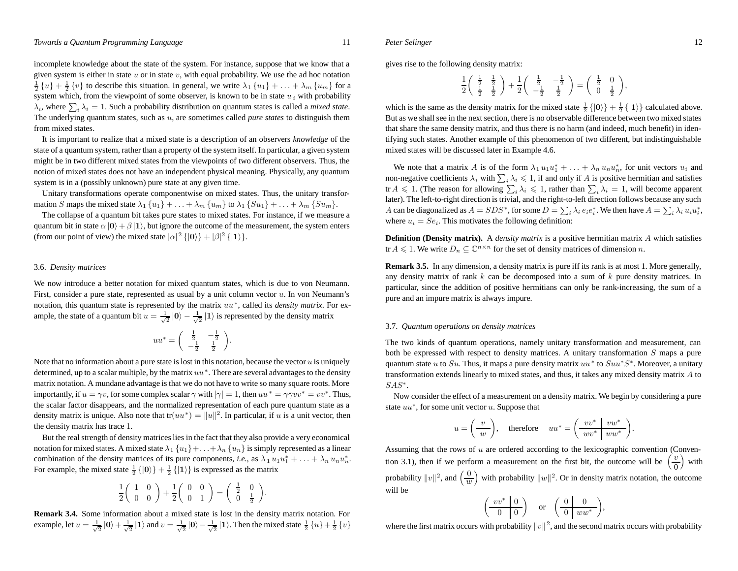incomplete knowledge about the state of the system. For instance, suppose that we know that a given system is either in state $u$ or in state $v$, with equal probability. We use the ad hoc notation $\frac{1}{2}\{u\} + \frac{1}{2}\{v\}$ to describe this situation. In general, we write $\lambda_1\{u_1\} + \ldots + \lambda_m\{u_m\}$ for a system which, from the viewpoint of some observer, is known to be in state $u_i$ with probability $\lambda_i$, where $\sum_i \lambda_i = 1$. Such a probability distribution on quantum states is called a *mixed state*. The underlying quantum states, such as $u$, are sometimes called *pure states* to distinguish them from mixed states.

It is important to realize that a mixed state is a description of an observers *knowledge* of the state of a quantum system, rather than a property of the system itself. In particular, a given system might be in two different mixed states from the viewpoints of two different observers. Thus, the notion of mixed states does not have an independent physical meaning. Physically, any quantum system is in a (possibly unknown) pure state at any given time.

Unitary transformations operate componentwise on mixed states. Thus, the unitary transformation $S$ maps the mixed state $\lambda_1\{u_1\} + \ldots + \lambda_m\{u_m\}$ to $\lambda_1\{Su_1\} + \ldots + \lambda_m\{Su_m\}$.

The collapse of a quantum bit takes pure states to mixed states. For instance, if we measure a quantum bit in state $\alpha|\mathbf{0}\rangle + \beta|\mathbf{1}\rangle$, but ignore the outcome of the measurement, the system enters (from our point of view) the mixed state $|\alpha|^2\{|\mathbf{0}\rangle\} + |\beta|^2\{|\mathbf{1}\rangle\}$.

### 3.6. *Density matrices*

We now introduce a better notation for mixed quantum states, which is due to von Neumann. First, consider a pure state, represented as usual by a unit column vector $u$. In von Neumann's notation, this quantum state is represented by the matrix $uu^*$, called its *density matrix*. For example, the state of a quantum bit $u = \frac{1}{\sqrt{2}}|\mathbf{0}\rangle - \frac{1}{\sqrt{2}}|\mathbf{1}\rangle$ is represented by the density matrix

$$uu^* = \begin{pmatrix} \frac{1}{2} & -\frac{1}{2} \\ -\frac{1}{2} & \frac{1}{2} \end{pmatrix}.$$

Note that no information about a pure state is lost in this notation, because the vector $u$ is uniquely determined, up to a scalar multiple, by the matrix $uu^*$. There are several advantages to the density matrix notation. A mundane advantage is that we do not have to write so many square roots. More importantly, if $u = \gamma v$, for some complex scalar $\gamma$ with $|\gamma| = 1$, then $uu^* = \gamma\bar{\gamma}vv^* = vv^*$. Thus, the scalar factor disappears, and the normalized representation of each pure quantum state as a density matrix is unique. Also note that $\mathrm{tr}(uu^*) = \|u\|^2$. In particular, if $u$ is a unit vector, then the density matrix has trace 1.

But the real strength of density matrices lies in the fact that they also provide a very economical notation for mixed states. A mixed state $\lambda_1\{u_1\} + \ldots + \lambda_n\{u_n\}$ is simply represented as a linear combination of the density matrices of its pure components, *i.e.*, as $\lambda_1 u_1u_1^* + \ldots + \lambda_n u_nu_n^*$. For example, the mixed state $\frac{1}{2}\{|\mathbf{0}\rangle\} + \frac{1}{2}\{|\mathbf{1}\rangle\}$ is expressed as the matrix

$$\frac{1}{2}\begin{pmatrix} 1 & 0 \\ 0 & 0 \end{pmatrix} + \frac{1}{2}\begin{pmatrix} 0 & 0 \\ 0 & 1 \end{pmatrix} = \begin{pmatrix} \frac{1}{2} & 0 \\ 0 & \frac{1}{2} \end{pmatrix}.$$

**Remark 3.4.** Some information about a mixed state is lost in the density matrix notation. For example, let $u = \frac{1}{\sqrt{2}}|\mathbf{0}\rangle + \frac{1}{\sqrt{2}}|\mathbf{1}\rangle$ and $v = \frac{1}{\sqrt{2}}|\mathbf{0}\rangle - \frac{1}{\sqrt{2}}|\mathbf{1}\rangle$. Then the mixed state $\frac{1}{2}\{u\} + \frac{1}{2}\{v\}$ gives rise to the following density matrix:

$$\frac{1}{2}\begin{pmatrix} \frac{1}{2} & \frac{1}{2} \\ \frac{1}{2} & \frac{1}{2} \end{pmatrix} + \frac{1}{2}\begin{pmatrix} \frac{1}{2} & -\frac{1}{2} \\ -\frac{1}{2} & \frac{1}{2} \end{pmatrix} = \begin{pmatrix} \frac{1}{2} & 0 \\ 0 & \frac{1}{2} \end{pmatrix},$$

which is the same as the density matrix for the mixed state $\frac{1}{2}\{|\mathbf{0}\rangle\} + \frac{1}{2}\{|\mathbf{1}\rangle\}$ calculated above. But as we shall see in the next section, there is no observable difference between two mixed states that share the same density matrix, and thus there is no harm (and indeed, much benefit) in identifying such states. Another example of this phenomenon of two different, but indistinguishable mixed states will be discussed later in Example 4.6.

We note that a matrix $A$ is of the form $\lambda_1 u_1u_1^* + \ldots + \lambda_n u_nu_n^*$, for unit vectors $u_i$ and non-negative coefficients $\lambda_i$ with $\sum_i \lambda_i \leqslant 1$, if and only if $A$ is positive hermitian and satisfies $\mathrm{tr}\, A \leqslant 1$. (The reason for allowing $\sum_i \lambda_i \leqslant 1$, rather than $\sum_i \lambda_i = 1$, will become apparent later). The left-to-right direction is trivial, and the right-to-left direction follows because any such $A$ can be diagonalized as $A = SDS^*$, for some $D = \sum_i \lambda_i e_ie_i^*$. We then have $A = \sum_i \lambda_i u_iu_i^*$, where $u_i = Se_i$. This motivates the following definition:

**Definition (Density matrix).** A *density matrix* is a positive hermitian matrix $A$ which satisfies $\mathrm{tr}\, A \leqslant 1$. We write $D_n \subseteq \mathbb{C}^{n\times n}$ for the set of density matrices of dimension $n$.

**Remark 3.5.** In any dimension, a density matrix is pure iff its rank is at most 1. More generally, any density matrix of rank $k$ can be decomposed into a sum of $k$ pure density matrices. In particular, since the addition of positive hermitians can only be rank-increasing, the sum of a pure and an impure matrix is always impure.

### 3.7. *Quantum operations on density matrices*

The two kinds of quantum operations, namely unitary transformation and measurement, can both be expressed with respect to density matrices. A unitary transformation $S$ maps a pure quantum state $u$ to $Su$. Thus, it maps a pure density matrix $uu^*$ to $Suu^*S^*$. Moreover, a unitary transformation extends linearly to mixed states, and thus, it takes any mixed density matrix $A$ to $SAS^*$.

Now consider the effect of a measurement on a density matrix. We begin by considering a pure state $uu^*$, for some unit vector $u$. Suppose that

$$u = \left(\begin{array}{c} v \\ \hline w \end{array}\right), \quad \text{therefore} \quad uu^* = \left(\begin{array}{c|c} vv^* & vw^* \\ \hline wv^* & ww^* \end{array}\right).$$

Assuming that the rows of $u$ are ordered according to the lexicographic convention (Convention 3.1), then if we perform a measurement on the first bit, the outcome will be $\left(\begin{array}{c} v \\ \hline 0 \end{array}\right)$ with probability $\|v\|^2$, and $\left(\begin{array}{c} 0 \\ \hline w \end{array}\right)$ with probability $\|w\|^2$. Or in density matrix notation, the outcome will be

$$\left(\begin{array}{c|c} vv^* & 0 \\ \hline 0 & 0 \end{array}\right) \quad \text{or} \quad \left(\begin{array}{c|c} 0 & 0 \\ \hline 0 & ww^* \end{array}\right),$$

where the first matrix occurs with probability $\|v\|^2$, and the second matrix occurs with probability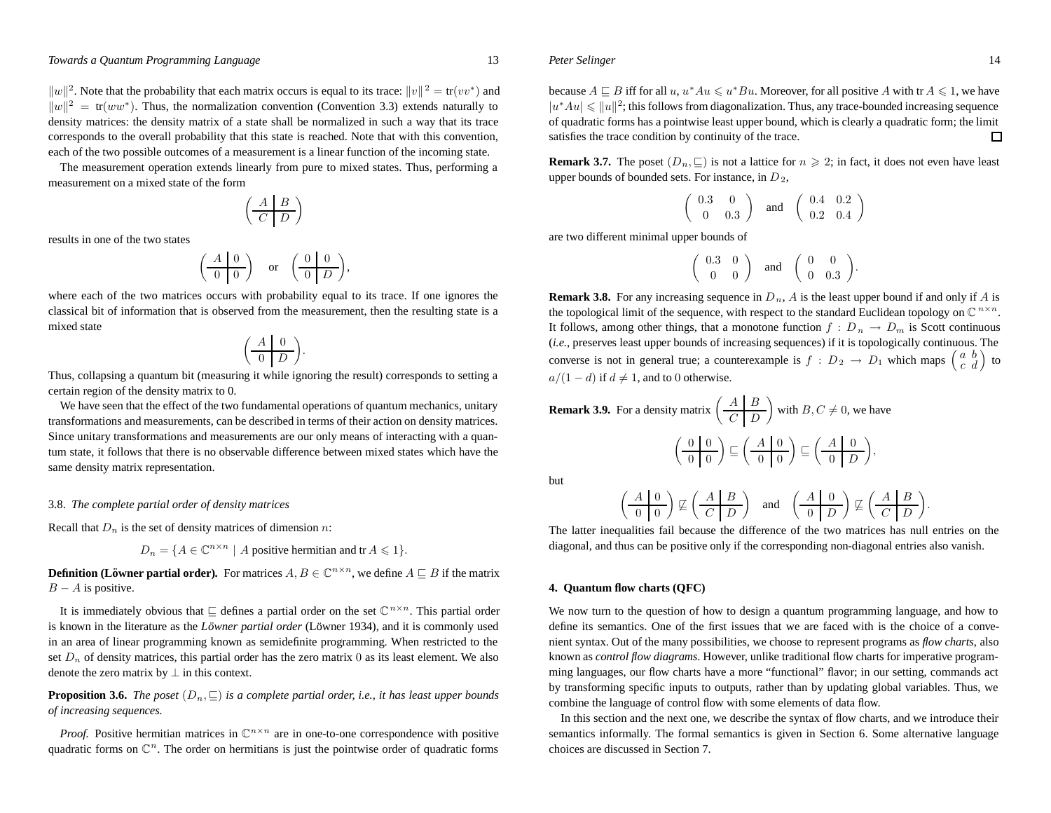$\|w\|^2$. Note that the probability that each matrix occurs is equal to its trace: $\|v\|^2 = \text{tr}(vv^*)$ and $\|w\|^2 = \text{tr}(ww^*)$. Thus, the normalization convention (Convention 3.3) extends naturally to density matrices: the density matrix of a state shall be normalized in such a way that its trace corresponds to the overall probability that this state is reached. Note that with this convention, each of the two possible outcomes of a measurement is a linear function of the incoming state.

The measurement operation extends linearly from pure to mixed states. Thus, performing a measurement on a mixed state of the form

$$\left(\begin{array}{c|c} A & B \\ \hline C & D \end{array}\right)$$

results in one of the two states

$$\left(\begin{array}{c|c} A & 0 \\ \hline 0 & 0 \end{array}\right) \quad \text{or} \quad \left(\begin{array}{c|c} 0 & 0 \\ \hline 0 & D \end{array}\right),$$

where each of the two matrices occurs with probability equal to its trace. If one ignores the classical bit of information that is observed from the measurement, then the resulting state is a mixed state

$$\left(\begin{array}{c|c} A & 0 \\ \hline 0 & D \end{array}\right).$$

Thus, collapsing a quantum bit (measuring it while ignoring the result) corresponds to setting a certain region of the density matrix to 0.

We have seen that the effect of the two fundamental operations of quantum mechanics, unitary transformations and measurements, can be described in terms of their action on density matrices. Since unitary transformations and measurements are our only means of interacting with a quantum state, it follows that there is no observable difference between mixed states which have the same density matrix representation.

### 3.8. *The complete partial order of density matrices*

Recall that $D_n$ is the set of density matrices of dimension $n$:

$$D_n = \{A \in \mathbb{C}^{n\times n} \mid A \text{ positive hermitian and } \text{tr}\, A \leqslant 1\}.$$

**Definition (Löwner partial order).** For matrices $A, B \in \mathbb{C}^{n\times n}$, we define $A \sqsubseteq B$ if the matrix $B - A$ is positive.

It is immediately obvious that $\sqsubseteq$ defines a partial order on the set $\mathbb{C}^{n\times n}$. This partial order is known in the literature as the *Löwner partial order* (Löwner 1934), and it is commonly used in an area of linear programming known as semidefinite programming. When restricted to the set $D_n$ of density matrices, this partial order has the zero matrix 0 as its least element. We also denote the zero matrix by $\bot$ in this context.

**Proposition 3.6.** *The poset $(D_n, \sqsubseteq)$ is a complete partial order, i.e., it has least upper bounds of increasing sequences.*

*Proof.* Positive hermitian matrices in $\mathbb{C}^{n\times n}$ are in one-to-one correspondence with positive quadratic forms on $\mathbb{C}^n$. The order on hermitians is just the pointwise order of quadratic forms because $A \sqsubseteq B$ iff for all $u$, $u^*Au \leqslant u^*Bu$. Moreover, for all positive $A$ with $\text{tr}\, A \leqslant 1$, we have $|u^*Au| \leqslant \|u\|^2$; this follows from diagonalization. Thus, any trace-bounded increasing sequence of quadratic forms has a pointwise least upper bound, which is clearly a quadratic form; the limit satisfies the trace condition by continuity of the trace. □

**Remark 3.7.** The poset $(D_n, \sqsubseteq)$ is not a lattice for $n \geqslant 2$; in fact, it does not even have least upper bounds of bounded sets. For instance, in $D_2$,

$$\begin{pmatrix} 0.3 & 0 \\ 0 & 0.3 \end{pmatrix} \quad \text{and} \quad \begin{pmatrix} 0.4 & 0.2 \\ 0.2 & 0.4 \end{pmatrix}$$

are two different minimal upper bounds of

$$\begin{pmatrix} 0.3 & 0 \\ 0 & 0 \end{pmatrix} \quad \text{and} \quad \begin{pmatrix} 0 & 0 \\ 0 & 0.3 \end{pmatrix}.$$

**Remark 3.8.** For any increasing sequence in $D_n$, $A$ is the least upper bound if and only if $A$ is the topological limit of the sequence, with respect to the standard Euclidean topology on $\mathbb{C}^{n\times n}$. It follows, among other things, that a monotone function $f : D_n \to D_m$ is Scott continuous (*i.e.*, preserves least upper bounds of increasing sequences) if it is topologically continuous. The converse is not in general true; a counterexample is $f : D_2 \to D_1$ which maps $\left(\begin{smallmatrix} a & b \\ c & d \end{smallmatrix}\right)$ to $a/(1-d)$ if $d \neq 1$, and to 0 otherwise.

**Remark 3.9.** For a density matrix $\left(\begin{array}{c|c} A & B \\ \hline C & D \end{array}\right)$ with $B, C \neq 0$, we have

$$\left(\begin{array}{c|c} 0 & 0 \\ \hline 0 & 0 \end{array}\right) \sqsubseteq \left(\begin{array}{c|c} A & 0 \\ \hline 0 & 0 \end{array}\right) \sqsubseteq \left(\begin{array}{c|c} A & 0 \\ \hline 0 & D \end{array}\right),$$

but

$$\left(\begin{array}{c|c} A & 0 \\ \hline 0 & 0 \end{array}\right) \not\sqsubseteq \left(\begin{array}{c|c} A & B \\ \hline C & D \end{array}\right) \quad \text{and} \quad \left(\begin{array}{c|c} A & 0 \\ \hline 0 & D \end{array}\right) \not\sqsubseteq \left(\begin{array}{c|c} A & B \\ \hline C & D \end{array}\right).$$

The latter inequalities fail because the difference of the two matrices has null entries on the diagonal, and thus can be positive only if the corresponding non-diagonal entries also vanish.

## 4. Quantum flow charts (QFC)

We now turn to the question of how to design a quantum programming language, and how to define its semantics. One of the first issues that we are faced with is the choice of a convenient syntax. Out of the many possibilities, we choose to represent programs as *flow charts*, also known as *control flow diagrams*. However, unlike traditional flow charts for imperative programming languages, our flow charts have a more "functional" flavor; in our setting, commands act by transforming specific inputs to outputs, rather than by updating global variables. Thus, we combine the language of control flow with some elements of data flow.

In this section and the next one, we describe the syntax of flow charts, and we introduce their semantics informally. The formal semantics is given in Section 6. Some alternative language choices are discussed in Section 7.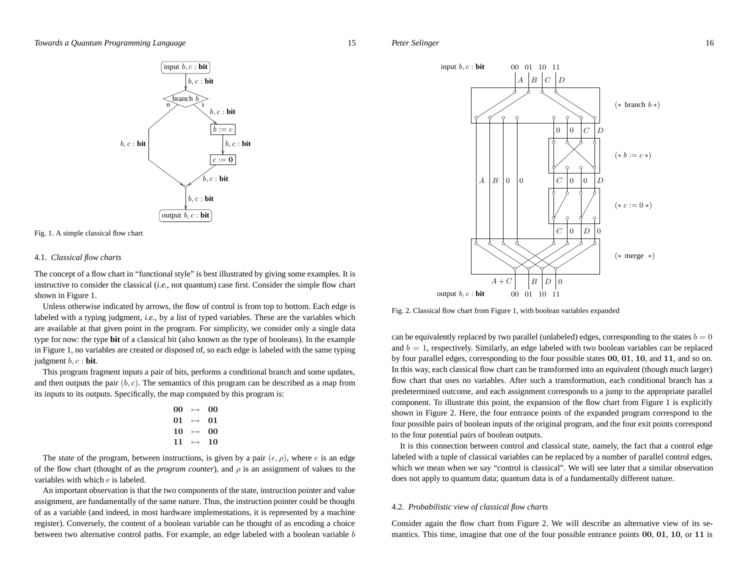Fig. 1. A simple classical flow chart

### 4.1. *Classical flow charts*

The concept of a flow chart in "functional style" is best illustrated by giving some examples. It is instructive to consider the classical (*i.e.*, not quantum) case first. Consider the simple flow chart shown in Figure 1.

Unless otherwise indicated by arrows, the flow of control is from top to bottom. Each edge is labeled with a typing judgment, *i.e.*, by a list of typed variables. These are the variables which are available at that given point in the program. For simplicity, we consider only a single data type for now: the type **bit** of a classical bit (also known as the type of booleans). In the example in Figure 1, no variables are created or disposed of, so each edge is labeled with the same typing judgment $b, c$ : **bit**.

This program fragment inputs a pair of bits, performs a conditional branch and some updates, and then outputs the pair $(b, c)$. The semantics of this program can be described as a map from its inputs to its outputs. Specifically, the map computed by this program is:

$$\begin{array}{ccc} \mathbf{00} & \mapsto & \mathbf{00} \\ \mathbf{01} & \mapsto & \mathbf{01} \\ \mathbf{10} & \mapsto & \mathbf{00} \\ \mathbf{11} & \mapsto & \mathbf{10} \end{array}$$

The *state* of the program, between instructions, is given by a pair $(e, \rho)$, where $e$ is an edge of the flow chart (thought of as the *program counter*), and $\rho$ is an assignment of values to the variables with which $e$ is labeled.

An important observation is that the two components of the state, instruction pointer and value assignment, are fundamentally of the same nature. Thus, the instruction pointer could be thought of as a variable (and indeed, in most hardware implementations, it is represented by a machine register). Conversely, the content of a boolean variable can be thought of as encoding a choice between two alternative control paths. For example, an edge labeled with a boolean variable $b$ can be equivalently replaced by two parallel (unlabeled) edges, corresponding to the states $b = 0$ and $b = 1$, respectively. Similarly, an edge labeled with two boolean variables can be replaced by four parallel edges, corresponding to the four possible states $\mathbf{00}$, $\mathbf{01}$, $\mathbf{10}$, and $\mathbf{11}$, and so on. In this way, each classical flow chart can be transformed into an equivalent (though much larger) flow chart that uses no variables. After such a transformation, each conditional branch has a predetermined outcome, and each assignment corresponds to a jump to the appropriate parallel component. To illustrate this point, the expansion of the flow chart from Figure 1 is explicitly shown in Figure 2. Here, the four entrance points of the expanded program correspond to the four possible pairs of boolean inputs of the original program, and the four exit points correspond to the four potential pairs of boolean outputs.

Fig. 2. Classical flow chart from Figure 1, with boolean variables expanded

It is this connection between control and classical state, namely, the fact that a control edge labeled with a tuple of classical variables can be replaced by a number of parallel control edges, which we mean when we say "control is classical". We will see later that a similar observation does not apply to quantum data; quantum data is of a fundamentally different nature.

### 4.2. *Probabilistic view of classical flow charts*

Consider again the flow chart from Figure 2. We will describe an alternative view of its semantics. This time, imagine that one of the four possible entrance points $\mathbf{00}$, $\mathbf{01}$, $\mathbf{10}$, or $\mathbf{11}$ is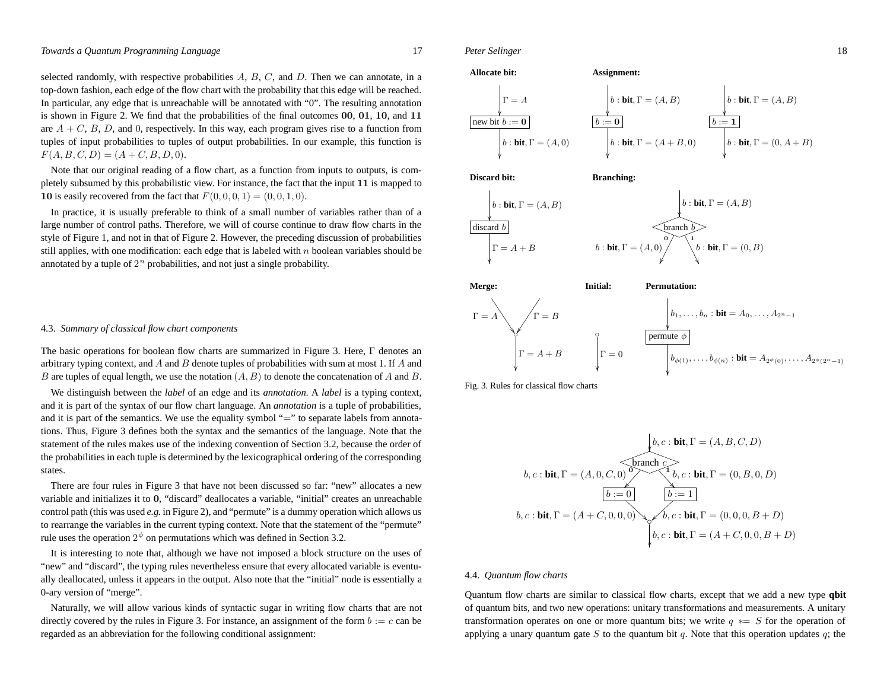selected randomly, with respective probabilities $A$, $B$, $C$, and $D$. Then we can annotate, in a top-down fashion, each edge of the flow chart with the probability that this edge will be reached. In particular, any edge that is unreachable will be annotated with "0". The resulting annotation is shown in Figure 2. We find that the probabilities of the final outcomes **00**, **01**, **10**, and **11** are $A+C$, $B$, $D$, and 0, respectively. In this way, each program gives rise to a function from tuples of input probabilities to tuples of output probabilities. In our example, this function is $F(A,B,C,D) = (A+C,B,D,0)$.

Note that our original reading of a flow chart, as a function from inputs to outputs, is completely subsumed by this probabilistic view. For instance, the fact that the input **11** is mapped to **10** is easily recovered from the fact that $F(0,0,0,1) = (0,0,1,0)$.

In practice, it is usually preferable to think of a small number of variables rather than of a large number of control paths. Therefore, we will of course continue to draw flow charts in the style of Figure 1, and not in that of Figure 2. However, the preceding discussion of probabilities still applies, with one modification: each edge that is labeled with $n$ boolean variables should be annotated by a tuple of $2^n$ probabilities, and not just a single probability.

### 4.3. *Summary of classical flow chart components*

The basic operations for boolean flow charts are summarized in Figure 3. Here, $\Gamma$ denotes an arbitrary typing context, and $A$ and $B$ denote tuples of probabilities with sum at most 1. If $A$ and $B$ are tuples of equal length, we use the notation $(A,B)$ to denote the concatenation of $A$ and $B$.

We distinguish between the *label* of an edge and its *annotation*. A *label* is a typing context, and it is part of the syntax of our flow chart language. An *annotation* is a tuple of probabilities, and it is part of the semantics. We use the equality symbol "=" to separate labels from annotations. Thus, Figure 3 defines both the syntax and the semantics of the language. Note that the statement of the rules makes use of the indexing convention of Section 3.2, because the order of the probabilities in each tuple is determined by the lexicographical ordering of the corresponding states.

There are four rules in Figure 3 that have not been discussed so far: "new" allocates a new variable and initializes it to **0**, "discard" deallocates a variable, "initial" creates an unreachable control path (this was used *e.g.* in Figure 2), and "permute" is a dummy operation which allows us to rearrange the variables in the current typing context. Note that the statement of the "permute" rule uses the operation $2^\phi$ on permutations which was defined in Section 3.2.

It is interesting to note that, although we have not imposed a block structure on the uses of "new" and "discard", the typing rules nevertheless ensure that every allocated variable is eventually deallocated, unless it appears in the output. Also note that the "initial" node is essentially a 0-ary version of "merge".

Naturally, we will allow various kinds of syntactic sugar in writing flow charts that are not directly covered by the rules in Figure 3. For instance, an assignment of the form $b := c$ can be regarded as an abbreviation for the following conditional assignment:

**Allocate bit:** $\Gamma = A$ → [new bit $b := \mathbf{0}$] → $b:\mathbf{bit}, \Gamma = (A,0)$

**Assignment:** $b:\mathbf{bit}, \Gamma = (A,B)$ → [$b := \mathbf{0}$] → $b:\mathbf{bit}, \Gamma = (A+B,0)$; $b:\mathbf{bit}, \Gamma = (A,B)$ → [$b := \mathbf{1}$] → $b:\mathbf{bit}, \Gamma = (0,A+B)$

**Discard bit:** $b:\mathbf{bit}, \Gamma = (A,B)$ → [discard $b$] → $\Gamma = A+B$

**Branching:** $b:\mathbf{bit}, \Gamma = (A,B)$ → [branch $b$] → **0**: $b:\mathbf{bit}, \Gamma = (A,0)$; **1**: $b:\mathbf{bit}, \Gamma = (0,B)$

**Merge:** $\Gamma = A$, $\Gamma = B$ → $\Gamma = A+B$

**Initial:** $\Gamma = 0$

**Permutation:** $b_1,\ldots,b_n:\mathbf{bit} = A_0,\ldots,A_{2^n-1}$ → [permute $\phi$] → $b_{\phi(1)},\ldots,b_{\phi(n)}:\mathbf{bit} = A_{2^\phi(0)},\ldots,A_{2^\phi(2^n-1)}$

Fig. 3. Rules for classical flow charts

$b,c:\mathbf{bit}, \Gamma = (A,B,C,D)$ → [branch $c$] → **0**: $b,c:\mathbf{bit}, \Gamma = (A,0,C,0)$ → [$b := 0$] → $b,c:\mathbf{bit}, \Gamma = (A+C,0,0,0)$; **1**: $b,c:\mathbf{bit}, \Gamma = (0,B,0,D)$ → [$b := 1$] → $b,c:\mathbf{bit}, \Gamma = (0,0,0,B+D)$; merge → $b,c:\mathbf{bit}, \Gamma = (A+C,0,0,B+D)$

### 4.4. *Quantum flow charts*

Quantum flow charts are similar to classical flow charts, except that we add a new type **qbit** of quantum bits, and two new operations: unitary transformations and measurements. A unitary transformation operates on one or more quantum bits; we write $q \mathrel{*}= S$ for the operation of applying a unary quantum gate $S$ to the quantum bit $q$. Note that this operation updates $q$; the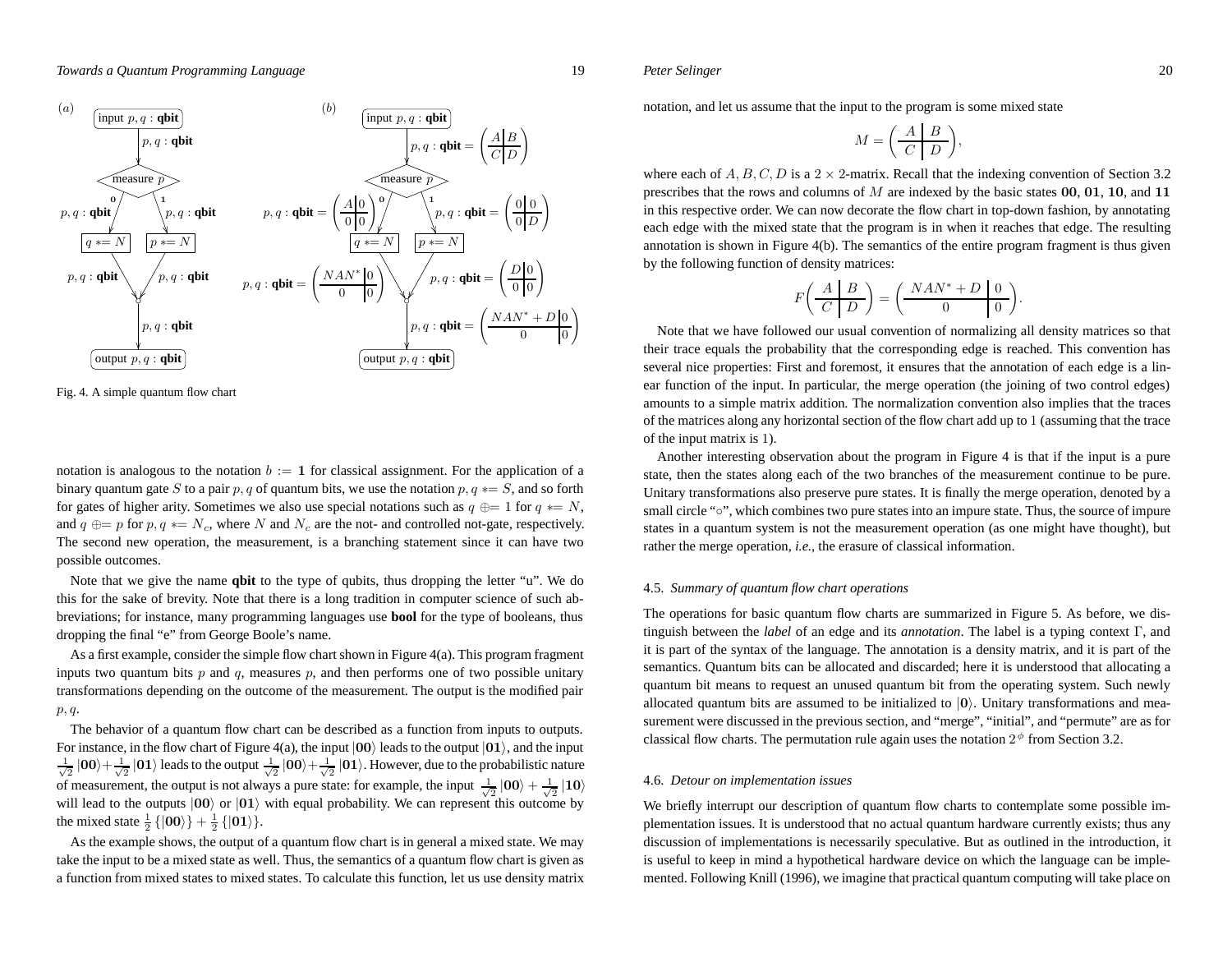Fig. 4. A simple quantum flow chart

notation is analogous to the notation $b := \mathbf{1}$ for classical assignment. For the application of a binary quantum gate $S$ to a pair $p, q$ of quantum bits, we use the notation $p, q \mathrel{*}= S$, and so forth for gates of higher arity. Sometimes we also use special notations such as $q \oplus= 1$ for $q \mathrel{*}= N$, and $q \oplus= p$ for $p, q \mathrel{*}= N_c$, where $N$ and $N_c$ are the not- and controlled not-gate, respectively. The second new operation, the measurement, is a branching statement since it can have two possible outcomes.

Note that we give the name **qbit** to the type of qubits, thus dropping the letter "u". We do this for the sake of brevity. Note that there is a long tradition in computer science of such abbreviations; for instance, many programming languages use **bool** for the type of booleans, thus dropping the final "e" from George Boole's name.

As a first example, consider the simple flow chart shown in Figure 4(a). This program fragment inputs two quantum bits $p$ and $q$, measures $p$, and then performs one of two possible unitary transformations depending on the outcome of the measurement. The output is the modified pair $p, q$.

The behavior of a quantum flow chart can be described as a function from inputs to outputs. For instance, in the flow chart of Figure 4(a), the input $|\mathbf{00}\rangle$ leads to the output $|\mathbf{01}\rangle$, and the input $\frac{1}{\sqrt{2}}|\mathbf{00}\rangle + \frac{1}{\sqrt{2}}|\mathbf{01}\rangle$ leads to the output $\frac{1}{\sqrt{2}}|\mathbf{00}\rangle + \frac{1}{\sqrt{2}}|\mathbf{01}\rangle$. However, due to the probabilistic nature of measurement, the output is not always a pure state: for example, the input $\frac{1}{\sqrt{2}}|\mathbf{00}\rangle + \frac{1}{\sqrt{2}}|\mathbf{10}\rangle$ will lead to the outputs $|\mathbf{00}\rangle$ or $|\mathbf{01}\rangle$ with equal probability. We can represent this outcome by the mixed state $\frac{1}{2}\{|\mathbf{00}\rangle\} + \frac{1}{2}\{|\mathbf{01}\rangle\}$.

As the example shows, the output of a quantum flow chart is in general a mixed state. We may take the input to be a mixed state as well. Thus, the semantics of a quantum flow chart is given as a function from mixed states to mixed states. To calculate this function, let us use density matrix notation, and let us assume that the input to the program is some mixed state

$$M = \left(\begin{array}{c|c} A & B \\ \hline C & D \end{array}\right),$$

where each of $A, B, C, D$ is a $2 \times 2$-matrix. Recall that the indexing convention of Section 3.2 prescribes that the rows and columns of $M$ are indexed by the basic states $\mathbf{00}$, $\mathbf{01}$, $\mathbf{10}$, and $\mathbf{11}$ in this respective order. We can now decorate the flow chart in top-down fashion, by annotating each edge with the mixed state that the program is in when it reaches that edge. The resulting annotation is shown in Figure 4(b). The semantics of the entire program fragment is thus given by the following function of density matrices:

$$F\left(\begin{array}{c|c} A & B \\ \hline C & D \end{array}\right) = \left(\begin{array}{c|c} NAN^* + D & 0 \\ \hline 0 & 0 \end{array}\right).$$

Note that we have followed our usual convention of normalizing all density matrices so that their trace equals the probability that the corresponding edge is reached. This convention has several nice properties: First and foremost, it ensures that the annotation of each edge is a linear function of the input. In particular, the merge operation (the joining of two control edges) amounts to a simple matrix addition. The normalization convention also implies that the traces of the matrices along any horizontal section of the flow chart add up to 1 (assuming that the trace of the input matrix is 1).

Another interesting observation about the program in Figure 4 is that if the input is a pure state, then the states along each of the two branches of the measurement continue to be pure. Unitary transformations also preserve pure states. It is finally the merge operation, denoted by a small circle "$\circ$", which combines two pure states into an impure state. Thus, the source of impure states in a quantum system is not the measurement operation (as one might have thought), but rather the merge operation, *i.e.*, the erasure of classical information.

### 4.5. *Summary of quantum flow chart operations*

The operations for basic quantum flow charts are summarized in Figure 5. As before, we distinguish between the *label* of an edge and its *annotation*. The label is a typing context $\Gamma$, and it is part of the syntax of the language. The annotation is a density matrix, and it is part of the semantics. Quantum bits can be allocated and discarded; here it is understood that allocating a quantum bit means to request an unused quantum bit from the operating system. Such newly allocated quantum bits are assumed to be initialized to $|\mathbf{0}\rangle$. Unitary transformations and measurement were discussed in the previous section, and "merge", "initial", and "permute" are as for classical flow charts. The permutation rule again uses the notation $2^\phi$ from Section 3.2.

### 4.6. *Detour on implementation issues*

We briefly interrupt our description of quantum flow charts to contemplate some possible implementation issues. It is understood that no actual quantum hardware currently exists; thus any discussion of implementations is necessarily speculative. But as outlined in the introduction, it is useful to keep in mind a hypothetical hardware device on which the language can be implemented. Following Knill (1996), we imagine that practical quantum computing will take place on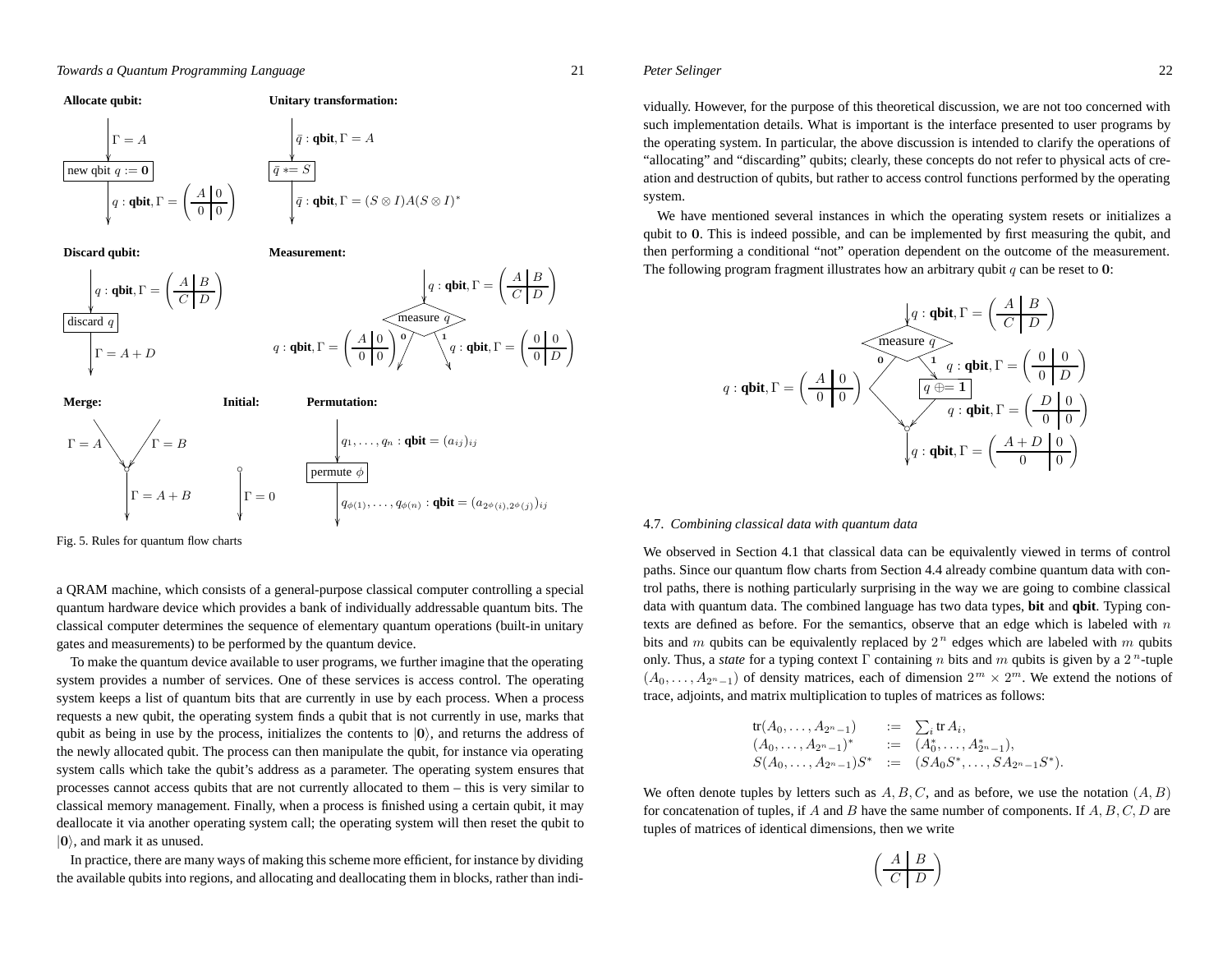**Allocate qubit:**

$\Gamma = A$

new qbit $q := \mathbf{0}$

$q : \textbf{qbit}, \Gamma = \left(\begin{array}{c|c} A & 0 \\ \hline 0 & 0 \end{array}\right)$

**Unitary transformation:**

$\bar{q} : \textbf{qbit}, \Gamma = A$

$\bar{q} \mathrel{*}= S$

$\bar{q} : \textbf{qbit}, \Gamma = (S \otimes I)A(S \otimes I)^*$

**Discard qubit:**

$q : \textbf{qbit}, \Gamma = \left(\begin{array}{c|c} A & B \\ \hline C & D \end{array}\right)$

discard $q$

$\Gamma = A + D$

**Measurement:**

$q : \textbf{qbit}, \Gamma = \left(\begin{array}{c|c} A & B \\ \hline C & D \end{array}\right)$

measure $q$

$\mathbf{0}$: $q : \textbf{qbit}, \Gamma = \left(\begin{array}{c|c} A & 0 \\ \hline 0 & 0 \end{array}\right)$ $\qquad$ $\mathbf{1}$: $q : \textbf{qbit}, \Gamma = \left(\begin{array}{c|c} 0 & 0 \\ \hline 0 & D \end{array}\right)$

**Merge:**

$\Gamma = A$ $\qquad$ $\Gamma = B$

$\Gamma = A + B$

**Initial:**

$\Gamma = 0$

**Permutation:**

$q_1, \ldots, q_n : \textbf{qbit} = (a_{ij})_{ij}$

permute $\phi$

$q_{\phi(1)}, \ldots, q_{\phi(n)} : \textbf{qbit} = (a_{2^{\phi(i)}, 2^{\phi(j)}})_{ij}$

Fig. 5. Rules for quantum flow charts

a QRAM machine, which consists of a general-purpose classical computer controlling a special quantum hardware device which provides a bank of individually addressable quantum bits. The classical computer determines the sequence of elementary quantum operations (built-in unitary gates and measurements) to be performed by the quantum device.

To make the quantum device available to user programs, we further imagine that the operating system provides a number of services. One of these services is access control. The operating system keeps a list of quantum bits that are currently in use by each process. When a process requests a new qubit, the operating system finds a qubit that is not currently in use, marks that qubit as being in use by the process, initializes the contents to $|\mathbf{0}\rangle$, and returns the address of the newly allocated qubit. The process can then manipulate the qubit, for instance via operating system calls which take the qubit's address as a parameter. The operating system ensures that processes cannot access qubits that are not currently allocated to them – this is very similar to classical memory management. Finally, when a process is finished using a certain qubit, it may deallocate it via another operating system call; the operating system will then reset the qubit to $|\mathbf{0}\rangle$, and mark it as unused.

In practice, there are many ways of making this scheme more efficient, for instance by dividing the available qubits into regions, and allocating and deallocating them in blocks, rather than individually. However, for the purpose of this theoretical discussion, we are not too concerned with such implementation details. What is important is the interface presented to user programs by the operating system. In particular, the above discussion is intended to clarify the operations of "allocating" and "discarding" qubits; clearly, these concepts do not refer to physical acts of creation and destruction of qubits, but rather to access control functions performed by the operating system.

We have mentioned several instances in which the operating system resets or initializes a qubit to $\mathbf{0}$. This is indeed possible, and can be implemented by first measuring the qubit, and then performing a conditional "not" operation dependent on the outcome of the measurement. The following program fragment illustrates how an arbitrary qubit $q$ can be reset to $\mathbf{0}$:

$q : \textbf{qbit}, \Gamma = \left(\begin{array}{c|c} A & B \\ \hline C & D \end{array}\right)$

measure $q$

$\mathbf{0}$: $q : \textbf{qbit}, \Gamma = \left(\begin{array}{c|c} A & 0 \\ \hline 0 & 0 \end{array}\right)$

$\mathbf{1}$: $q : \textbf{qbit}, \Gamma = \left(\begin{array}{c|c} 0 & 0 \\ \hline 0 & D \end{array}\right)$

$q \oplus= \mathbf{1}$

$q : \textbf{qbit}, \Gamma = \left(\begin{array}{c|c} D & 0 \\ \hline 0 & 0 \end{array}\right)$

$q : \textbf{qbit}, \Gamma = \left(\begin{array}{c|c} A + D & 0 \\ \hline 0 & 0 \end{array}\right)$

### 4.7. *Combining classical data with quantum data*

We observed in Section 4.1 that classical data can be equivalently viewed in terms of control paths. Since our quantum flow charts from Section 4.4 already combine quantum data with control paths, there is nothing particularly surprising in the way we are going to combine classical data with quantum data. The combined language has two data types, **bit** and **qbit**. Typing contexts are defined as before. For the semantics, observe that an edge which is labeled with $n$ bits and $m$ qubits can be equivalently replaced by $2^n$ edges which are labeled with $m$ qubits only. Thus, a *state* for a typing context $\Gamma$ containing $n$ bits and $m$ qubits is given by a $2^n$-tuple $(A_0, \ldots, A_{2^n-1})$ of density matrices, each of dimension $2^m \times 2^m$. We extend the notions of trace, adjoints, and matrix multiplication to tuples of matrices as follows:

$$
\begin{array}{lcl}
\operatorname{tr}(A_0, \ldots, A_{2^n-1}) & := & \sum_i \operatorname{tr} A_i, \\
(A_0, \ldots, A_{2^n-1})^* & := & (A_0^*, \ldots, A_{2^n-1}^*), \\
S(A_0, \ldots, A_{2^n-1})S^* & := & (SA_0S^*, \ldots, SA_{2^n-1}S^*).
\end{array}
$$

We often denote tuples by letters such as $A, B, C$, and as before, we use the notation $(A, B)$ for concatenation of tuples, if $A$ and $B$ have the same number of components. If $A, B, C, D$ are tuples of matrices of identical dimensions, then we write

$$
\left(\begin{array}{c|c} A & B \\ \hline C & D \end{array}\right)
$$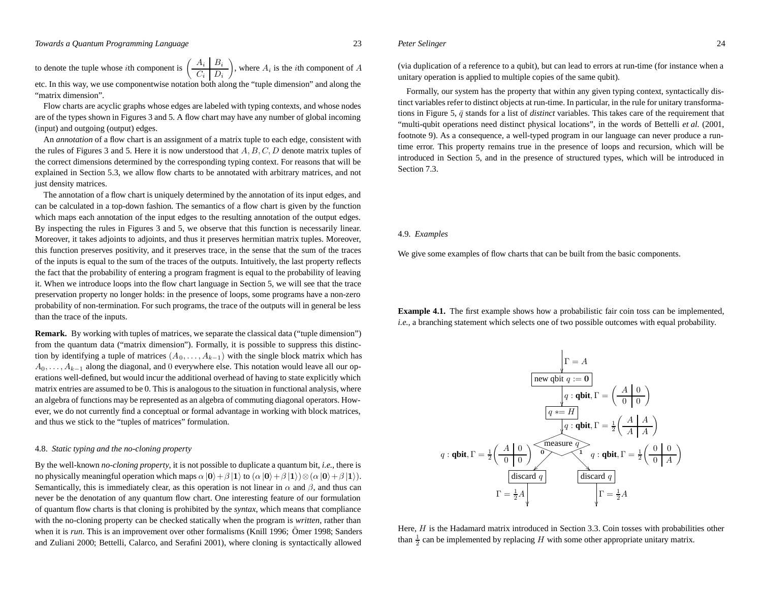to denote the tuple whose $i$th component is $\left(\begin{array}{c|c} A_i & B_i \\ \hline C_i & D_i \end{array}\right)$, where $A_i$ is the $i$th component of $A$ etc. In this way, we use componentwise notation both along the "tuple dimension" and along the "matrix dimension".

Flow charts are acyclic graphs whose edges are labeled with typing contexts, and whose nodes are of the types shown in Figures 3 and 5. A flow chart may have any number of global incoming (input) and outgoing (output) edges.

An *annotation* of a flow chart is an assignment of a matrix tuple to each edge, consistent with the rules of Figures 3 and 5. Here it is now understood that $A, B, C, D$ denote matrix tuples of the correct dimensions determined by the corresponding typing context. For reasons that will be explained in Section 5.3, we allow flow charts to be annotated with arbitrary matrices, and not just density matrices.

The annotation of a flow chart is uniquely determined by the annotation of its input edges, and can be calculated in a top-down fashion. The semantics of a flow chart is given by the function which maps each annotation of the input edges to the resulting annotation of the output edges. By inspecting the rules in Figures 3 and 5, we observe that this function is necessarily linear. Moreover, it takes adjoints to adjoints, and thus it preserves hermitian matrix tuples. Moreover, this function preserves positivity, and it preserves trace, in the sense that the sum of the traces of the inputs is equal to the sum of the traces of the outputs. Intuitively, the last property reflects the fact that the probability of entering a program fragment is equal to the probability of leaving it. When we introduce loops into the flow chart language in Section 5, we will see that the trace preservation property no longer holds: in the presence of loops, some programs have a non-zero probability of non-termination. For such programs, the trace of the outputs will in general be less than the trace of the inputs.

**Remark.** By working with tuples of matrices, we separate the classical data ("tuple dimension") from the quantum data ("matrix dimension"). Formally, it is possible to suppress this distinction by identifying a tuple of matrices $(A_0, \ldots, A_{k-1})$ with the single block matrix which has $A_0, \ldots, A_{k-1}$ along the diagonal, and $0$ everywhere else. This notation would leave all our operations well-defined, but would incur the additional overhead of having to state explicitly which matrix entries are assumed to be 0. This is analogous to the situation in functional analysis, where an algebra of functions may be represented as an algebra of commuting diagonal operators. However, we do not currently find a conceptual or formal advantage in working with block matrices, and thus we stick to the "tuples of matrices" formulation.

### 4.8. *Static typing and the no-cloning property*

By the well-known *no-cloning property*, it is not possible to duplicate a quantum bit, *i.e.*, there is no physically meaningful operation which maps $\alpha\,|\mathbf{0}\rangle + \beta\,|\mathbf{1}\rangle$ to $(\alpha\,|\mathbf{0}\rangle + \beta\,|\mathbf{1}\rangle) \otimes (\alpha\,|\mathbf{0}\rangle + \beta\,|\mathbf{1}\rangle)$. Semantically, this is immediately clear, as this operation is not linear in $\alpha$ and $\beta$, and thus can never be the denotation of any quantum flow chart. One interesting feature of our formulation of quantum flow charts is that cloning is prohibited by the *syntax*, which means that compliance with the no-cloning property can be checked statically when the program is *written*, rather than when it is *run*. This is an improvement over other formalisms (Knill 1996; Ömer 1998; Sanders and Zuliani 2000; Bettelli, Calarco, and Serafini 2001), where cloning is syntactically allowed (via duplication of a reference to a qubit), but can lead to errors at run-time (for instance when a unitary operation is applied to multiple copies of the same qubit).

Formally, our system has the property that within any given typing context, syntactically distinct variables refer to distinct objects at run-time. In particular, in the rule for unitary transformations in Figure 5, $\bar{q}$ stands for a list of *distinct* variables. This takes care of the requirement that "multi-qubit operations need distinct physical locations", in the words of Bettelli *et al.* (2001, footnote 9). As a consequence, a well-typed program in our language can never produce a run-time error. This property remains true in the presence of loops and recursion, which will be introduced in Section 5, and in the presence of structured types, which will be introduced in Section 7.3.

### 4.9. *Examples*

We give some examples of flow charts that can be built from the basic components.

**Example 4.1.** The first example shows how a probabilistic fair coin toss can be implemented, *i.e.*, a branching statement which selects one of two possible outcomes with equal probability.

$\Gamma = A$

[new qbit $q := \mathbf{0}$]

$q : \textbf{qbit}, \Gamma = \left(\begin{array}{c|c} A & 0 \\ \hline 0 & 0 \end{array}\right)$

[$q \mathrel{*}= H$]

$q : \textbf{qbit}, \Gamma = \frac{1}{2}\left(\begin{array}{c|c} A & A \\ \hline A & A \end{array}\right)$

[measure $q$]

Branch 0: $q : \textbf{qbit}, \Gamma = \frac{1}{2}\left(\begin{array}{c|c} A & 0 \\ \hline 0 & 0 \end{array}\right)$ → [discard $q$] → $\Gamma = \frac{1}{2}A$

Branch 1: $q : \textbf{qbit}, \Gamma = \frac{1}{2}\left(\begin{array}{c|c} 0 & 0 \\ \hline 0 & A \end{array}\right)$ → [discard $q$] → $\Gamma = \frac{1}{2}A$

Here, $H$ is the Hadamard matrix introduced in Section 3.3. Coin tosses with probabilities other than $\frac{1}{2}$ can be implemented by replacing $H$ with some other appropriate unitary matrix.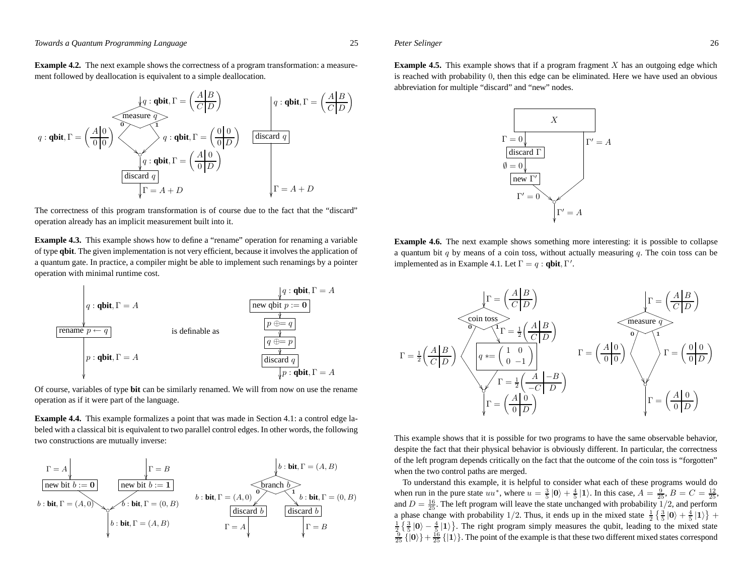**Example 4.2.** The next example shows the correctness of a program transformation: a measurement followed by deallocation is equivalent to a simple deallocation.

The correctness of this program transformation is of course due to the fact that the "discard" operation already has an implicit measurement built into it.

**Example 4.3.** This example shows how to define a "rename" operation for renaming a variable of type **qbit**. The given implementation is not very efficient, because it involves the application of a quantum gate. In practice, a compiler might be able to implement such renamings by a pointer operation with minimal runtime cost.

Of course, variables of type **bit** can be similarly renamed. We will from now on use the rename operation as if it were part of the language.

**Example 4.4.** This example formalizes a point that was made in Section 4.1: a control edge labeled with a classical bit is equivalent to two parallel control edges. In other words, the following two constructions are mutually inverse:

**Example 4.5.** This example shows that if a program fragment $X$ has an outgoing edge which is reached with probability 0, then this edge can be eliminated. Here we have used an obvious abbreviation for multiple "discard" and "new" nodes.

**Example 4.6.** The next example shows something more interesting: it is possible to collapse a quantum bit $q$ by means of a coin toss, without actually measuring $q$. The coin toss can be implemented as in Example 4.1. Let $\Gamma = q : \textbf{qbit}, \Gamma'$.

This example shows that it is possible for two programs to have the same observable behavior, despite the fact that their physical behavior is obviously different. In particular, the correctness of the left program depends critically on the fact that the outcome of the coin toss is "forgotten" when the two control paths are merged.

To understand this example, it is helpful to consider what each of these programs would do when run in the pure state $uu^*$, where $u = \frac{3}{5}|\mathbf{0}\rangle + \frac{4}{5}|\mathbf{1}\rangle$. In this case, $A = \frac{9}{25}$, $B = C = \frac{12}{25}$, and $D = \frac{16}{25}$. The left program will leave the state unchanged with probability $1/2$, and perform a phase change with probability $1/2$. Thus, it ends up in the mixed state $\frac{1}{2}\left\{\frac{3}{5}|\mathbf{0}\rangle + \frac{4}{5}|\mathbf{1}\rangle\right\} + \frac{1}{2}\left\{\frac{3}{5}|\mathbf{0}\rangle - \frac{4}{5}|\mathbf{1}\rangle\right\}$. The right program simply measures the qubit, leading to the mixed state $\frac{9}{25}\{|\mathbf{0}\rangle\} + \frac{16}{25}\{|\mathbf{1}\rangle\}$. The point of the example is that these two different mixed states correspond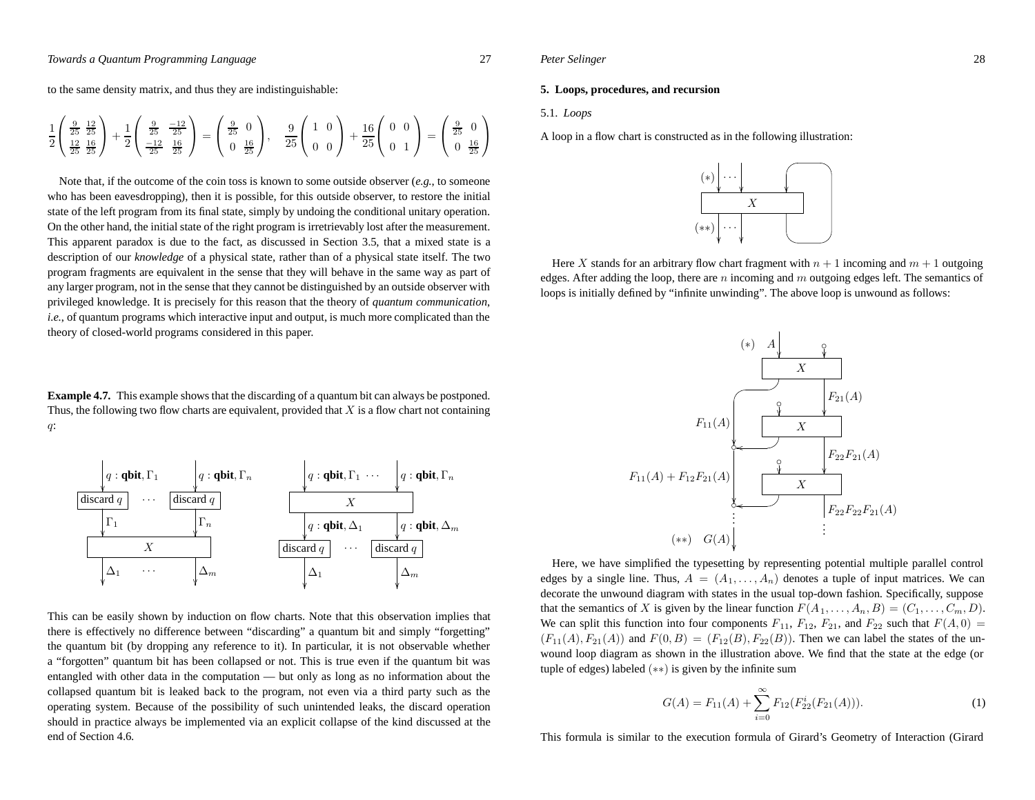to the same density matrix, and thus they are indistinguishable:

$$\frac{1}{2}\begin{pmatrix} \frac{9}{25} & \frac{12}{25} \\ \frac{12}{25} & \frac{16}{25} \end{pmatrix} + \frac{1}{2}\begin{pmatrix} \frac{9}{25} & \frac{-12}{25} \\ \frac{-12}{25} & \frac{16}{25} \end{pmatrix} = \begin{pmatrix} \frac{9}{25} & 0 \\ 0 & \frac{16}{25} \end{pmatrix}, \quad \frac{9}{25}\begin{pmatrix} 1 & 0 \\ 0 & 0 \end{pmatrix} + \frac{16}{25}\begin{pmatrix} 0 & 0 \\ 0 & 1 \end{pmatrix} = \begin{pmatrix} \frac{9}{25} & 0 \\ 0 & \frac{16}{25} \end{pmatrix}$$

Note that, if the outcome of the coin toss is known to some outside observer (*e.g.*, to someone who has been eavesdropping), then it is possible, for this outside observer, to restore the initial state of the left program from its final state, simply by undoing the conditional unitary operation. On the other hand, the initial state of the right program is irretrievably lost after the measurement. This apparent paradox is due to the fact, as discussed in Section 3.5, that a mixed state is a description of our *knowledge* of a physical state, rather than of a physical state itself. The two program fragments are equivalent in the sense that they will behave in the same way as part of any larger program, not in the sense that they cannot be distinguished by an outside observer with privileged knowledge. It is precisely for this reason that the theory of *quantum communication*, *i.e.*, of quantum programs which interactive input and output, is much more complicated than the theory of closed-world programs considered in this paper.

**Example 4.7.** This example shows that the discarding of a quantum bit can always be postponed. Thus, the following two flow charts are equivalent, provided that $X$ is a flow chart not containing $q$:

This can be easily shown by induction on flow charts. Note that this observation implies that there is effectively no difference between "discarding" a quantum bit and simply "forgetting" the quantum bit (by dropping any reference to it). In particular, it is not observable whether a "forgotten" quantum bit has been collapsed or not. This is true even if the quantum bit was entangled with other data in the computation — but only as long as no information about the collapsed quantum bit is leaked back to the program, not even via a third party such as the operating system. Because of the possibility of such unintended leaks, the discard operation should in practice always be implemented via an explicit collapse of the kind discussed at the end of Section 4.6.

## 5. Loops, procedures, and recursion

### 5.1. *Loops*

A loop in a flow chart is constructed as in the following illustration:

Here $X$ stands for an arbitrary flow chart fragment with $n+1$ incoming and $m+1$ outgoing edges. After adding the loop, there are $n$ incoming and $m$ outgoing edges left. The semantics of loops is initially defined by "infinite unwinding". The above loop is unwound as follows:

Here, we have simplified the typesetting by representing potential multiple parallel control edges by a single line. Thus, $A = (A_1, \ldots, A_n)$ denotes a tuple of input matrices. We can decorate the unwound diagram with states in the usual top-down fashion. Specifically, suppose that the semantics of $X$ is given by the linear function $F(A_1, \ldots, A_n, B) = (C_1, \ldots, C_m, D)$. We can split this function into four components $F_{11}$, $F_{12}$, $F_{21}$, and $F_{22}$ such that $F(A, 0) = (F_{11}(A), F_{21}(A))$ and $F(0, B) = (F_{12}(B), F_{22}(B))$. Then we can label the states of the unwound loop diagram as shown in the illustration above. We find that the state at the edge (or tuple of edges) labeled $(**)$ is given by the infinite sum

$$G(A) = F_{11}(A) + \sum_{i=0}^{\infty} F_{12}(F_{22}^i(F_{21}(A))). \tag{1}$$

This formula is similar to the execution formula of Girard's Geometry of Interaction (Girard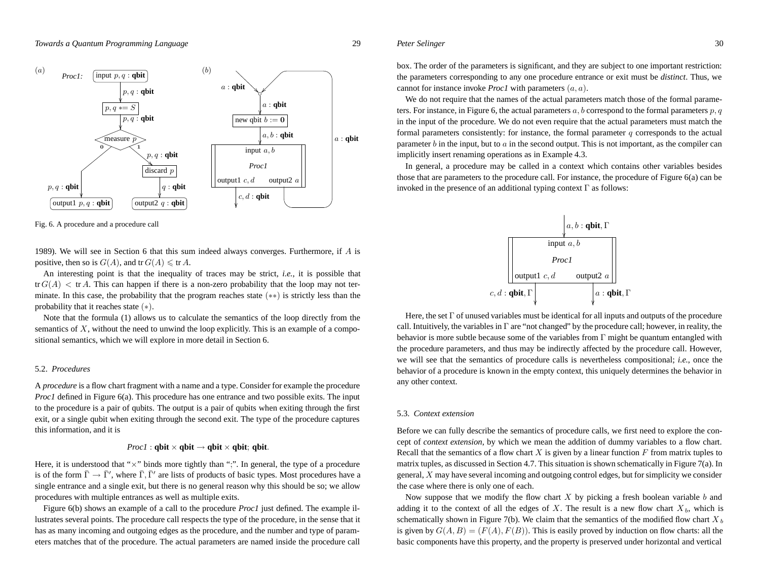Fig. 6. A procedure and a procedure call

1989). We will see in Section 6 that this sum indeed always converges. Furthermore, if $A$ is positive, then so is $G(A)$, and $\operatorname{tr} G(A) \leqslant \operatorname{tr} A$.

An interesting point is that the inequality of traces may be strict, *i.e.*, it is possible that $\operatorname{tr} G(A) < \operatorname{tr} A$. This can happen if there is a non-zero probability that the loop may not terminate. In this case, the probability that the program reaches state $(**)$ is strictly less than the probability that it reaches state $(*)$.

Note that the formula (1) allows us to calculate the semantics of the loop directly from the semantics of $X$, without the need to unwind the loop explicitly. This is an example of a compositional semantics, which we will explore in more detail in Section 6.

### 5.2. *Procedures*

A *procedure* is a flow chart fragment with a name and a type. Consider for example the procedure *Proc1* defined in Figure 6(a). This procedure has one entrance and two possible exits. The input to the procedure is a pair of qubits. The output is a pair of qubits when exiting through the first exit, or a single qubit when exiting through the second exit. The type of the procedure captures this information, and it is

$$\textit{Proc1} : \textbf{qbit} \times \textbf{qbit} \to \textbf{qbit} \times \textbf{qbit};\ \textbf{qbit}.$$

Here, it is understood that "$\times$" binds more tightly than ";". In general, the type of a procedure is of the form $\bar{\Gamma} \to \bar{\Gamma}'$, where $\bar{\Gamma}, \bar{\Gamma}'$ are lists of products of basic types. Most procedures have a single entrance and a single exit, but there is no general reason why this should be so; we allow procedures with multiple entrances as well as multiple exits.

Figure 6(b) shows an example of a call to the procedure *Proc1* just defined. The example illustrates several points. The procedure call respects the type of the procedure, in the sense that it has as many incoming and outgoing edges as the procedure, and the number and type of parameters matches that of the procedure. The actual parameters are named inside the procedure call box. The order of the parameters is significant, and they are subject to one important restriction: the parameters corresponding to any one procedure entrance or exit must be *distinct*. Thus, we cannot for instance invoke *Proc1* with parameters $(a, a)$.

We do not require that the names of the actual parameters match those of the formal parameters. For instance, in Figure 6, the actual parameters $a, b$ correspond to the formal parameters $p, q$ in the input of the procedure. We do not even require that the actual parameters must match the formal parameters consistently: for instance, the formal parameter $q$ corresponds to the actual parameter $b$ in the input, but to $a$ in the second output. This is not important, as the compiler can implicitly insert renaming operations as in Example 4.3.

In general, a procedure may be called in a context which contains other variables besides those that are parameters to the procedure call. For instance, the procedure of Figure 6(a) can be invoked in the presence of an additional typing context $\Gamma$ as follows:

Here, the set $\Gamma$ of unused variables must be identical for all inputs and outputs of the procedure call. Intuitively, the variables in $\Gamma$ are "not changed" by the procedure call; however, in reality, the behavior is more subtle because some of the variables from $\Gamma$ might be quantum entangled with the procedure parameters, and thus may be indirectly affected by the procedure call. However, we will see that the semantics of procedure calls is nevertheless compositional; *i.e.*, once the behavior of a procedure is known in the empty context, this uniquely determines the behavior in any other context.

### 5.3. *Context extension*

Before we can fully describe the semantics of procedure calls, we first need to explore the concept of *context extension*, by which we mean the addition of dummy variables to a flow chart. Recall that the semantics of a flow chart $X$ is given by a linear function $F$ from matrix tuples to matrix tuples, as discussed in Section 4.7. This situation is shown schematically in Figure 7(a). In general, $X$ may have several incoming and outgoing control edges, but for simplicity we consider the case where there is only one of each.

Now suppose that we modify the flow chart $X$ by picking a fresh boolean variable $b$ and adding it to the context of all the edges of $X$. The result is a new flow chart $X_b$, which is schematically shown in Figure 7(b). We claim that the semantics of the modified flow chart $X_b$ is given by $G(A, B) = (F(A), F(B))$. This is easily proved by induction on flow charts: all the basic components have this property, and the property is preserved under horizontal and vertical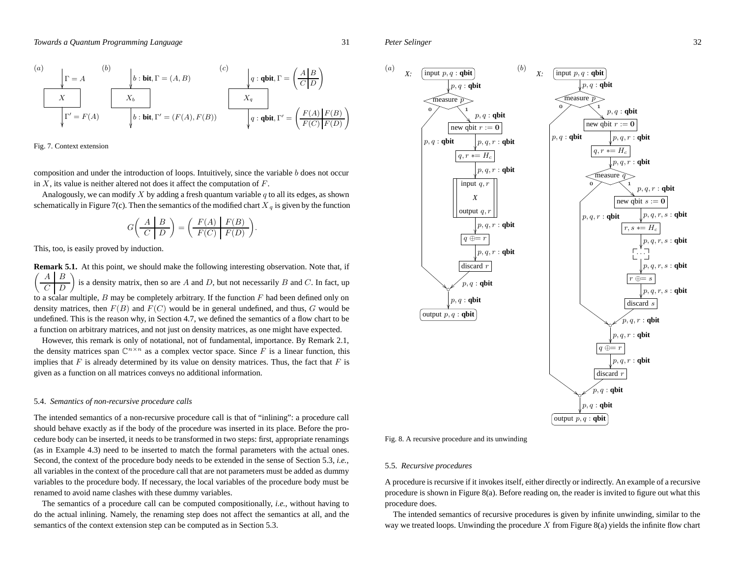Fig. 7. Context extension

composition and under the introduction of loops. Intuitively, since the variable $b$ does not occur in $X$, its value is neither altered not does it affect the computation of $F$.

Analogously, we can modify $X$ by adding a fresh quantum variable $q$ to all its edges, as shown schematically in Figure 7(c). Then the semantics of the modified chart $X_q$ is given by the function

$$G\left(\begin{array}{c|c} A & B \\ \hline C & D \end{array}\right) = \left(\begin{array}{c|c} F(A) & F(B) \\ \hline F(C) & F(D) \end{array}\right).$$

This, too, is easily proved by induction.

**Remark 5.1.** At this point, we should make the following interesting observation. Note that, if $\left(\begin{array}{c|c} A & B \\ \hline C & D \end{array}\right)$ is a density matrix, then so are $A$ and $D$, but not necessarily $B$ and $C$. In fact, up to a scalar multiple, $B$ may be completely arbitrary. If the function $F$ had been defined only on density matrices, then $F(B)$ and $F(C)$ would be in general undefined, and thus, $G$ would be undefined. This is the reason why, in Section 4.7, we defined the semantics of a flow chart to be a function on arbitrary matrices, and not just on density matrices, as one might have expected.

However, this remark is only of notational, not of fundamental, importance. By Remark 2.1, the density matrices span $\mathbb{C}^{n\times n}$ as a complex vector space. Since $F$ is a linear function, this implies that $F$ is already determined by its value on density matrices. Thus, the fact that $F$ is given as a function on all matrices conveys no additional information.

### 5.4. *Semantics of non-recursive procedure calls*

The intended semantics of a non-recursive procedure call is that of "inlining": a procedure call should behave exactly as if the body of the procedure was inserted in its place. Before the procedure body can be inserted, it needs to be transformed in two steps: first, appropriate renamings (as in Example 4.3) need to be inserted to match the formal parameters with the actual ones. Second, the context of the procedure body needs to be extended in the sense of Section 5.3, *i.e.*, all variables in the context of the procedure call that are not parameters must be added as dummy variables to the procedure body. If necessary, the local variables of the procedure body must be renamed to avoid name clashes with these dummy variables.

The semantics of a procedure call can be computed compositionally, *i.e.*, without having to do the actual inlining. Namely, the renaming step does not affect the semantics at all, and the semantics of the context extension step can be computed as in Section 5.3.

Fig. 8. A recursive procedure and its unwinding

### 5.5. *Recursive procedures*

A procedure is recursive if it invokes itself, either directly or indirectly. An example of a recursive procedure is shown in Figure 8(a). Before reading on, the reader is invited to figure out what this procedure does.

The intended semantics of recursive procedures is given by infinite unwinding, similar to the way we treated loops. Unwinding the procedure $X$ from Figure 8(a) yields the infinite flow chart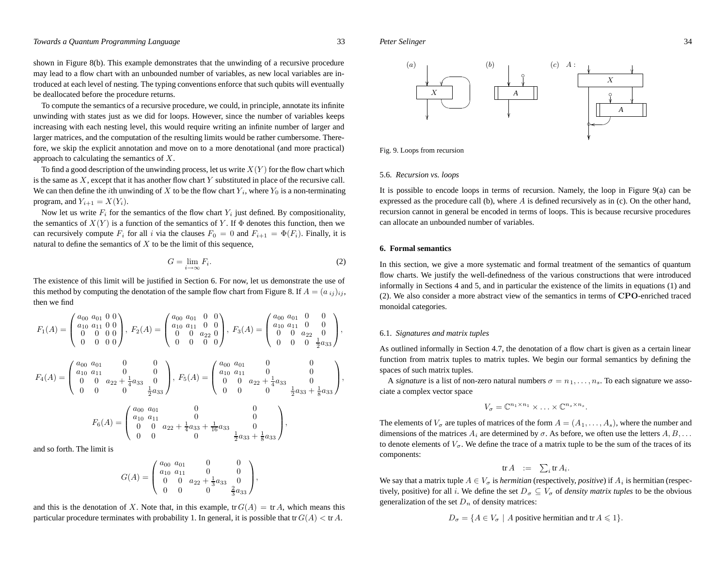shown in Figure 8(b). This example demonstrates that the unwinding of a recursive procedure may lead to a flow chart with an unbounded number of variables, as new local variables are introduced at each level of nesting. The typing conventions enforce that such qubits will eventually be deallocated before the procedure returns.

To compute the semantics of a recursive procedure, we could, in principle, annotate its infinite unwinding with states just as we did for loops. However, since the number of variables keeps increasing with each nesting level, this would require writing an infinite number of larger and larger matrices, and the computation of the resulting limits would be rather cumbersome. Therefore, we skip the explicit annotation and move on to a more denotational (and more practical) approach to calculating the semantics of $X$.

To find a good description of the unwinding process, let us write $X(Y)$ for the flow chart which is the same as $X$, except that it has another flow chart $Y$ substituted in place of the recursive call. We can then define the $i$th unwinding of $X$ to be the flow chart $Y_i$, where $Y_0$ is a non-terminating program, and $Y_{i+1} = X(Y_i)$.

Now let us write $F_i$ for the semantics of the flow chart $Y_i$ just defined. By compositionality, the semantics of $X(Y)$ is a function of the semantics of $Y$. If $\Phi$ denotes this function, then we can recursively compute $F_i$ for all $i$ via the clauses $F_0 = 0$ and $F_{i+1} = \Phi(F_i)$. Finally, it is natural to define the semantics of $X$ to be the limit of this sequence,

$$G = \lim_{i\to\infty} F_i. \tag{2}$$

The existence of this limit will be justified in Section 6. For now, let us demonstrate the use of this method by computing the denotation of the sample flow chart from Figure 8. If $A = (a_{ij})_{ij}$, then we find

$$F_1(A) = \begin{pmatrix} a_{00} & a_{01} & 0 & 0 \\ a_{10} & a_{11} & 0 & 0 \\ 0 & 0 & 0 & 0 \\ 0 & 0 & 0 & 0 \end{pmatrix},\ F_2(A) = \begin{pmatrix} a_{00} & a_{01} & 0 & 0 \\ a_{10} & a_{11} & 0 & 0 \\ 0 & 0 & a_{22} & 0 \\ 0 & 0 & 0 & 0 \end{pmatrix},\ F_3(A) = \begin{pmatrix} a_{00} & a_{01} & 0 & 0 \\ a_{10} & a_{11} & 0 & 0 \\ 0 & 0 & a_{22} & 0 \\ 0 & 0 & 0 & \frac{1}{2}a_{33} \end{pmatrix},$$

$$F_4(A) = \begin{pmatrix} a_{00} & a_{01} & 0 & 0 \\ a_{10} & a_{11} & 0 & 0 \\ 0 & 0 & a_{22} + \frac{1}{4}a_{33} & 0 \\ 0 & 0 & 0 & \frac{1}{2}a_{33} \end{pmatrix},\ F_5(A) = \begin{pmatrix} a_{00} & a_{01} & 0 & 0 \\ a_{10} & a_{11} & 0 & 0 \\ 0 & 0 & a_{22} + \frac{1}{4}a_{33} & 0 \\ 0 & 0 & 0 & \frac{1}{2}a_{33} + \frac{1}{8}a_{33} \end{pmatrix},$$

$$F_6(A) = \begin{pmatrix} a_{00} & a_{01} & 0 & 0 \\ a_{10} & a_{11} & 0 & 0 \\ 0 & 0 & a_{22} + \frac{1}{4}a_{33} + \frac{1}{16}a_{33} & 0 \\ 0 & 0 & 0 & \frac{1}{2}a_{33} + \frac{1}{8}a_{33} \end{pmatrix},$$

and so forth. The limit is

$$G(A) = \begin{pmatrix} a_{00} & a_{01} & 0 & 0 \\ a_{10} & a_{11} & 0 & 0 \\ 0 & 0 & a_{22} + \frac{1}{3}a_{33} & 0 \\ 0 & 0 & 0 & \frac{2}{3}a_{33} \end{pmatrix},$$

and this is the denotation of $X$. Note that, in this example, $\operatorname{tr} G(A) = \operatorname{tr} A$, which means this particular procedure terminates with probability 1. In general, it is possible that $\operatorname{tr} G(A) < \operatorname{tr} A$.

Fig. 9. Loops from recursion

### 5.6. *Recursion vs. loops*

It is possible to encode loops in terms of recursion. Namely, the loop in Figure 9(a) can be expressed as the procedure call (b), where $A$ is defined recursively as in (c). On the other hand, recursion cannot in general be encoded in terms of loops. This is because recursive procedures can allocate an unbounded number of variables.

## 6. Formal semantics

In this section, we give a more systematic and formal treatment of the semantics of quantum flow charts. We justify the well-definedness of the various constructions that were introduced informally in Sections 4 and 5, and in particular the existence of the limits in equations (1) and (2). We also consider a more abstract view of the semantics in terms of **CPO**-enriched traced monoidal categories.

### 6.1. *Signatures and matrix tuples*

As outlined informally in Section 4.7, the denotation of a flow chart is given as a certain linear function from matrix tuples to matrix tuples. We begin our formal semantics by defining the spaces of such matrix tuples.

A *signature* is a list of non-zero natural numbers $\sigma = n_1, \ldots, n_s$. To each signature we associate a complex vector space

$$V_\sigma = \mathbb{C}^{n_1\times n_1} \times \ldots \times \mathbb{C}^{n_s\times n_s}.$$

The elements of $V_\sigma$ are tuples of matrices of the form $A = (A_1, \ldots, A_s)$, where the number and dimensions of the matrices $A_i$ are determined by $\sigma$. As before, we often use the letters $A, B, \ldots$ to denote elements of $V_\sigma$. We define the trace of a matrix tuple to be the sum of the traces of its components:

$$\operatorname{tr} A \quad := \quad \textstyle\sum_i \operatorname{tr} A_i.$$

We say that a matrix tuple $A \in V_\sigma$ is *hermitian* (respectively, *positive*) if $A_i$ is hermitian (respectively, positive) for all $i$. We define the set $D_\sigma \subseteq V_\sigma$ of *density matrix tuples* to be the obvious generalization of the set $D_n$ of density matrices:

$$D_\sigma = \{A \in V_\sigma \mid A \text{ positive hermitian and } \operatorname{tr} A \leqslant 1\}.$$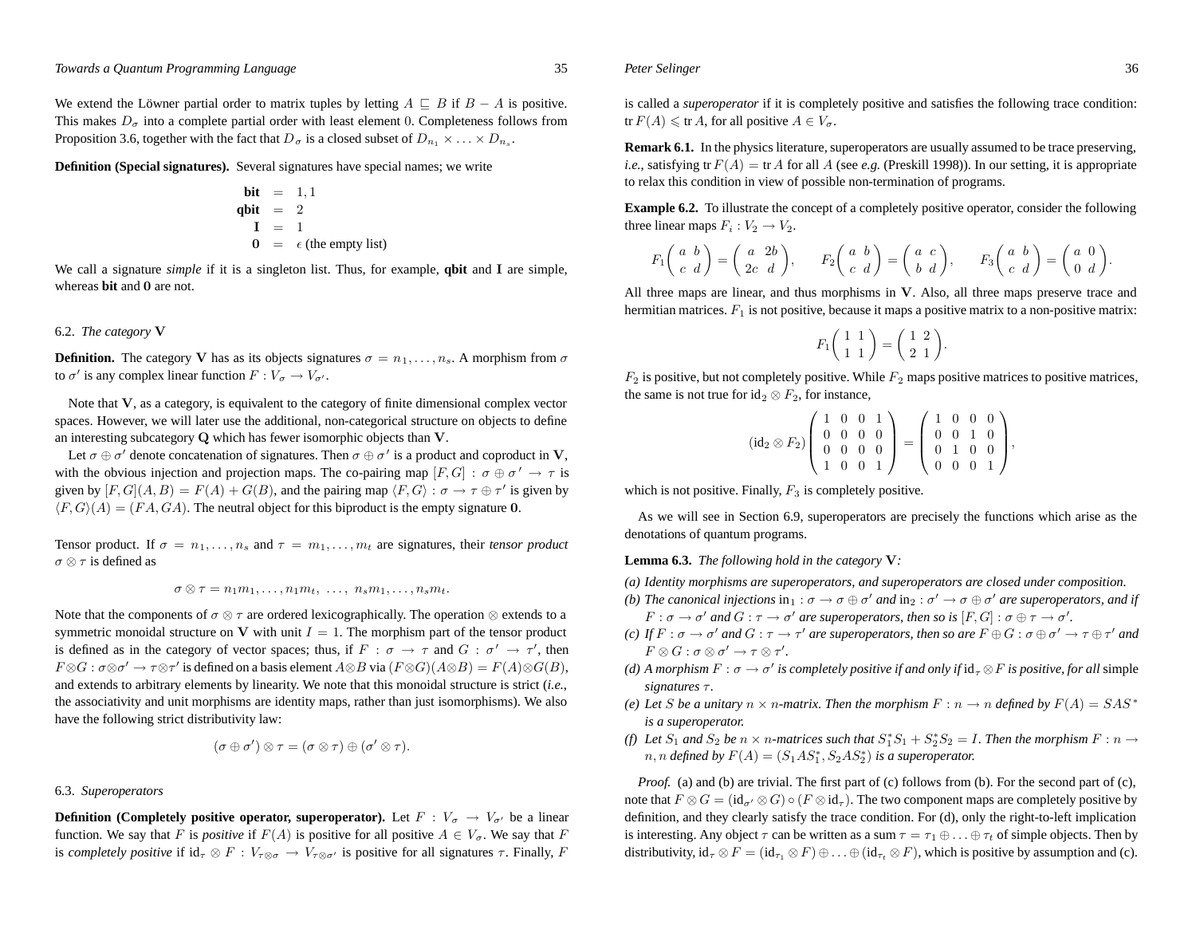We extend the Löwner partial order to matrix tuples by letting $A \sqsubseteq B$ if $B - A$ is positive. This makes $D_\sigma$ into a complete partial order with least element 0. Completeness follows from Proposition 3.6, together with the fact that $D_\sigma$ is a closed subset of $D_{n_1} \times \ldots \times D_{n_s}$.

**Definition (Special signatures).** Several signatures have special names; we write

$$\begin{array}{rcl} \textbf{bit} & = & 1, 1 \\ \textbf{qbit} & = & 2 \\ \mathbf{I} & = & 1 \\ \mathbf{0} & = & \epsilon \text{ (the empty list)} \end{array}$$

We call a signature *simple* if it is a singleton list. Thus, for example, **qbit** and **I** are simple, whereas **bit** and **0** are not.

### 6.2. *The category* $\mathbf{V}$

**Definition.** The category $\mathbf{V}$ has as its objects signatures $\sigma = n_1, \ldots, n_s$. A morphism from $\sigma$ to $\sigma'$ is any complex linear function $F : V_\sigma \to V_{\sigma'}$.

Note that $\mathbf{V}$, as a category, is equivalent to the category of finite dimensional complex vector spaces. However, we will later use the additional, non-categorical structure on objects to define an interesting subcategory $\mathbf{Q}$ which has fewer isomorphic objects than $\mathbf{V}$.

Let $\sigma \oplus \sigma'$ denote concatenation of signatures. Then $\sigma \oplus \sigma'$ is a product and coproduct in $\mathbf{V}$, with the obvious injection and projection maps. The co-pairing map $[F, G] : \sigma \oplus \sigma' \to \tau$ is given by $[F, G](A, B) = F(A) + G(B)$, and the pairing map $\langle F, G \rangle : \sigma \to \tau \oplus \tau'$ is given by $\langle F, G \rangle(A) = (FA, GA)$. The neutral object for this biproduct is the empty signature $\mathbf{0}$.

Tensor product. If $\sigma = n_1, \ldots, n_s$ and $\tau = m_1, \ldots, m_t$ are signatures, their *tensor product* $\sigma \otimes \tau$ is defined as

$$\sigma \otimes \tau = n_1 m_1, \ldots, n_1 m_t, \ \ldots, \ n_s m_1, \ldots, n_s m_t.$$

Note that the components of $\sigma \otimes \tau$ are ordered lexicographically. The operation $\otimes$ extends to a symmetric monoidal structure on $\mathbf{V}$ with unit $I = 1$. The morphism part of the tensor product is defined as in the category of vector spaces; thus, if $F : \sigma \to \tau$ and $G : \sigma' \to \tau'$, then $F \otimes G : \sigma \otimes \sigma' \to \tau \otimes \tau'$ is defined on a basis element $A \otimes B$ via $(F \otimes G)(A \otimes B) = F(A) \otimes G(B)$, and extends to arbitrary elements by linearity. We note that this monoidal structure is strict (*i.e.*, the associativity and unit morphisms are identity maps, rather than just isomorphisms). We also have the following strict distributivity law:

$$(\sigma \oplus \sigma') \otimes \tau = (\sigma \otimes \tau) \oplus (\sigma' \otimes \tau).$$

### 6.3. *Superoperators*

**Definition (Completely positive operator, superoperator).** Let $F : V_\sigma \to V_{\sigma'}$ be a linear function. We say that $F$ is *positive* if $F(A)$ is positive for all positive $A \in V_\sigma$. We say that $F$ is *completely positive* if $\mathrm{id}_\tau \otimes F : V_{\tau \otimes \sigma} \to V_{\tau \otimes \sigma'}$ is positive for all signatures $\tau$. Finally, $F$ is called a *superoperator* if it is completely positive and satisfies the following trace condition: $\mathrm{tr}\, F(A) \leqslant \mathrm{tr}\, A$, for all positive $A \in V_\sigma$.

**Remark 6.1.** In the physics literature, superoperators are usually assumed to be trace preserving, *i.e.*, satisfying $\mathrm{tr}\, F(A) = \mathrm{tr}\, A$ for all $A$ (see *e.g.* (Preskill 1998)). In our setting, it is appropriate to relax this condition in view of possible non-termination of programs.

**Example 6.2.** To illustrate the concept of a completely positive operator, consider the following three linear maps $F_i : V_2 \to V_2$.

$$F_1 \begin{pmatrix} a & b \\ c & d \end{pmatrix} = \begin{pmatrix} a & 2b \\ 2c & d \end{pmatrix}, \qquad F_2 \begin{pmatrix} a & b \\ c & d \end{pmatrix} = \begin{pmatrix} a & c \\ b & d \end{pmatrix}, \qquad F_3 \begin{pmatrix} a & b \\ c & d \end{pmatrix} = \begin{pmatrix} a & 0 \\ 0 & d \end{pmatrix}.$$

All three maps are linear, and thus morphisms in $\mathbf{V}$. Also, all three maps preserve trace and hermitian matrices. $F_1$ is not positive, because it maps a positive matrix to a non-positive matrix:

$$F_1 \begin{pmatrix} 1 & 1 \\ 1 & 1 \end{pmatrix} = \begin{pmatrix} 1 & 2 \\ 2 & 1 \end{pmatrix}.$$

$F_2$ is positive, but not completely positive. While $F_2$ maps positive matrices to positive matrices, the same is not true for $\mathrm{id}_2 \otimes F_2$, for instance,

$$(\mathrm{id}_2 \otimes F_2) \begin{pmatrix} 1 & 0 & 0 & 1 \\ 0 & 0 & 0 & 0 \\ 0 & 0 & 0 & 0 \\ 1 & 0 & 0 & 1 \end{pmatrix} = \begin{pmatrix} 1 & 0 & 0 & 0 \\ 0 & 0 & 1 & 0 \\ 0 & 1 & 0 & 0 \\ 0 & 0 & 0 & 1 \end{pmatrix},$$

which is not positive. Finally, $F_3$ is completely positive.

As we will see in Section 6.9, superoperators are precisely the functions which arise as the denotations of quantum programs.

**Lemma 6.3.** *The following hold in the category* $\mathbf{V}$*:*

*(a) Identity morphisms are superoperators, and superoperators are closed under composition.*

*(b) The canonical injections* $\mathrm{in}_1 : \sigma \to \sigma \oplus \sigma'$ *and* $\mathrm{in}_2 : \sigma' \to \sigma \oplus \sigma'$ *are superoperators, and if* $F : \sigma \to \sigma'$ *and* $G : \tau \to \sigma'$ *are superoperators, then so is* $[F, G] : \sigma \oplus \tau \to \sigma'$*.*

*(c) If* $F : \sigma \to \sigma'$ *and* $G : \tau \to \tau'$ *are superoperators, then so are* $F \oplus G : \sigma \oplus \sigma' \to \tau \oplus \tau'$ *and* $F \otimes G : \sigma \otimes \sigma' \to \tau \otimes \tau'$*.*

*(d) A morphism* $F : \sigma \to \sigma'$ *is completely positive if and only if* $\mathrm{id}_\tau \otimes F$ *is positive, for all* simple *signatures* $\tau$*.*

*(e) Let* $S$ *be a unitary* $n \times n$*-matrix. Then the morphism* $F : n \to n$ *defined by* $F(A) = SAS^*$ *is a superoperator.*

*(f) Let* $S_1$ *and* $S_2$ *be* $n \times n$*-matrices such that* $S_1^* S_1 + S_2^* S_2 = I$*. Then the morphism* $F : n \to n, n$ *defined by* $F(A) = (S_1 A S_1^*, S_2 A S_2^*)$ *is a superoperator.*

*Proof.* (a) and (b) are trivial. The first part of (c) follows from (b). For the second part of (c), note that $F \otimes G = (\mathrm{id}_{\sigma'} \otimes G) \circ (F \otimes \mathrm{id}_\tau)$. The two component maps are completely positive by definition, and they clearly satisfy the trace condition. For (d), only the right-to-left implication is interesting. Any object $\tau$ can be written as a sum $\tau = \tau_1 \oplus \ldots \oplus \tau_t$ of simple objects. Then by distributivity, $\mathrm{id}_\tau \otimes F = (\mathrm{id}_{\tau_1} \otimes F) \oplus \ldots \oplus (\mathrm{id}_{\tau_t} \otimes F)$, which is positive by assumption and (c).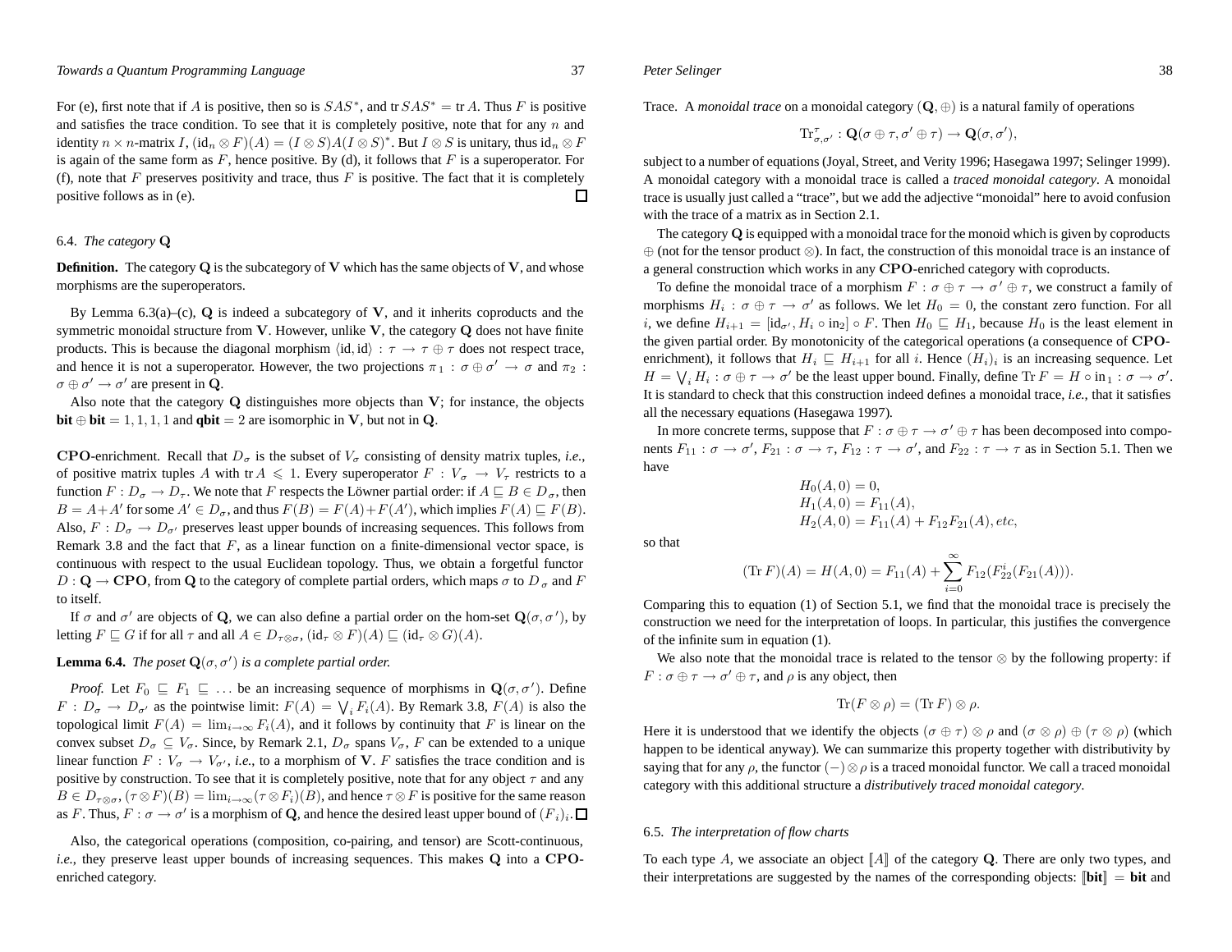For (e), first note that if $A$ is positive, then so is $SAS^*$, and $\operatorname{tr} SAS^* = \operatorname{tr} A$. Thus $F$ is positive and satisfies the trace condition. To see that it is completely positive, note that for any $n$ and identity $n \times n$-matrix $I$, $(\mathrm{id}_n \otimes F)(A) = (I \otimes S)A(I \otimes S)^*$. But $I \otimes S$ is unitary, thus $\mathrm{id}_n \otimes F$ is again of the same form as $F$, hence positive. By (d), it follows that $F$ is a superoperator. For (f), note that $F$ preserves positivity and trace, thus $F$ is positive. The fact that it is completely positive follows as in (e). □

### 6.4. *The category* $\mathbf{Q}$

**Definition.** The category $\mathbf{Q}$ is the subcategory of $\mathbf{V}$ which has the same objects of $\mathbf{V}$, and whose morphisms are the superoperators.

By Lemma 6.3(a)–(c), $\mathbf{Q}$ is indeed a subcategory of $\mathbf{V}$, and it inherits coproducts and the symmetric monoidal structure from $\mathbf{V}$. However, unlike $\mathbf{V}$, the category $\mathbf{Q}$ does not have finite products. This is because the diagonal morphism $\langle \mathrm{id}, \mathrm{id} \rangle : \tau \to \tau \oplus \tau$ does not respect trace, and hence it is not a superoperator. However, the two projections $\pi_1 : \sigma \oplus \sigma' \to \sigma$ and $\pi_2 : \sigma \oplus \sigma' \to \sigma'$ are present in $\mathbf{Q}$.

Also note that the category $\mathbf{Q}$ distinguishes more objects than $\mathbf{V}$; for instance, the objects $\mathbf{bit} \oplus \mathbf{bit} = 1,1,1,1$ and $\mathbf{qbit} = 2$ are isomorphic in $\mathbf{V}$, but not in $\mathbf{Q}$.

**CPO-enrichment.** Recall that $D_\sigma$ is the subset of $V_\sigma$ consisting of density matrix tuples, *i.e.*, of positive matrix tuples $A$ with $\operatorname{tr} A \leqslant 1$. Every superoperator $F : V_\sigma \to V_\tau$ restricts to a function $F : D_\sigma \to D_\tau$. We note that $F$ respects the Löwner partial order: if $A \sqsubseteq B \in D_\sigma$, then $B = A + A'$ for some $A' \in D_\sigma$, and thus $F(B) = F(A) + F(A')$, which implies $F(A) \sqsubseteq F(B)$. Also, $F : D_\sigma \to D_{\sigma'}$ preserves least upper bounds of increasing sequences. This follows from Remark 3.8 and the fact that $F$, as a linear function on a finite-dimensional vector space, is continuous with respect to the usual Euclidean topology. Thus, we obtain a forgetful functor $D : \mathbf{Q} \to \mathbf{CPO}$, from $\mathbf{Q}$ to the category of complete partial orders, which maps $\sigma$ to $D_\sigma$ and $F$ to itself.

If $\sigma$ and $\sigma'$ are objects of $\mathbf{Q}$, we can also define a partial order on the hom-set $\mathbf{Q}(\sigma, \sigma')$, by letting $F \sqsubseteq G$ if for all $\tau$ and all $A \in D_{\tau \otimes \sigma}$, $(\mathrm{id}_\tau \otimes F)(A) \sqsubseteq (\mathrm{id}_\tau \otimes G)(A)$.

**Lemma 6.4.** *The poset* $\mathbf{Q}(\sigma, \sigma')$ *is a complete partial order.*

*Proof.* Let $F_0 \sqsubseteq F_1 \sqsubseteq \ldots$ be an increasing sequence of morphisms in $\mathbf{Q}(\sigma, \sigma')$. Define $F : D_\sigma \to D_{\sigma'}$ as the pointwise limit: $F(A) = \bigvee_i F_i(A)$. By Remark 3.8, $F(A)$ is also the topological limit $F(A) = \lim_{i \to \infty} F_i(A)$, and it follows by continuity that $F$ is linear on the convex subset $D_\sigma \subseteq V_\sigma$. Since, by Remark 2.1, $D_\sigma$ spans $V_\sigma$, $F$ can be extended to a unique linear function $F : V_\sigma \to V_{\sigma'}$, *i.e.*, to a morphism of $\mathbf{V}$. $F$ satisfies the trace condition and is positive by construction. To see that it is completely positive, note that for any object $\tau$ and any $B \in D_{\tau \otimes \sigma}$, $(\tau \otimes F)(B) = \lim_{i \to \infty} (\tau \otimes F_i)(B)$, and hence $\tau \otimes F$ is positive for the same reason as $F$. Thus, $F : \sigma \to \sigma'$ is a morphism of $\mathbf{Q}$, and hence the desired least upper bound of $(F_i)_i$. □

Also, the categorical operations (composition, co-pairing, and tensor) are Scott-continuous, *i.e.*, they preserve least upper bounds of increasing sequences. This makes $\mathbf{Q}$ into a **CPO**-enriched category.

**Trace.** A *monoidal trace* on a monoidal category $(\mathbf{Q}, \oplus)$ is a natural family of operations

$$\mathrm{Tr}^\tau_{\sigma, \sigma'} : \mathbf{Q}(\sigma \oplus \tau, \sigma' \oplus \tau) \to \mathbf{Q}(\sigma, \sigma'),$$

subject to a number of equations (Joyal, Street, and Verity 1996; Hasegawa 1997; Selinger 1999). A monoidal category with a monoidal trace is called a *traced monoidal category*. A monoidal trace is usually just called a "trace", but we add the adjective "monoidal" here to avoid confusion with the trace of a matrix as in Section 2.1.

The category $\mathbf{Q}$ is equipped with a monoidal trace for the monoid which is given by coproducts $\oplus$ (not for the tensor product $\otimes$). In fact, the construction of this monoidal trace is an instance of a general construction which works in any **CPO**-enriched category with coproducts.

To define the monoidal trace of a morphism $F : \sigma \oplus \tau \to \sigma' \oplus \tau$, we construct a family of morphisms $H_i : \sigma \oplus \tau \to \sigma'$ as follows. We let $H_0 = 0$, the constant zero function. For all $i$, we define $H_{i+1} = [\mathrm{id}_{\sigma'}, H_i \circ \mathrm{in}_2] \circ F$. Then $H_0 \sqsubseteq H_1$, because $H_0$ is the least element in the given partial order. By monotonicity of the categorical operations (a consequence of **CPO**-enrichment), it follows that $H_i \sqsubseteq H_{i+1}$ for all $i$. Hence $(H_i)_i$ is an increasing sequence. Let $H = \bigvee_i H_i : \sigma \oplus \tau \to \sigma'$ be the least upper bound. Finally, define $\mathrm{Tr}\, F = H \circ \mathrm{in}_1 : \sigma \to \sigma'$. It is standard to check that this construction indeed defines a monoidal trace, *i.e.*, that it satisfies all the necessary equations (Hasegawa 1997).

In more concrete terms, suppose that $F : \sigma \oplus \tau \to \sigma' \oplus \tau$ has been decomposed into components $F_{11} : \sigma \to \sigma'$, $F_{21} : \sigma \to \tau$, $F_{12} : \tau \to \sigma'$, and $F_{22} : \tau \to \tau$ as in Section 5.1. Then we have

$$\begin{aligned} H_0(A, 0) &= 0, \\ H_1(A, 0) &= F_{11}(A), \\ H_2(A, 0) &= F_{11}(A) + F_{12}F_{21}(A), etc, \end{aligned}$$

so that

$$(\mathrm{Tr}\, F)(A) = H(A, 0) = F_{11}(A) + \sum_{i=0}^{\infty} F_{12}(F_{22}^i(F_{21}(A))).$$

Comparing this to equation (1) of Section 5.1, we find that the monoidal trace is precisely the construction we need for the interpretation of loops. In particular, this justifies the convergence of the infinite sum in equation (1).

We also note that the monoidal trace is related to the tensor $\otimes$ by the following property: if $F : \sigma \oplus \tau \to \sigma' \oplus \tau$, and $\rho$ is any object, then

$$\mathrm{Tr}(F \otimes \rho) = (\mathrm{Tr}\, F) \otimes \rho.$$

Here it is understood that we identify the objects $(\sigma \oplus \tau) \otimes \rho$ and $(\sigma \otimes \rho) \oplus (\tau \otimes \rho)$ (which happen to be identical anyway). We can summarize this property together with distributivity by saying that for any $\rho$, the functor $(-) \otimes \rho$ is a traced monoidal functor. We call a traced monoidal category with this additional structure a *distributively traced monoidal category*.

### 6.5. *The interpretation of flow charts*

To each type $A$, we associate an object $[\![A]\!]$ of the category $\mathbf{Q}$. There are only two types, and their interpretations are suggested by the names of the corresponding objects: $[\![\mathbf{bit}]\!] = \mathbf{bit}$ and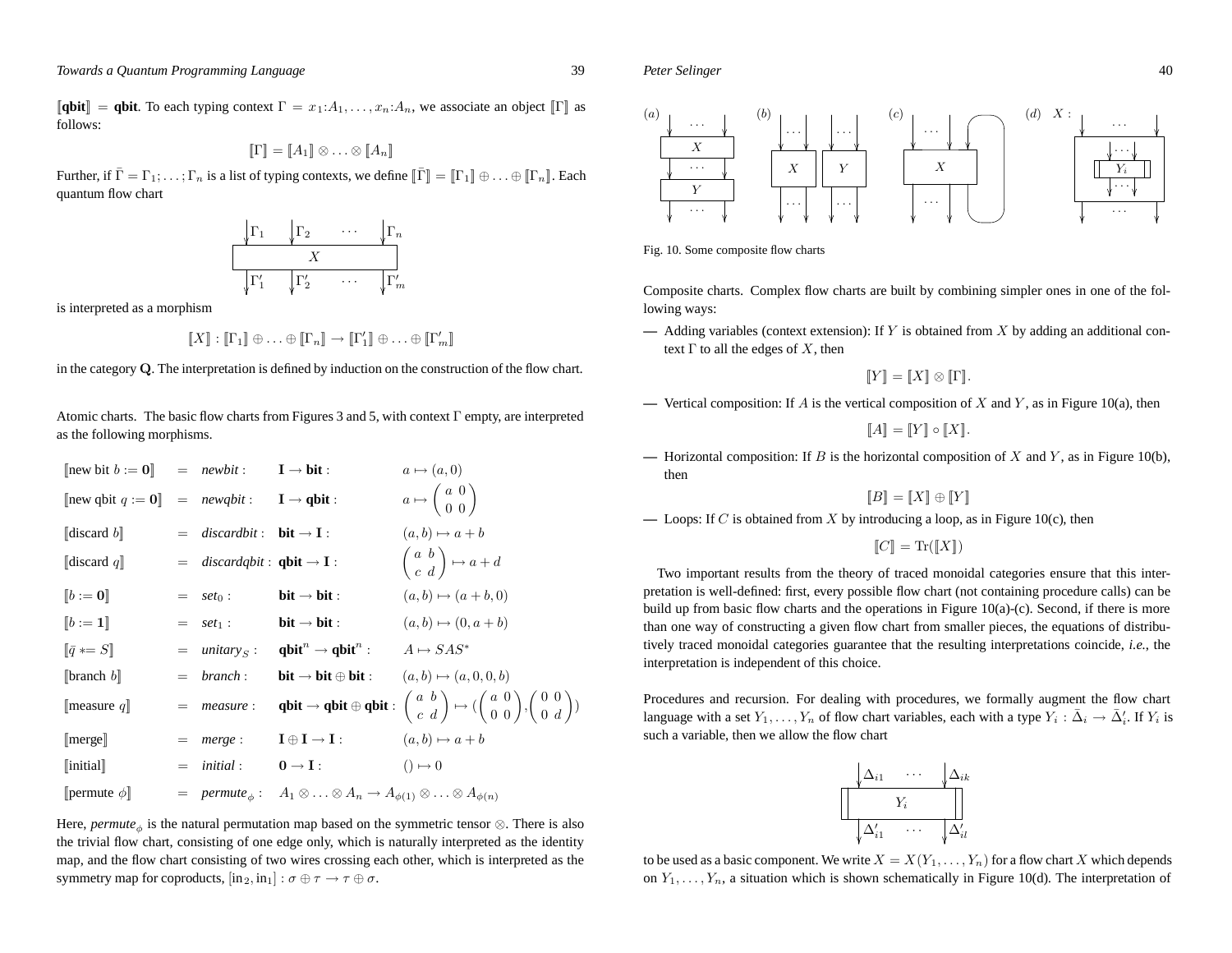$[\![\mathbf{qbit}]\!] = \mathbf{qbit}$. To each typing context $\Gamma = x_1{:}A_1, \ldots, x_n{:}A_n$, we associate an object $[\![\Gamma]\!]$ as follows:

$$[\![\Gamma]\!] = [\![A_1]\!] \otimes \ldots \otimes [\![A_n]\!]$$

Further, if $\bar{\Gamma} = \Gamma_1; \ldots; \Gamma_n$ is a list of typing contexts, we define $[\![\bar{\Gamma}]\!] = [\![\Gamma_1]\!] \oplus \ldots \oplus [\![\Gamma_n]\!]$. Each quantum flow chart

$$\begin{array}{c} \Gamma_1 \quad \Gamma_2 \quad \cdots \quad \Gamma_n \\ \boxed{\quad\quad X \quad\quad} \\ \Gamma'_1 \quad \Gamma'_2 \quad \cdots \quad \Gamma'_m \end{array}$$

is interpreted as a morphism

$$[\![X]\!] : [\![\Gamma_1]\!] \oplus \ldots \oplus [\![\Gamma_n]\!] \to [\![\Gamma'_1]\!] \oplus \ldots \oplus [\![\Gamma'_m]\!]$$

in the category $\mathbf{Q}$. The interpretation is defined by induction on the construction of the flow chart.

**Atomic charts.** The basic flow charts from Figures 3 and 5, with context $\Gamma$ empty, are interpreted as the following morphisms.

$$
\begin{array}{llll}
[\![\text{new bit } b := \mathbf{0}]\!] & = \textit{newbit}: & \mathbf{I} \to \mathbf{bit}: & a \mapsto (a, 0) \\
[\![\text{new qbit } q := \mathbf{0}]\!] & = \textit{newqbit}: & \mathbf{I} \to \mathbf{qbit}: & a \mapsto \begin{pmatrix} a & 0 \\ 0 & 0 \end{pmatrix} \\
[\![\text{discard } b]\!] & = \textit{discardbit}: & \mathbf{bit} \to \mathbf{I}: & (a, b) \mapsto a + b \\
[\![\text{discard } q]\!] & = \textit{discardqbit}: & \mathbf{qbit} \to \mathbf{I}: & \begin{pmatrix} a & b \\ c & d \end{pmatrix} \mapsto a + d \\
[\![b := \mathbf{0}]\!] & = \textit{set}_0: & \mathbf{bit} \to \mathbf{bit}: & (a, b) \mapsto (a + b, 0) \\
[\![b := \mathbf{1}]\!] & = \textit{set}_1: & \mathbf{bit} \to \mathbf{bit}: & (a, b) \mapsto (0, a + b) \\
[\![\bar{q} \mathrel{*}= S]\!] & = \textit{unitary}_S: & \mathbf{qbit}^n \to \mathbf{qbit}^n: & A \mapsto SAS^* \\
[\![\text{branch } b]\!] & = \textit{branch}: & \mathbf{bit} \to \mathbf{bit} \oplus \mathbf{bit}: & (a, b) \mapsto (a, 0, 0, b) \\
[\![\text{measure } q]\!] & = \textit{measure}: & \mathbf{qbit} \to \mathbf{qbit} \oplus \mathbf{qbit}: & \begin{pmatrix} a & b \\ c & d \end{pmatrix} \mapsto (\begin{pmatrix} a & 0 \\ 0 & 0 \end{pmatrix}, \begin{pmatrix} 0 & 0 \\ 0 & d \end{pmatrix}) \\
[\![\text{merge}]\!] & = \textit{merge}: & \mathbf{I} \oplus \mathbf{I} \to \mathbf{I}: & (a, b) \mapsto a + b \\
[\![\text{initial}]\!] & = \textit{initial}: & \mathbf{0} \to \mathbf{I}: & () \mapsto 0 \\
[\![\text{permute } \phi]\!] & = \textit{permute}_\phi: & A_1 \otimes \ldots \otimes A_n \to A_{\phi(1)} \otimes \ldots \otimes A_{\phi(n)} &
\end{array}
$$

Here, $\textit{permute}_\phi$ is the natural permutation map based on the symmetric tensor $\otimes$. There is also the trivial flow chart, consisting of one edge only, which is naturally interpreted as the identity map, and the flow chart consisting of two wires crossing each other, which is interpreted as the symmetry map for coproducts, $[\text{in}_2, \text{in}_1] : \sigma \oplus \tau \to \tau \oplus \sigma$.

Fig. 10. Some composite flow charts

**Composite charts.** Complex flow charts are built by combining simpler ones in one of the following ways:

— Adding variables (context extension): If $Y$ is obtained from $X$ by adding an additional context $\Gamma$ to all the edges of $X$, then

$$[\![Y]\!] = [\![X]\!] \otimes [\![\Gamma]\!].$$

— Vertical composition: If $A$ is the vertical composition of $X$ and $Y$, as in Figure 10(a), then

$$[\![A]\!] = [\![Y]\!] \circ [\![X]\!].$$

— Horizontal composition: If $B$ is the horizontal composition of $X$ and $Y$, as in Figure 10(b), then

$$[\![B]\!] = [\![X]\!] \oplus [\![Y]\!]$$

— Loops: If $C$ is obtained from $X$ by introducing a loop, as in Figure 10(c), then

$$[\![C]\!] = \mathrm{Tr}([\![X]\!])$$

Two important results from the theory of traced monoidal categories ensure that this interpretation is well-defined: first, every possible flow chart (not containing procedure calls) can be build up from basic flow charts and the operations in Figure 10(a)-(c). Second, if there is more than one way of constructing a given flow chart from smaller pieces, the equations of distributively traced monoidal categories guarantee that the resulting interpretations coincide, *i.e.*, the interpretation is independent of this choice.

**Procedures and recursion.** For dealing with procedures, we formally augment the flow chart language with a set $Y_1, \ldots, Y_n$ of flow chart variables, each with a type $Y_i : \bar{\Delta}_i \to \bar{\Delta}'_i$. If $Y_i$ is such a variable, then we allow the flow chart

$$\begin{array}{c} \Delta_{i1} \quad \cdots \quad \Delta_{ik} \\ \boxed{\quad Y_i \quad} \\ \Delta'_{i1} \quad \cdots \quad \Delta'_{il} \end{array}$$

to be used as a basic component. We write $X = X(Y_1, \ldots, Y_n)$ for a flow chart $X$ which depends on $Y_1, \ldots, Y_n$, a situation which is shown schematically in Figure 10(d). The interpretation of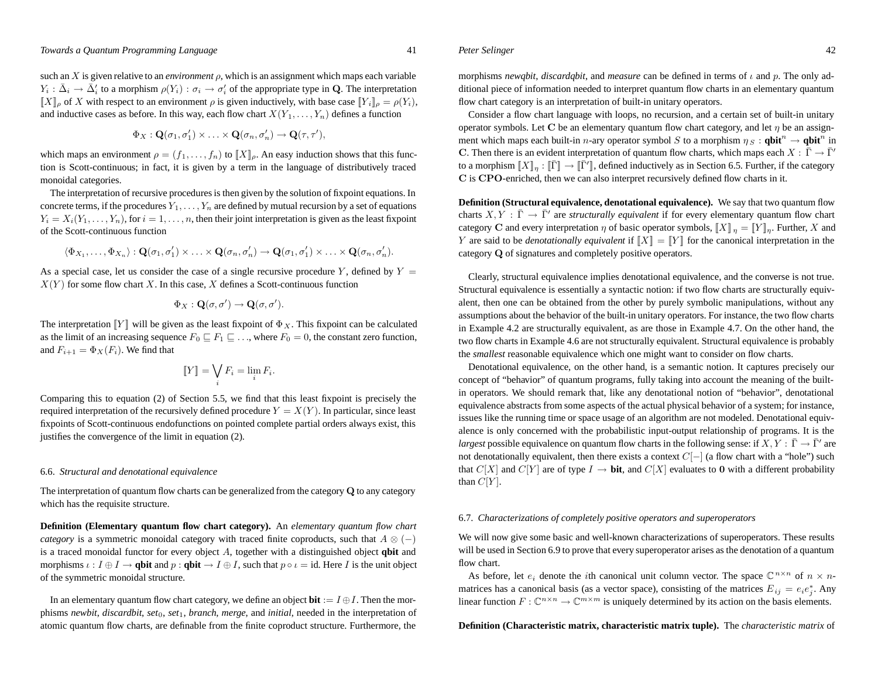such an $X$ is given relative to an *environment* $\rho$, which is an assignment which maps each variable $Y_i : \bar{\Delta}_i \to \bar{\Delta}'_i$ to a morphism $\rho(Y_i) : \sigma_i \to \sigma'_i$ of the appropriate type in $\mathbf{Q}$. The interpretation $[\![X]\!]_\rho$ of $X$ with respect to an environment $\rho$ is given inductively, with base case $[\![Y_i]\!]_\rho = \rho(Y_i)$, and inductive cases as before. In this way, each flow chart $X(Y_1, \ldots, Y_n)$ defines a function

$$\Phi_X : \mathbf{Q}(\sigma_1, \sigma'_1) \times \ldots \times \mathbf{Q}(\sigma_n, \sigma'_n) \to \mathbf{Q}(\tau, \tau'),$$

which maps an environment $\rho = (f_1, \ldots, f_n)$ to $[\![X]\!]_\rho$. An easy induction shows that this function is Scott-continuous; in fact, it is given by a term in the language of distributively traced monoidal categories.

The interpretation of recursive procedures is then given by the solution of fixpoint equations. In concrete terms, if the procedures $Y_1, \ldots, Y_n$ are defined by mutual recursion by a set of equations $Y_i = X_i(Y_1, \ldots, Y_n)$, for $i = 1, \ldots, n$, then their joint interpretation is given as the least fixpoint of the Scott-continuous function

$$\langle \Phi_{X_1}, \ldots, \Phi_{X_n} \rangle : \mathbf{Q}(\sigma_1, \sigma'_1) \times \ldots \times \mathbf{Q}(\sigma_n, \sigma'_n) \to \mathbf{Q}(\sigma_1, \sigma'_1) \times \ldots \times \mathbf{Q}(\sigma_n, \sigma'_n).$$

As a special case, let us consider the case of a single recursive procedure $Y$, defined by $Y = X(Y)$ for some flow chart $X$. In this case, $X$ defines a Scott-continuous function

$$\Phi_X : \mathbf{Q}(\sigma, \sigma') \to \mathbf{Q}(\sigma, \sigma').$$

The interpretation $[\![Y]\!]$ will be given as the least fixpoint of $\Phi_X$. This fixpoint can be calculated as the limit of an increasing sequence $F_0 \sqsubseteq F_1 \sqsubseteq \ldots$, where $F_0 = 0$, the constant zero function, and $F_{i+1} = \Phi_X(F_i)$. We find that

$$[\![Y]\!] = \bigvee_i F_i = \lim_i F_i.$$

Comparing this to equation (2) of Section 5.5, we find that this least fixpoint is precisely the required interpretation of the recursively defined procedure $Y = X(Y)$. In particular, since least fixpoints of Scott-continuous endofunctions on pointed complete partial orders always exist, this justifies the convergence of the limit in equation (2).

### 6.6. *Structural and denotational equivalence*

The interpretation of quantum flow charts can be generalized from the category $\mathbf{Q}$ to any category which has the requisite structure.

**Definition (Elementary quantum flow chart category).** An *elementary quantum flow chart category* is a symmetric monoidal category with traced finite coproducts, such that $A \otimes (-)$ is a traced monoidal functor for every object $A$, together with a distinguished object **qbit** and morphisms $\iota : I \oplus I \to \mathbf{qbit}$ and $p : \mathbf{qbit} \to I \oplus I$, such that $p \circ \iota = \mathrm{id}$. Here $I$ is the unit object of the symmetric monoidal structure.

In an elementary quantum flow chart category, we define an object $\mathbf{bit} := I \oplus I$. Then the morphisms *newbit*, *discardbit*, *set*$_0$, *set*$_1$, *branch*, *merge*, and *initial*, needed in the interpretation of atomic quantum flow charts, are definable from the finite coproduct structure. Furthermore, the morphisms *newqbit*, *discardqbit*, and *measure* can be defined in terms of $\iota$ and $p$. The only additional piece of information needed to interpret quantum flow charts in an elementary quantum flow chart category is an interpretation of built-in unitary operators.

Consider a flow chart language with loops, no recursion, and a certain set of built-in unitary operator symbols. Let $\mathbf{C}$ be an elementary quantum flow chart category, and let $\eta$ be an assignment which maps each built-in $n$-ary operator symbol $S$ to a morphism $\eta_S : \mathbf{qbit}^n \to \mathbf{qbit}^n$ in $\mathbf{C}$. Then there is an evident interpretation of quantum flow charts, which maps each $X : \bar{\Gamma} \to \bar{\Gamma}'$ to a morphism $[\![X]\!]_\eta : [\![\bar{\Gamma}]\!] \to [\![\bar{\Gamma}']\!]$, defined inductively as in Section 6.5. Further, if the category $\mathbf{C}$ is $\mathbf{CPO}$-enriched, then we can also interpret recursively defined flow charts in it.

**Definition (Structural equivalence, denotational equivalence).** We say that two quantum flow charts $X, Y : \bar{\Gamma} \to \bar{\Gamma}'$ are *structurally equivalent* if for every elementary quantum flow chart category $\mathbf{C}$ and every interpretation $\eta$ of basic operator symbols, $[\![X]\!]_\eta = [\![Y]\!]_\eta$. Further, $X$ and $Y$ are said to be *denotationally equivalent* if $[\![X]\!] = [\![Y]\!]$ for the canonical interpretation in the category $\mathbf{Q}$ of signatures and completely positive operators.

Clearly, structural equivalence implies denotational equivalence, and the converse is not true. Structural equivalence is essentially a syntactic notion: if two flow charts are structurally equivalent, then one can be obtained from the other by purely symbolic manipulations, without any assumptions about the behavior of the built-in unitary operators. For instance, the two flow charts in Example 4.2 are structurally equivalent, as are those in Example 4.7. On the other hand, the two flow charts in Example 4.6 are not structurally equivalent. Structural equivalence is probably the *smallest* reasonable equivalence which one might want to consider on flow charts.

Denotational equivalence, on the other hand, is a semantic notion. It captures precisely our concept of "behavior" of quantum programs, fully taking into account the meaning of the built-in operators. We should remark that, like any denotational notion of "behavior", denotational equivalence abstracts from some aspects of the actual physical behavior of a system; for instance, issues like the running time or space usage of an algorithm are not modeled. Denotational equivalence is only concerned with the probabilistic input-output relationship of programs. It is the *largest* possible equivalence on quantum flow charts in the following sense: if $X, Y : \bar{\Gamma} \to \bar{\Gamma}'$ are not denotationally equivalent, then there exists a context $C[-]$ (a flow chart with a "hole") such that $C[X]$ and $C[Y]$ are of type $I \to \mathbf{bit}$, and $C[X]$ evaluates to $\mathbf{0}$ with a different probability than $C[Y]$.

### 6.7. *Characterizations of completely positive operators and superoperators*

We will now give some basic and well-known characterizations of superoperators. These results will be used in Section 6.9 to prove that every superoperator arises as the denotation of a quantum flow chart.

As before, let $e_i$ denote the $i$th canonical unit column vector. The space $\mathbb{C}^{n \times n}$ of $n \times n$-matrices has a canonical basis (as a vector space), consisting of the matrices $E_{ij} = e_i e_j^*$. Any linear function $F : \mathbb{C}^{n \times n} \to \mathbb{C}^{m \times m}$ is uniquely determined by its action on the basis elements.

**Definition (Characteristic matrix, characteristic matrix tuple).** The *characteristic matrix* of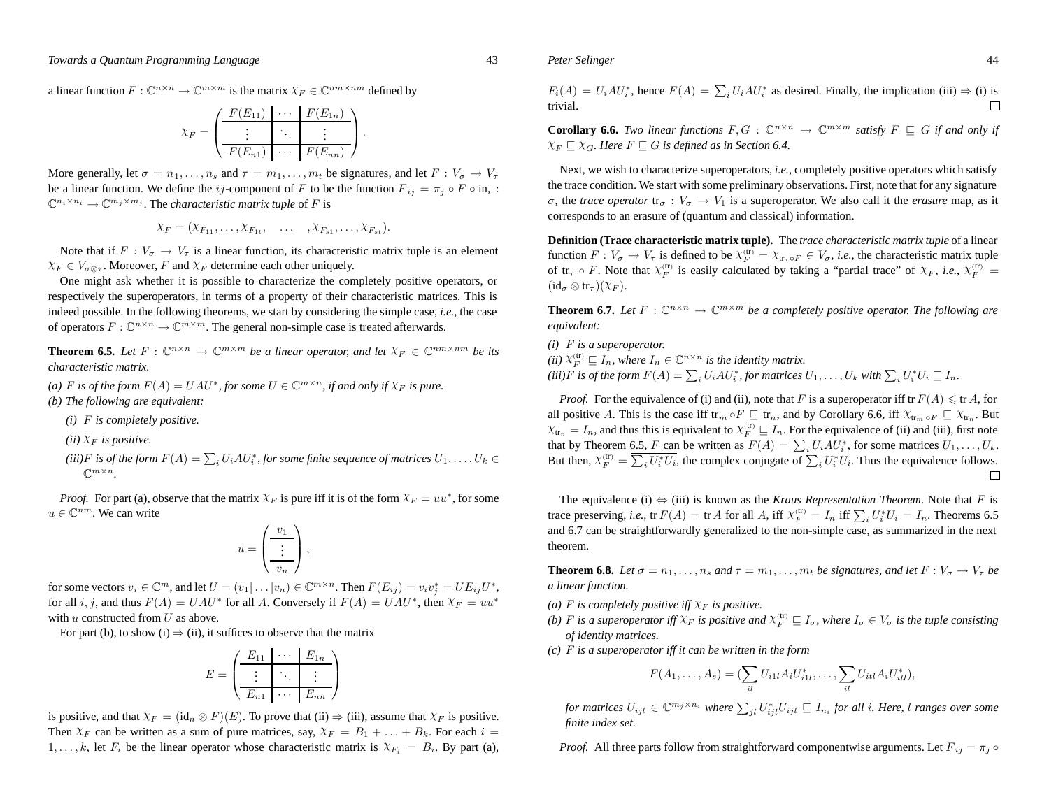a linear function $F : \mathbb{C}^{n\times n} \to \mathbb{C}^{m\times m}$ is the matrix $\chi_F \in \mathbb{C}^{nm\times nm}$ defined by

$$\chi_F = \left(\begin{array}{c|c|c} F(E_{11}) & \cdots & F(E_{1n}) \\ \hline \vdots & \ddots & \vdots \\ \hline F(E_{n1}) & \cdots & F(E_{nn}) \end{array}\right).$$

More generally, let $\sigma = n_1, \ldots, n_s$ and $\tau = m_1, \ldots, m_t$ be signatures, and let $F : V_\sigma \to V_\tau$ be a linear function. We define the $ij$-component of $F$ to be the function $F_{ij} = \pi_j \circ F \circ \mathrm{in}_i : \mathbb{C}^{n_i\times n_i} \to \mathbb{C}^{m_j\times m_j}$. The *characteristic matrix tuple* of $F$ is

$$\chi_F = (\chi_{F_{11}}, \ldots, \chi_{F_{1t}}, \quad \ldots \quad, \chi_{F_{s1}}, \ldots, \chi_{F_{st}}).$$

Note that if $F : V_\sigma \to V_\tau$ is a linear function, its characteristic matrix tuple is an element $\chi_F \in V_{\sigma\otimes\tau}$. Moreover, $F$ and $\chi_F$ determine each other uniquely.

One might ask whether it is possible to characterize the completely positive operators, or respectively the superoperators, in terms of a property of their characteristic matrices. This is indeed possible. In the following theorems, we start by considering the simple case, *i.e.*, the case of operators $F : \mathbb{C}^{n\times n} \to \mathbb{C}^{m\times m}$. The general non-simple case is treated afterwards.

**Theorem 6.5.** *Let $F : \mathbb{C}^{n\times n} \to \mathbb{C}^{m\times m}$ be a linear operator, and let $\chi_F \in \mathbb{C}^{nm\times nm}$ be its characteristic matrix.*

*(a) $F$ is of the form $F(A) = UAU^*$, for some $U \in \mathbb{C}^{m\times n}$, if and only if $\chi_F$ is pure.*

*(b) The following are equivalent:*

- *(i) $F$ is completely positive.*
- *(ii) $\chi_F$ is positive.*
- *(iii) $F$ is of the form $F(A) = \sum_i U_i A U_i^*$, for some finite sequence of matrices $U_1, \ldots, U_k \in \mathbb{C}^{m\times n}$.*

*Proof.* For part (a), observe that the matrix $\chi_F$ is pure iff it is of the form $\chi_F = uu^*$, for some $u \in \mathbb{C}^{nm}$. We can write

$$u = \left(\begin{array}{c} v_1 \\ \hline \vdots \\ \hline v_n \end{array}\right),$$

for some vectors $v_i \in \mathbb{C}^m$, and let $U = (v_1|\ldots|v_n) \in \mathbb{C}^{m\times n}$. Then $F(E_{ij}) = v_i v_j^* = UE_{ij}U^*$, for all $i, j$, and thus $F(A) = UAU^*$ for all $A$. Conversely if $F(A) = UAU^*$, then $\chi_F = uu^*$ with $u$ constructed from $U$ as above.

For part (b), to show (i) $\Rightarrow$ (ii), it suffices to observe that the matrix

$$E = \left(\begin{array}{c|c|c} E_{11} & \cdots & E_{1n} \\ \hline \vdots & \ddots & \vdots \\ \hline E_{n1} & \cdots & E_{nn} \end{array}\right)$$

is positive, and that $\chi_F = (\mathrm{id}_n \otimes F)(E)$. To prove that (ii) $\Rightarrow$ (iii), assume that $\chi_F$ is positive. Then $\chi_F$ can be written as a sum of pure matrices, say, $\chi_F = B_1 + \ldots + B_k$. For each $i = 1, \ldots, k$, let $F_i$ be the linear operator whose characteristic matrix is $\chi_{F_i} = B_i$. By part (a), $F_i(A) = U_i A U_i^*$, hence $F(A) = \sum_i U_i A U_i^*$ as desired. Finally, the implication (iii) $\Rightarrow$ (i) is trivial. □

**Corollary 6.6.** *Two linear functions $F, G : \mathbb{C}^{n\times n} \to \mathbb{C}^{m\times m}$ satisfy $F \sqsubseteq G$ if and only if $\chi_F \sqsubseteq \chi_G$. Here $F \sqsubseteq G$ is defined as in Section 6.4.*

Next, we wish to characterize superoperators, *i.e.*, completely positive operators which satisfy the trace condition. We start with some preliminary observations. First, note that for any signature $\sigma$, the *trace operator* $\mathrm{tr}_\sigma : V_\sigma \to V_1$ is a superoperator. We also call it the *erasure* map, as it corresponds to an erasure of (quantum and classical) information.

**Definition (Trace characteristic matrix tuple).** The *trace characteristic matrix tuple* of a linear function $F : V_\sigma \to V_\tau$ is defined to be $\chi_F^{(\mathrm{tr})} = \chi_{\mathrm{tr}_\tau \circ F} \in V_\sigma$, *i.e.*, the characteristic matrix tuple of $\mathrm{tr}_\tau \circ F$. Note that $\chi_F^{(\mathrm{tr})}$ is easily calculated by taking a "partial trace" of $\chi_F$, *i.e.*, $\chi_F^{(\mathrm{tr})} = (\mathrm{id}_\sigma \otimes \mathrm{tr}_\tau)(\chi_F)$.

**Theorem 6.7.** *Let $F : \mathbb{C}^{n\times n} \to \mathbb{C}^{m\times m}$ be a completely positive operator. The following are equivalent:*

*(i) $F$ is a superoperator.*
*(ii) $\chi_F^{(\mathrm{tr})} \sqsubseteq I_n$, where $I_n \in \mathbb{C}^{n\times n}$ is the identity matrix.*
*(iii) $F$ is of the form $F(A) = \sum_i U_i A U_i^*$, for matrices $U_1, \ldots, U_k$ with $\sum_i U_i^* U_i \sqsubseteq I_n$.*

*Proof.* For the equivalence of (i) and (ii), note that $F$ is a superoperator iff $\mathrm{tr}\, F(A) \leqslant \mathrm{tr}\, A$, for all positive $A$. This is the case iff $\mathrm{tr}_m \circ F \sqsubseteq \mathrm{tr}_n$, and by Corollary 6.6, iff $\chi_{\mathrm{tr}_m \circ F} \sqsubseteq \chi_{\mathrm{tr}_n}$. But $\chi_{\mathrm{tr}_n} = I_n$, and thus this is equivalent to $\chi_F^{(\mathrm{tr})} \sqsubseteq I_n$. For the equivalence of (ii) and (iii), first note that by Theorem 6.5, $F$ can be written as $F(A) = \sum_i U_i A U_i^*$, for some matrices $U_1, \ldots, U_k$. But then, $\chi_F^{(\mathrm{tr})} = \overline{\sum_i U_i^* U_i}$, the complex conjugate of $\sum_i U_i^* U_i$. Thus the equivalence follows. □

The equivalence (i) $\Leftrightarrow$ (iii) is known as the *Kraus Representation Theorem*. Note that $F$ is trace preserving, *i.e.*, $\mathrm{tr}\, F(A) = \mathrm{tr}\, A$ for all $A$, iff $\chi_F^{(\mathrm{tr})} = I_n$ iff $\sum_i U_i^* U_i = I_n$. Theorems 6.5 and 6.7 can be straightforwardly generalized to the non-simple case, as summarized in the next theorem.

**Theorem 6.8.** *Let $\sigma = n_1, \ldots, n_s$ and $\tau = m_1, \ldots, m_t$ be signatures, and let $F : V_\sigma \to V_\tau$ be a linear function.*

*(a) $F$ is completely positive iff $\chi_F$ is positive.*
*(b) $F$ is a superoperator iff $\chi_F$ is positive and $\chi_F^{(\mathrm{tr})} \sqsubseteq I_\sigma$, where $I_\sigma \in V_\sigma$ is the tuple consisting of identity matrices.*
*(c) $F$ is a superoperator iff it can be written in the form*

$$F(A_1, \ldots, A_s) = (\sum_{il} U_{i1l} A_i U_{i1l}^*, \ldots, \sum_{il} U_{itl} A_i U_{itl}^*),$$

*for matrices $U_{ijl} \in \mathbb{C}^{m_j\times n_i}$ where $\sum_{jl} U_{ijl}^* U_{ijl} \sqsubseteq I_{n_i}$ for all $i$. Here, $l$ ranges over some finite index set.*

*Proof.* All three parts follow from straightforward componentwise arguments. Let $F_{ij} = \pi_j \circ$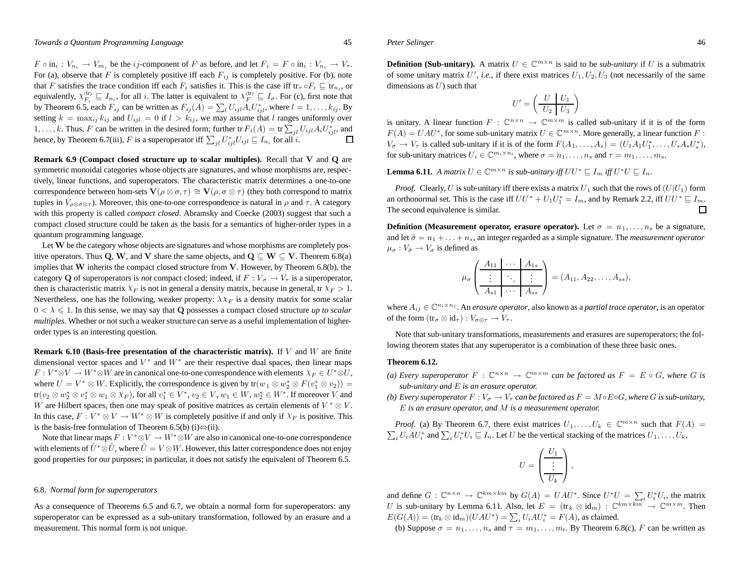$F \circ \mathrm{in}_i : V_{n_i} \to V_{m_j}$ be the $ij$-component of $F$ as before, and let $F_i = F \circ \mathrm{in}_i : V_{n_i} \to V_\tau$. For (a), observe that $F$ is completely positive iff each $F_{ij}$ is completely positive. For (b), note that $F$ satisfies the trace condition iff each $F_i$ satisfies it. This is the case iff $\mathrm{tr}_\tau \circ F_i \sqsubseteq \mathrm{tr}_{n_i}$, or equivalently, $\chi^{(\mathrm{tr})}_{F_i} \sqsubseteq I_{n_i}$, for all $i$. The latter is equivalent to $\chi^{(\mathrm{tr})}_F \sqsubseteq I_\sigma$. For (c), first note that by Theorem 6.5, each $F_{ij}$ can be written as $F_{ij}(A) = \sum_l U_{ijl} A_i U_{ijl}^*$, where $l = 1, \ldots, k_{ij}$. By setting $k = \max_{ij} k_{ij}$ and $U_{ijl} = 0$ if $l > k_{ij}$, we may assume that $l$ ranges uniformly over $1, \ldots, k$. Thus, $F$ can be written in the desired form; further $\mathrm{tr}\, F_i(A) = \mathrm{tr} \sum_{jl} U_{ijl} A_i U_{ijl}^*$, and hence, by Theorem 6.7(iii), $F$ is a superoperator iff $\sum_{jl} U_{ijl}^* U_{ijl} \sqsubseteq I_{n_i}$ for all $i$. □

**Remark 6.9 (Compact closed structure up to scalar multiples).** Recall that $\mathbf{V}$ and $\mathbf{Q}$ are symmetric monoidal categories whose objects are signatures, and whose morphisms are, respectively, linear functions, and superoperators. The characteristic matrix determines a one-to-one correspondence between hom-sets $\mathbf{V}(\rho \otimes \sigma, \tau) \cong \mathbf{V}(\rho, \sigma \otimes \tau)$ (they both correspond to matrix tuples in $V_{\rho \otimes \sigma \otimes \tau}$). Moreover, this one-to-one correspondence is natural in $\rho$ and $\tau$. A category with this property is called *compact closed*. Abramsky and Coecke (2003) suggest that such a compact closed structure could be taken as the basis for a semantics of higher-order types in a quantum programming language.

Let $\mathbf{W}$ be the category whose objects are signatures and whose morphisms are completely positive operators. Thus $\mathbf{Q}$, $\mathbf{W}$, and $\mathbf{V}$ share the same objects, and $\mathbf{Q} \subseteq \mathbf{W} \subseteq \mathbf{V}$. Theorem 6.8(a) implies that $\mathbf{W}$ inherits the compact closed structure from $\mathbf{V}$. However, by Theorem 6.8(b), the category $\mathbf{Q}$ of superoperators is *not* compact closed; indeed, if $F : V_\sigma \to V_\tau$ is a superoperator, then is characteristic matrix $\chi_F$ is not in general a density matrix, because in general, $\mathrm{tr}\, \chi_F > 1$. Nevertheless, one has the following, weaker property: $\lambda \chi_F$ is a density matrix for some scalar $0 < \lambda \leqslant 1$. In this sense, we may say that $\mathbf{Q}$ possesses a compact closed structure *up to scalar multiples*. Whether or not such a weaker structure can serve as a useful implementation of higher-order types is an interesting question.

**Remark 6.10 (Basis-free presentation of the characteristic matrix).** If $V$ and $W$ are finite dimensional vector spaces and $V^*$ and $W^*$ are their respective dual spaces, then linear maps $F : V^* \otimes V \to W^* \otimes W$ are in canonical one-to-one correspondence with elements $\chi_F \in U^* \otimes U$, where $U = V^* \otimes W$. Explicitly, the correspondence is given by $\mathrm{tr}(w_1 \otimes w_2^* \otimes F(v_1^* \otimes v_2)) = \mathrm{tr}(v_2 \otimes w_2^* \otimes v_1^* \otimes w_1 \otimes \chi_F)$, for all $v_1^* \in V^*$, $v_2 \in V$, $w_1 \in W$, $w_2^* \in W^*$. If moreover $V$ and $W$ are Hilbert spaces, then one may speak of positive matrices as certain elements of $V^* \otimes V$. In this case, $F : V^* \otimes V \to W^* \otimes W$ is completely positive if and only if $\chi_F$ is positive. This is the basis-free formulation of Theorem 6.5(b) (i)⇔(ii).

Note that linear maps $F : V^* \otimes V \to W^* \otimes W$ are also in canonical one-to-one correspondence with elements of $\tilde{U}^* \otimes \tilde{U}$, where $\tilde{U} = V \otimes W$. However, this latter correspondence does not enjoy good properties for our purposes; in particular, it does not satisfy the equivalent of Theorem 6.5.

### 6.8. *Normal form for superoperators*

As a consequence of Theorems 6.5 and 6.7, we obtain a normal form for superoperators: any superoperator can be expressed as a sub-unitary transformation, followed by an erasure and a measurement. This normal form is not unique.

**Definition (Sub-unitary).** A matrix $U \in \mathbb{C}^{m \times n}$ is said to be *sub-unitary* if $U$ is a submatrix of some unitary matrix $U'$, *i.e.*, if there exist matrices $U_1, U_2, U_3$ (not necessarily of the same dimensions as $U$) such that

$$U' = \left(\begin{array}{c|c} U & U_1 \\ \hline U_2 & U_3 \end{array}\right)$$

is unitary. A linear function $F : \mathbb{C}^{n \times n} \to \mathbb{C}^{m \times m}$ is called sub-unitary if it is of the form $F(A) = UAU^*$, for some sub-unitary matrix $U \in \mathbb{C}^{m \times n}$. More generally, a linear function $F : V_\sigma \to V_\tau$ is called sub-unitary if it is of the form $F(A_1, \ldots, A_s) = (U_1 A_1 U_1^*, \ldots, U_s A_s U_s^*)$, for sub-unitary matrices $U_i \in \mathbb{C}^{m_i \times n_i}$, where $\sigma = n_1, \ldots, n_s$ and $\tau = m_1, \ldots, m_s$.

**Lemma 6.11.** *A matrix $U \in \mathbb{C}^{m \times n}$ is sub-unitary iff $UU^* \sqsubseteq I_m$ iff $U^*U \sqsubseteq I_n$.*

*Proof.* Clearly, $U$ is sub-unitary iff there exists a matrix $U_1$ such that the rows of $(U|U_1)$ form an orthonormal set. This is the case iff $UU^* + U_1 U_1^* = I_m$, and by Remark 2.2, iff $UU^* \sqsubseteq I_m$. The second equivalence is similar. □

**Definition (Measurement operator, erasure operator).** Let $\sigma = n_1, \ldots, n_s$ be a signature, and let $\bar{\sigma} = n_1 + \ldots + n_s$, an integer regarded as a simple signature. The *measurement operator* $\mu_\sigma : V_{\bar{\sigma}} \to V_\sigma$ is defined as

$$\mu_\sigma \left(\begin{array}{c|c|c} A_{11} & \cdots & A_{1s} \\ \hline \vdots & \ddots & \vdots \\ \hline A_{s1} & \cdots & A_{ss} \end{array}\right) = (A_{11}, A_{22}, \ldots, A_{ss}),$$

where $A_{ij} \in \mathbb{C}^{n_i \times n_j}$. An *erasure operator*, also known as a *partial trace operator*, is an operator of the form $(\mathrm{tr}_\sigma \otimes \mathrm{id}_\tau) : V_{\sigma \otimes \tau} \to V_\tau$.

Note that sub-unitary transformations, measurements and erasures are superoperators; the following theorem states that any superoperator is a combination of these three basic ones.

**Theorem 6.12.**

*(a) Every superoperator $F : \mathbb{C}^{n \times n} \to \mathbb{C}^{m \times m}$ can be factored as $F = E \circ G$, where $G$ is sub-unitary and $E$ is an erasure operator.*

*(b) Every superoperator $F : V_\sigma \to V_\tau$ can be factored as $F = M \circ E \circ G$, where $G$ is sub-unitary, $E$ is an erasure operator, and $M$ is a measurement operator.*

*Proof.* (a) By Theorem 6.7, there exist matrices $U_1, \ldots, U_k \in \mathbb{C}^{m \times n}$ such that $F(A) = \sum_i U_i A U_i^*$ and $\sum_i U_i^* U_i \sqsubseteq I_n$. Let $U$ be the vertical stacking of the matrices $U_1, \ldots, U_k$,

$$U = \left(\begin{array}{c} U_1 \\ \hline \vdots \\ \hline U_k \end{array}\right),$$

and define $G : \mathbb{C}^{n \times n} \to \mathbb{C}^{km \times km}$ by $G(A) = UAU^*$. Since $U^*U = \sum_i U_i^* U_i$, the matrix $U$ is sub-unitary by Lemma 6.11. Also, let $E = (\mathrm{tr}_k \otimes \mathrm{id}_m) : \mathbb{C}^{km \times km} \to \mathbb{C}^{m \times m}$. Then $E(G(A)) = (\mathrm{tr}_k \otimes \mathrm{id}_m)(UAU^*) = \sum_i U_i A U_i^* = F(A)$, as claimed.

(b) Suppose $\sigma = n_1, \ldots, n_s$ and $\tau = m_1, \ldots, m_t$. By Theorem 6.8(c), $F$ can be written as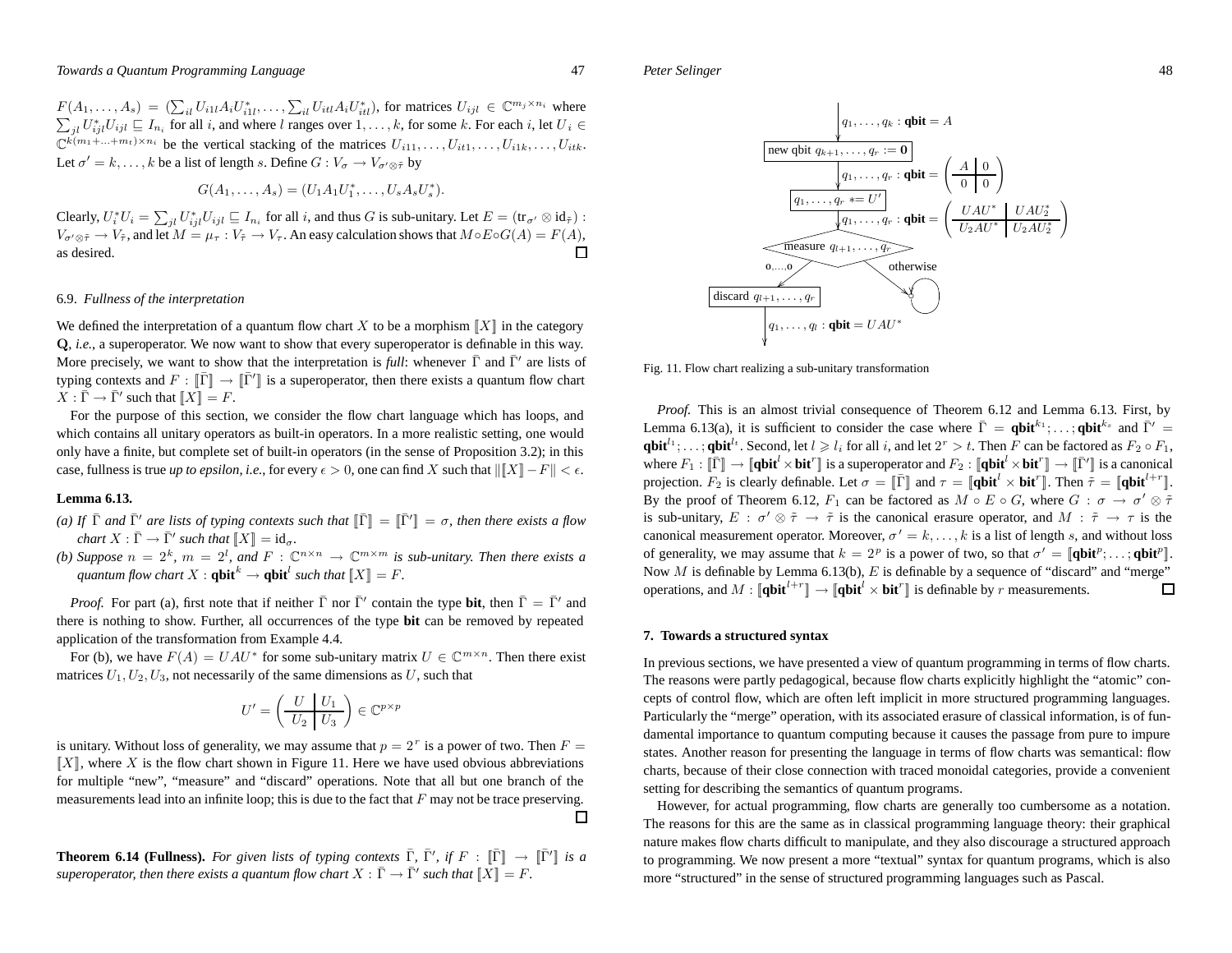$F(A_1,\ldots,A_s) = (\sum_{il} U_{i1l}A_iU^*_{i1l},\ldots,\sum_{il} U_{itl}A_iU^*_{itl})$, for matrices $U_{ijl} \in \mathbb{C}^{m_j\times n_i}$ where $\sum_{jl} U^*_{ijl}U_{ijl} \sqsubseteq I_{n_i}$ for all $i$, and where $l$ ranges over $1,\ldots,k$, for some $k$. For each $i$, let $U_i \in \mathbb{C}^{k(m_1+\ldots+m_t)\times n_i}$ be the vertical stacking of the matrices $U_{i11},\ldots,U_{it1},\ldots,U_{i1k},\ldots,U_{itk}$. Let $\sigma' = k,\ldots,k$ be a list of length $s$. Define $G : V_\sigma \to V_{\sigma'\otimes\bar\tau}$ by

$$G(A_1,\ldots,A_s) = (U_1A_1U_1^*,\ldots,U_sA_sU_s^*).$$

Clearly, $U_i^*U_i = \sum_{jl} U^*_{ijl}U_{ijl} \sqsubseteq I_{n_i}$ for all $i$, and thus $G$ is sub-unitary. Let $E = (\mathrm{tr}_{\sigma'} \otimes \mathrm{id}_{\bar\tau}) : V_{\sigma'\otimes\bar\tau} \to V_{\bar\tau}$, and let $M = \mu_\tau : V_{\bar\tau} \to V_\tau$. An easy calculation shows that $M\circ E\circ G(A) = F(A)$, as desired. □

### 6.9. *Fullness of the interpretation*

We defined the interpretation of a quantum flow chart $X$ to be a morphism $[\![X]\!]$ in the category **Q**, *i.e.*, a superoperator. We now want to show that every superoperator is definable in this way. More precisely, we want to show that the interpretation is *full*: whenever $\bar\Gamma$ and $\bar\Gamma'$ are lists of typing contexts and $F : [\![\bar\Gamma]\!] \to [\![\bar\Gamma']\!]$ is a superoperator, then there exists a quantum flow chart $X : \bar\Gamma \to \bar\Gamma'$ such that $[\![X]\!] = F$.

For the purpose of this section, we consider the flow chart language which has loops, and which contains all unitary operators as built-in operators. In a more realistic setting, one would only have a finite, but complete set of built-in operators (in the sense of Proposition 3.2); in this case, fullness is true *up to epsilon*, *i.e.*, for every $\epsilon > 0$, one can find $X$ such that $\|[\![X]\!] - F\| < \epsilon$.

**Lemma 6.13.**

*(a) If $\bar\Gamma$ and $\bar\Gamma'$ are lists of typing contexts such that $[\![\bar\Gamma]\!] = [\![\bar\Gamma']\!] = \sigma$, then there exists a flow chart $X : \bar\Gamma \to \bar\Gamma'$ such that $[\![X]\!] = \mathrm{id}_\sigma$.*

*(b) Suppose $n = 2^k$, $m = 2^l$, and $F : \mathbb{C}^{n\times n} \to \mathbb{C}^{m\times m}$ is sub-unitary. Then there exists a quantum flow chart $X : \mathbf{qbit}^k \to \mathbf{qbit}^l$ such that $[\![X]\!] = F$.*

*Proof.* For part (a), first note that if neither $\bar\Gamma$ nor $\bar\Gamma'$ contain the type **bit**, then $\bar\Gamma = \bar\Gamma'$ and there is nothing to show. Further, all occurrences of the type **bit** can be removed by repeated application of the transformation from Example 4.4.

For (b), we have $F(A) = UAU^*$ for some sub-unitary matrix $U \in \mathbb{C}^{m\times n}$. Then there exist matrices $U_1, U_2, U_3$, not necessarily of the same dimensions as $U$, such that

$$U' = \left(\begin{array}{c|c} U & U_1 \\ \hline U_2 & U_3 \end{array}\right) \in \mathbb{C}^{p\times p}$$

is unitary. Without loss of generality, we may assume that $p = 2^r$ is a power of two. Then $F = [\![X]\!]$, where $X$ is the flow chart shown in Figure 11. Here we have used obvious abbreviations for multiple "new", "measure" and "discard" operations. Note that all but one branch of the measurements lead into an infinite loop; this is due to the fact that $F$ may not be trace preserving. □

**Theorem 6.14 (Fullness).** *For given lists of typing contexts $\bar\Gamma$, $\bar\Gamma'$, if $F : [\![\bar\Gamma]\!] \to [\![\bar\Gamma']\!]$ is a superoperator, then there exists a quantum flow chart $X : \bar\Gamma \to \bar\Gamma'$ such that $[\![X]\!] = F$.*

```
        | q_1,...,q_k : qbit = A
 [new qbit q_{k+1},...,q_r := 0]
        | q_1,...,q_r : qbit = ( A 0 ; 0 0 )
 [q_1,...,q_r *= U']
        | q_1,...,q_r : qbit = ( UAU* UAU_2* ; U_2AU* U_2AU_2* )
 < measure q_{l+1},...,q_r >
   0,...,0 /        \ otherwise
 [discard q_{l+1},...,q_r]   (infinite loop)
        | q_1,...,q_l : qbit = UAU*
```

Fig. 11. Flow chart realizing a sub-unitary transformation

*Proof.* This is an almost trivial consequence of Theorem 6.12 and Lemma 6.13. First, by Lemma 6.13(a), it is sufficient to consider the case where $\bar\Gamma = \mathbf{qbit}^{k_1};\ldots;\mathbf{qbit}^{k_s}$ and $\bar\Gamma' = \mathbf{qbit}^{l_1};\ldots;\mathbf{qbit}^{l_t}$. Second, let $l \geqslant l_i$ for all $i$, and let $2^r > t$. Then $F$ can be factored as $F_2 \circ F_1$, where $F_1 : [\![\bar\Gamma]\!] \to [\![\mathbf{qbit}^l \times \mathbf{bit}^r]\!]$ is a superoperator and $F_2 : [\![\mathbf{qbit}^l \times \mathbf{bit}^r]\!] \to [\![\bar\Gamma']\!]$ is a canonical projection. $F_2$ is clearly definable. Let $\sigma = [\![\bar\Gamma]\!]$ and $\tau = [\![\mathbf{qbit}^l \times \mathbf{bit}^r]\!]$. Then $\bar\tau = [\![\mathbf{qbit}^{l+r}]\!]$. By the proof of Theorem 6.12, $F_1$ can be factored as $M \circ E \circ G$, where $G : \sigma \to \sigma' \otimes \bar\tau$ is sub-unitary, $E : \sigma' \otimes \bar\tau \to \bar\tau$ is the canonical erasure operator, and $M : \bar\tau \to \tau$ is the canonical measurement operator. Moreover, $\sigma' = k,\ldots,k$ is a list of length $s$, and without loss of generality, we may assume that $k = 2^p$ is a power of two, so that $\sigma' = [\![\mathbf{qbit}^p;\ldots;\mathbf{qbit}^p]\!]$. Now $M$ is definable by Lemma 6.13(b), $E$ is definable by a sequence of "discard" and "merge" operations, and $M : [\![\mathbf{qbit}^{l+r}]\!] \to [\![\mathbf{qbit}^l \times \mathbf{bit}^r]\!]$ is definable by $r$ measurements. □

## 7. Towards a structured syntax

In previous sections, we have presented a view of quantum programming in terms of flow charts. The reasons were partly pedagogical, because flow charts explicitly highlight the "atomic" concepts of control flow, which are often left implicit in more structured programming languages. Particularly the "merge" operation, with its associated erasure of classical information, is of fundamental importance to quantum computing because it causes the passage from pure to impure states. Another reason for presenting the language in terms of flow charts was semantical: flow charts, because of their close connection with traced monoidal categories, provide a convenient setting for describing the semantics of quantum programs.

However, for actual programming, flow charts are generally too cumbersome as a notation. The reasons for this are the same as in classical programming language theory: their graphical nature makes flow charts difficult to manipulate, and they also discourage a structured approach to programming. We now present a more "textual" syntax for quantum programs, which is also more "structured" in the sense of structured programming languages such as Pascal.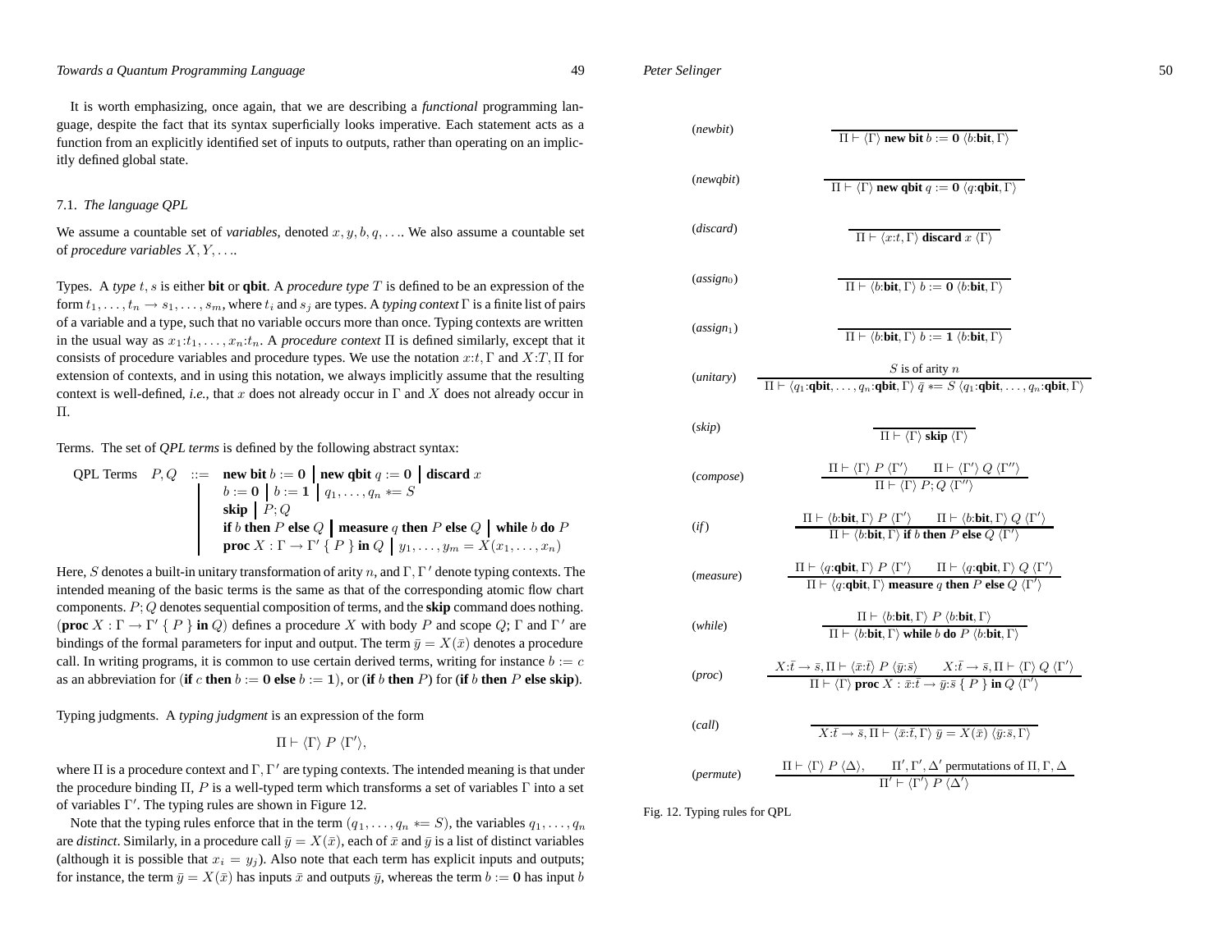It is worth emphasizing, once again, that we are describing a *functional* programming language, despite the fact that its syntax superficially looks imperative. Each statement acts as a function from an explicitly identified set of inputs to outputs, rather than operating on an implicitly defined global state.

### 7.1. *The language QPL*

We assume a countable set of *variables*, denoted $x, y, b, q, \ldots$. We also assume a countable set of *procedure variables* $X, Y, \ldots$.

Types. A *type* $t, s$ is either **bit** or **qbit**. A *procedure type* $T$ is defined to be an expression of the form $t_1, \ldots, t_n \to s_1, \ldots, s_m$, where $t_i$ and $s_j$ are types. A *typing context* $\Gamma$ is a finite list of pairs of a variable and a type, such that no variable occurs more than once. Typing contexts are written in the usual way as $x_1{:}t_1, \ldots, x_n{:}t_n$. A *procedure context* $\Pi$ is defined similarly, except that it consists of procedure variables and procedure types. We use the notation $x{:}t, \Gamma$ and $X{:}T, \Pi$ for extension of contexts, and in using this notation, we always implicitly assume that the resulting context is well-defined, *i.e.*, that $x$ does not already occur in $\Gamma$ and $X$ does not already occur in $\Pi$.

Terms. The set of *QPL terms* is defined by the following abstract syntax:

$$
\begin{array}{llll}
\text{QPL Terms} & P, Q & ::= & \textbf{new bit } b := \textbf{0} \;\big|\; \textbf{new qbit } q := \textbf{0} \;\big|\; \textbf{discard } x \\
& & \big| & b := \textbf{0} \;\big|\; b := \textbf{1} \;\big|\; q_1, \ldots, q_n \mathrel{*}= S \\
& & \big| & \textbf{skip} \;\big|\; P; Q \\
& & \big| & \textbf{if } b \textbf{ then } P \textbf{ else } Q \;\big|\; \textbf{measure } q \textbf{ then } P \textbf{ else } Q \;\big|\; \textbf{while } b \textbf{ do } P \\
& & \big| & \textbf{proc } X : \Gamma \to \Gamma' \; \{\, P \,\} \textbf{ in } Q \;\big|\; y_1, \ldots, y_m = X(x_1, \ldots, x_n)
\end{array}
$$

Here, $S$ denotes a built-in unitary transformation of arity $n$, and $\Gamma, \Gamma'$ denote typing contexts. The intended meaning of the basic terms is the same as that of the corresponding atomic flow chart components. $P; Q$ denotes sequential composition of terms, and the **skip** command does nothing. (**proc** $X : \Gamma \to \Gamma' \; \{\, P \,\}$ **in** $Q$) defines a procedure $X$ with body $P$ and scope $Q$; $\Gamma$ and $\Gamma'$ are bindings of the formal parameters for input and output. The term $\bar{y} = X(\bar{x})$ denotes a procedure call. In writing programs, it is common to use certain derived terms, writing for instance $b := c$ as an abbreviation for (**if** $c$ **then** $b :=$ **0** **else** $b :=$ **1**), or (**if** $b$ **then** $P$) for (**if** $b$ **then** $P$ **else skip**).

Typing judgments. A *typing judgment* is an expression of the form

$$\Pi \vdash \langle \Gamma \rangle \; P \; \langle \Gamma' \rangle,$$

where $\Pi$ is a procedure context and $\Gamma, \Gamma'$ are typing contexts. The intended meaning is that under the procedure binding $\Pi$, $P$ is a well-typed term which transforms a set of variables $\Gamma$ into a set of variables $\Gamma'$. The typing rules are shown in Figure 12.

Note that the typing rules enforce that in the term $(q_1, \ldots, q_n \mathrel{*}= S)$, the variables $q_1, \ldots, q_n$ are *distinct*. Similarly, in a procedure call $\bar{y} = X(\bar{x})$, each of $\bar{x}$ and $\bar{y}$ is a list of distinct variables (although it is possible that $x_i = y_j$). Also note that each term has explicit inputs and outputs; for instance, the term $\bar{y} = X(\bar{x})$ has inputs $\bar{x}$ and outputs $\bar{y}$, whereas the term $b :=$ **0** has input $b$

(*newbit*)
$$\frac{}{\Pi \vdash \langle \Gamma \rangle \; \textbf{new bit } b := \textbf{0} \; \langle b{:}\textbf{bit}, \Gamma \rangle}$$

(*newqbit*)
$$\frac{}{\Pi \vdash \langle \Gamma \rangle \; \textbf{new qbit } q := \textbf{0} \; \langle q{:}\textbf{qbit}, \Gamma \rangle}$$

(*discard*)
$$\frac{}{\Pi \vdash \langle x{:}t, \Gamma \rangle \; \textbf{discard } x \; \langle \Gamma \rangle}$$

(*assign*$_0$)
$$\frac{}{\Pi \vdash \langle b{:}\textbf{bit}, \Gamma \rangle \; b := \textbf{0} \; \langle b{:}\textbf{bit}, \Gamma \rangle}$$

(*assign*$_1$)
$$\frac{}{\Pi \vdash \langle b{:}\textbf{bit}, \Gamma \rangle \; b := \textbf{1} \; \langle b{:}\textbf{bit}, \Gamma \rangle}$$

(*unitary*)
$$\frac{S \text{ is of arity } n}{\Pi \vdash \langle q_1{:}\textbf{qbit}, \ldots, q_n{:}\textbf{qbit}, \Gamma \rangle \; \bar{q} \mathrel{*}= S \; \langle q_1{:}\textbf{qbit}, \ldots, q_n{:}\textbf{qbit}, \Gamma \rangle}$$

(*skip*)
$$\frac{}{\Pi \vdash \langle \Gamma \rangle \; \textbf{skip} \; \langle \Gamma \rangle}$$

(*compose*)
$$\frac{\Pi \vdash \langle \Gamma \rangle \; P \; \langle \Gamma' \rangle \qquad \Pi \vdash \langle \Gamma' \rangle \; Q \; \langle \Gamma'' \rangle}{\Pi \vdash \langle \Gamma \rangle \; P; Q \; \langle \Gamma'' \rangle}$$

(*if*)
$$\frac{\Pi \vdash \langle b{:}\textbf{bit}, \Gamma \rangle \; P \; \langle \Gamma' \rangle \qquad \Pi \vdash \langle b{:}\textbf{bit}, \Gamma \rangle \; Q \; \langle \Gamma' \rangle}{\Pi \vdash \langle b{:}\textbf{bit}, \Gamma \rangle \; \textbf{if } b \textbf{ then } P \textbf{ else } Q \; \langle \Gamma' \rangle}$$

(*measure*)
$$\frac{\Pi \vdash \langle q{:}\textbf{qbit}, \Gamma \rangle \; P \; \langle \Gamma' \rangle \qquad \Pi \vdash \langle q{:}\textbf{qbit}, \Gamma \rangle \; Q \; \langle \Gamma' \rangle}{\Pi \vdash \langle q{:}\textbf{qbit}, \Gamma \rangle \; \textbf{measure } q \textbf{ then } P \textbf{ else } Q \; \langle \Gamma' \rangle}$$

(*while*)
$$\frac{\Pi \vdash \langle b{:}\textbf{bit}, \Gamma \rangle \; P \; \langle b{:}\textbf{bit}, \Gamma \rangle}{\Pi \vdash \langle b{:}\textbf{bit}, \Gamma \rangle \; \textbf{while } b \textbf{ do } P \; \langle b{:}\textbf{bit}, \Gamma \rangle}$$

(*proc*)
$$\frac{X{:}\bar{t} \to \bar{s}, \Pi \vdash \langle \bar{x}{:}\bar{t} \rangle \; P \; \langle \bar{y}{:}\bar{s} \rangle \qquad X{:}\bar{t} \to \bar{s}, \Pi \vdash \langle \Gamma \rangle \; Q \; \langle \Gamma' \rangle}{\Pi \vdash \langle \Gamma \rangle \; \textbf{proc } X : \bar{x}{:}\bar{t} \to \bar{y}{:}\bar{s} \; \{\, P \,\} \textbf{ in } Q \; \langle \Gamma' \rangle}$$

(*call*)
$$\frac{}{X{:}\bar{t} \to \bar{s}, \Pi \vdash \langle \bar{x}{:}\bar{t}, \Gamma \rangle \; \bar{y} = X(\bar{x}) \; \langle \bar{y}{:}\bar{s}, \Gamma \rangle}$$

(*permute*)
$$\frac{\Pi \vdash \langle \Gamma \rangle \; P \; \langle \Delta \rangle, \qquad \Pi', \Gamma', \Delta' \text{ permutations of } \Pi, \Gamma, \Delta}{\Pi' \vdash \langle \Gamma' \rangle \; P \; \langle \Delta' \rangle}$$

Fig. 12. Typing rules for QPL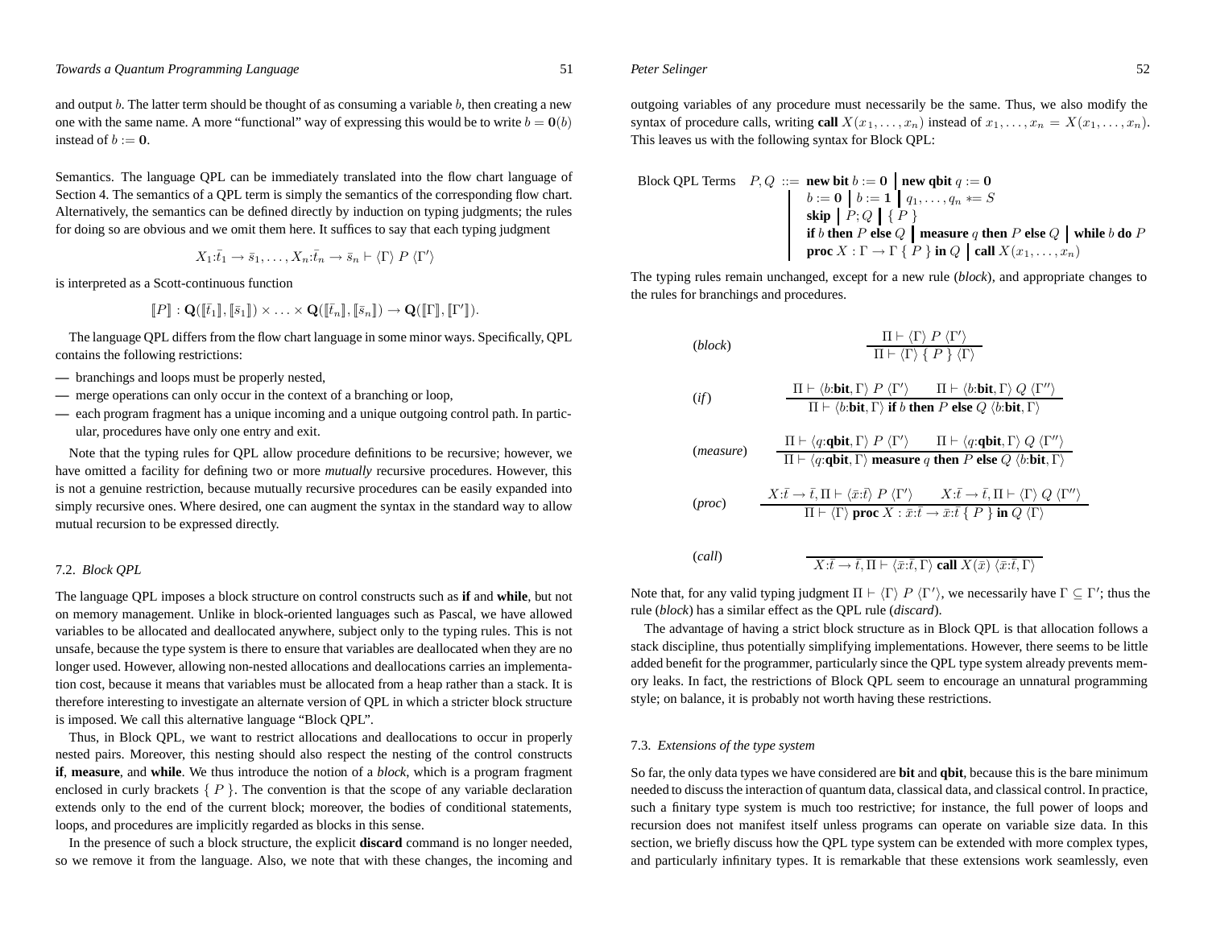and output $b$. The latter term should be thought of as consuming a variable $b$, then creating a new one with the same name. A more "functional" way of expressing this would be to write $b = \mathbf{0}(b)$ instead of $b := \mathbf{0}$.

Semantics. The language QPL can be immediately translated into the flow chart language of Section 4. The semantics of a QPL term is simply the semantics of the corresponding flow chart. Alternatively, the semantics can be defined directly by induction on typing judgments; the rules for doing so are obvious and we omit them here. It suffices to say that each typing judgment

$$X_1{:}\bar{t}_1 \to \bar{s}_1, \ldots, X_n{:}\bar{t}_n \to \bar{s}_n \vdash \langle\Gamma\rangle\ P\ \langle\Gamma'\rangle$$

is interpreted as a Scott-continuous function

$$[\![P]\!] : \mathbf{Q}([\![\bar{t}_1]\!], [\![\bar{s}_1]\!]) \times \ldots \times \mathbf{Q}([\![\bar{t}_n]\!], [\![\bar{s}_n]\!]) \to \mathbf{Q}([\![\Gamma]\!], [\![\Gamma']\!]).$$

The language QPL differs from the flow chart language in some minor ways. Specifically, QPL contains the following restrictions:

— branchings and loops must be properly nested,
— merge operations can only occur in the context of a branching or loop,
— each program fragment has a unique incoming and a unique outgoing control path. In particular, procedures have only one entry and exit.

Note that the typing rules for QPL allow procedure definitions to be recursive; however, we have omitted a facility for defining two or more *mutually* recursive procedures. However, this is not a genuine restriction, because mutually recursive procedures can be easily expanded into simply recursive ones. Where desired, one can augment the syntax in the standard way to allow mutual recursion to be expressed directly.

### 7.2. *Block QPL*

The language QPL imposes a block structure on control constructs such as **if** and **while**, but not on memory management. Unlike in block-oriented languages such as Pascal, we have allowed variables to be allocated and deallocated anywhere, subject only to the typing rules. This is not unsafe, because the type system is there to ensure that variables are deallocated when they are no longer used. However, allowing non-nested allocations and deallocations carries an implementation cost, because it means that variables must be allocated from a heap rather than a stack. It is therefore interesting to investigate an alternate version of QPL in which a stricter block structure is imposed. We call this alternative language "Block QPL".

Thus, in Block QPL, we want to restrict allocations and deallocations to occur in properly nested pairs. Moreover, this nesting should also respect the nesting of the control constructs **if**, **measure**, and **while**. We thus introduce the notion of a *block*, which is a program fragment enclosed in curly brackets $\{\ P\ \}$. The convention is that the scope of any variable declaration extends only to the end of the current block; moreover, the bodies of conditional statements, loops, and procedures are implicitly regarded as blocks in this sense.

In the presence of such a block structure, the explicit **discard** command is no longer needed, so we remove it from the language. Also, we note that with these changes, the incoming and outgoing variables of any procedure must necessarily be the same. Thus, we also modify the syntax of procedure calls, writing **call** $X(x_1, \ldots, x_n)$ instead of $x_1, \ldots, x_n = X(x_1, \ldots, x_n)$. This leaves us with the following syntax for Block QPL:

$$
\begin{array}{llll}
\text{Block QPL Terms} & P, Q & ::= & \textbf{new bit}\ b := \mathbf{0}\ \big|\ \textbf{new qbit}\ q := \mathbf{0} \\
& & & \big|\ b := \mathbf{0}\ \big|\ b := \mathbf{1}\ \big|\ q_1, \ldots, q_n \mathrel{*}= S \\
& & & \big|\ \textbf{skip}\ \big|\ P; Q\ \big|\ \{\ P\ \} \\
& & & \big|\ \textbf{if}\ b\ \textbf{then}\ P\ \textbf{else}\ Q\ \big|\ \textbf{measure}\ q\ \textbf{then}\ P\ \textbf{else}\ Q\ \big|\ \textbf{while}\ b\ \textbf{do}\ P \\
& & & \big|\ \textbf{proc}\ X : \Gamma \to \Gamma\ \{\ P\ \}\ \textbf{in}\ Q\ \big|\ \textbf{call}\ X(x_1, \ldots, x_n)
\end{array}
$$

The typing rules remain unchanged, except for a new rule (*block*), and appropriate changes to the rules for branchings and procedures.

$$(\textit{block})\quad \frac{\Pi \vdash \langle\Gamma\rangle\ P\ \langle\Gamma'\rangle}{\Pi \vdash \langle\Gamma\rangle\ \{\ P\ \}\ \langle\Gamma\rangle}$$

$$(\textit{if})\quad \frac{\Pi \vdash \langle b{:}\mathbf{bit}, \Gamma\rangle\ P\ \langle\Gamma'\rangle \qquad \Pi \vdash \langle b{:}\mathbf{bit}, \Gamma\rangle\ Q\ \langle\Gamma''\rangle}{\Pi \vdash \langle b{:}\mathbf{bit}, \Gamma\rangle\ \textbf{if}\ b\ \textbf{then}\ P\ \textbf{else}\ Q\ \langle b{:}\mathbf{bit}, \Gamma\rangle}$$

$$(\textit{measure})\quad \frac{\Pi \vdash \langle q{:}\mathbf{qbit}, \Gamma\rangle\ P\ \langle\Gamma'\rangle \qquad \Pi \vdash \langle q{:}\mathbf{qbit}, \Gamma\rangle\ Q\ \langle\Gamma''\rangle}{\Pi \vdash \langle q{:}\mathbf{qbit}, \Gamma\rangle\ \textbf{measure}\ q\ \textbf{then}\ P\ \textbf{else}\ Q\ \langle b{:}\mathbf{bit}, \Gamma\rangle}$$

$$(\textit{proc})\quad \frac{X{:}\bar{t} \to \bar{t}, \Pi \vdash \langle \bar{x}{:}\bar{t}\rangle\ P\ \langle\Gamma'\rangle \qquad X{:}\bar{t} \to \bar{t}, \Pi \vdash \langle\Gamma\rangle\ Q\ \langle\Gamma''\rangle}{\Pi \vdash \langle\Gamma\rangle\ \textbf{proc}\ X : \bar{x}{:}\bar{t} \to \bar{x}{:}\bar{t}\ \{\ P\ \}\ \textbf{in}\ Q\ \langle\Gamma\rangle}$$

$$(\textit{call})\quad \frac{}{X{:}\bar{t} \to \bar{t}, \Pi \vdash \langle \bar{x}{:}\bar{t}, \Gamma\rangle\ \textbf{call}\ X(\bar{x})\ \langle \bar{x}{:}\bar{t}, \Gamma\rangle}$$

Note that, for any valid typing judgment $\Pi \vdash \langle\Gamma\rangle\ P\ \langle\Gamma'\rangle$, we necessarily have $\Gamma \subseteq \Gamma'$; thus the rule (*block*) has a similar effect as the QPL rule (*discard*).

The advantage of having a strict block structure as in Block QPL is that allocation follows a stack discipline, thus potentially simplifying implementations. However, there seems to be little added benefit for the programmer, particularly since the QPL type system already prevents memory leaks. In fact, the restrictions of Block QPL seem to encourage an unnatural programming style; on balance, it is probably not worth having these restrictions.

### 7.3. *Extensions of the type system*

So far, the only data types we have considered are **bit** and **qbit**, because this is the bare minimum needed to discuss the interaction of quantum data, classical data, and classical control. In practice, such a finitary type system is much too restrictive; for instance, the full power of loops and recursion does not manifest itself unless programs can operate on variable size data. In this section, we briefly discuss how the QPL type system can be extended with more complex types, and particularly infinitary types. It is remarkable that these extensions work seamlessly, even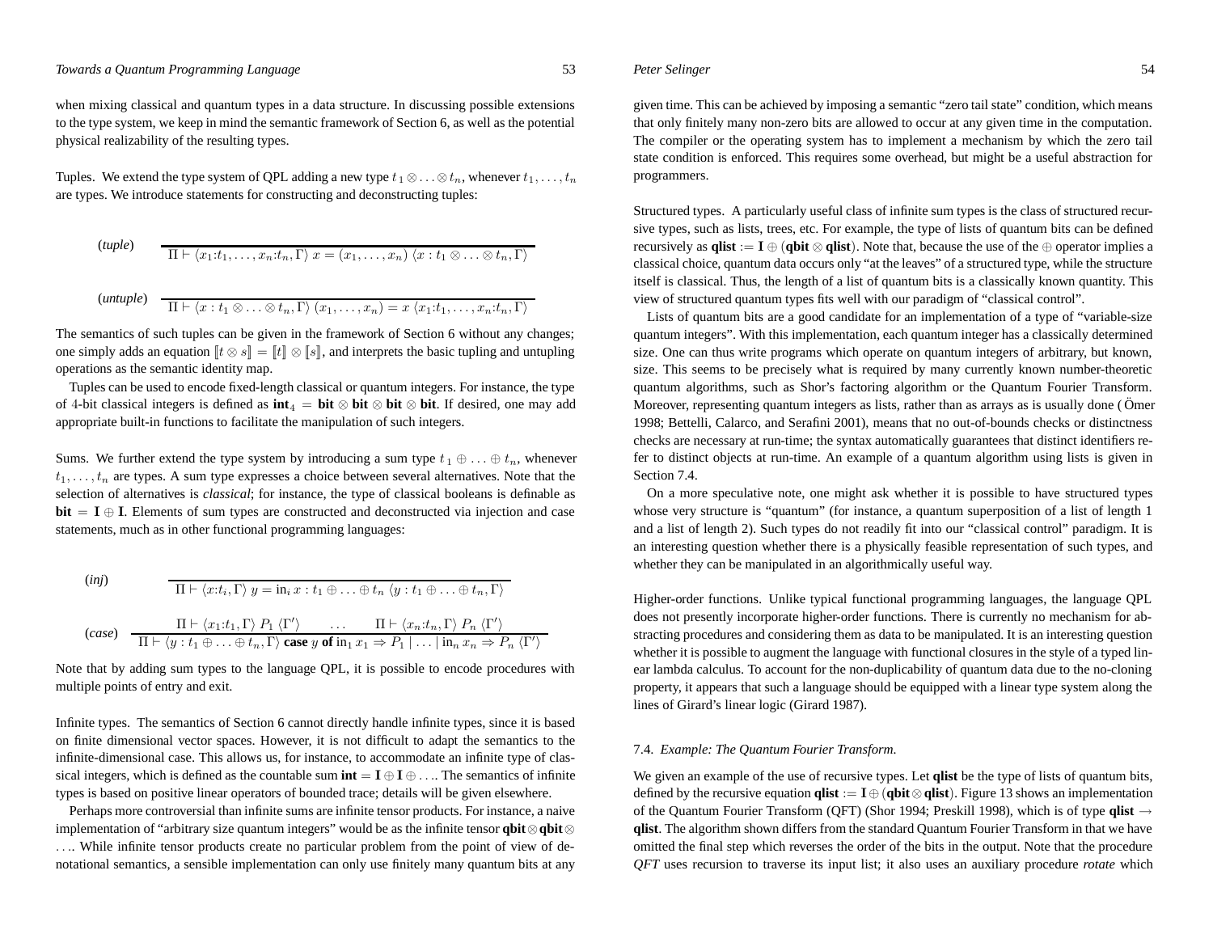when mixing classical and quantum types in a data structure. In discussing possible extensions to the type system, we keep in mind the semantic framework of Section 6, as well as the potential physical realizability of the resulting types.

**Tuples.** We extend the type system of QPL adding a new type $t_1 \otimes \ldots \otimes t_n$, whenever $t_1, \ldots, t_n$ are types. We introduce statements for constructing and deconstructing tuples:

$$(\textit{tuple}) \quad \frac{}{\Pi \vdash \langle x_1{:}t_1, \ldots, x_n{:}t_n, \Gamma\rangle \; x = (x_1, \ldots, x_n) \; \langle x : t_1 \otimes \ldots \otimes t_n, \Gamma\rangle}$$

$$(\textit{untuple}) \quad \frac{}{\Pi \vdash \langle x : t_1 \otimes \ldots \otimes t_n, \Gamma\rangle \; (x_1, \ldots, x_n) = x \; \langle x_1{:}t_1, \ldots, x_n{:}t_n, \Gamma\rangle}$$

The semantics of such tuples can be given in the framework of Section 6 without any changes; one simply adds an equation $[\![t \otimes s]\!] = [\![t]\!] \otimes [\![s]\!]$, and interprets the basic tupling and untupling operations as the semantic identity map.

Tuples can be used to encode fixed-length classical or quantum integers. For instance, the type of 4-bit classical integers is defined as $\mathbf{int}_4 = \mathbf{bit} \otimes \mathbf{bit} \otimes \mathbf{bit} \otimes \mathbf{bit}$. If desired, one may add appropriate built-in functions to facilitate the manipulation of such integers.

**Sums.** We further extend the type system by introducing a sum type $t_1 \oplus \ldots \oplus t_n$, whenever $t_1, \ldots, t_n$ are types. A sum type expresses a choice between several alternatives. Note that the selection of alternatives is *classical*; for instance, the type of classical booleans is definable as $\mathbf{bit} = \mathbf{I} \oplus \mathbf{I}$. Elements of sum types are constructed and deconstructed via injection and case statements, much as in other functional programming languages:

$$(\textit{inj}) \quad \frac{}{\Pi \vdash \langle x{:}t_i, \Gamma\rangle \; y = \mathrm{in}_i \, x : t_1 \oplus \ldots \oplus t_n \; \langle y : t_1 \oplus \ldots \oplus t_n, \Gamma\rangle}$$

$$(\textit{case}) \quad \frac{\Pi \vdash \langle x_1{:}t_1, \Gamma\rangle \; P_1 \; \langle\Gamma'\rangle \qquad \ldots \qquad \Pi \vdash \langle x_n{:}t_n, \Gamma\rangle \; P_n \; \langle\Gamma'\rangle}{\Pi \vdash \langle y : t_1 \oplus \ldots \oplus t_n, \Gamma\rangle \; \textbf{case} \; y \; \textbf{of} \; \mathrm{in}_1 \, x_1 \Rightarrow P_1 \mid \ldots \mid \mathrm{in}_n \, x_n \Rightarrow P_n \; \langle\Gamma'\rangle}$$

Note that by adding sum types to the language QPL, it is possible to encode procedures with multiple points of entry and exit.

**Infinite types.** The semantics of Section 6 cannot directly handle infinite types, since it is based on finite dimensional vector spaces. However, it is not difficult to adapt the semantics to the infinite-dimensional case. This allows us, for instance, to accommodate an infinite type of classical integers, which is defined as the countable sum $\mathbf{int} = \mathbf{I} \oplus \mathbf{I} \oplus \ldots$. The semantics of infinite types is based on positive linear operators of bounded trace; details will be given elsewhere.

Perhaps more controversial than infinite sums are infinite tensor products. For instance, a naive implementation of "arbitrary size quantum integers" would be as the infinite tensor $\mathbf{qbit} \otimes \mathbf{qbit} \otimes \ldots$. While infinite tensor products create no particular problem from the point of view of denotational semantics, a sensible implementation can only use finitely many quantum bits at any given time. This can be achieved by imposing a semantic "zero tail state" condition, which means that only finitely many non-zero bits are allowed to occur at any given time in the computation. The compiler or the operating system has to implement a mechanism by which the zero tail state condition is enforced. This requires some overhead, but might be a useful abstraction for programmers.

**Structured types.** A particularly useful class of infinite sum types is the class of structured recursive types, such as lists, trees, etc. For example, the type of lists of quantum bits can be defined recursively as $\mathbf{qlist} := \mathbf{I} \oplus (\mathbf{qbit} \otimes \mathbf{qlist})$. Note that, because the use of the $\oplus$ operator implies a classical choice, quantum data occurs only "at the leaves" of a structured type, while the structure itself is classical. Thus, the length of a list of quantum bits is a classically known quantity. This view of structured quantum types fits well with our paradigm of "classical control".

Lists of quantum bits are a good candidate for an implementation of a type of "variable-size quantum integers". With this implementation, each quantum integer has a classically determined size. One can thus write programs which operate on quantum integers of arbitrary, but known, size. This seems to be precisely what is required by many currently known number-theoretic quantum algorithms, such as Shor's factoring algorithm or the Quantum Fourier Transform. Moreover, representing quantum integers as lists, rather than as arrays as is usually done (Ömer 1998; Bettelli, Calarco, and Serafini 2001), means that no out-of-bounds checks or distinctness checks are necessary at run-time; the syntax automatically guarantees that distinct identifiers refer to distinct objects at run-time. An example of a quantum algorithm using lists is given in Section 7.4.

On a more speculative note, one might ask whether it is possible to have structured types whose very structure is "quantum" (for instance, a quantum superposition of a list of length 1 and a list of length 2). Such types do not readily fit into our "classical control" paradigm. It is an interesting question whether there is a physically feasible representation of such types, and whether they can be manipulated in an algorithmically useful way.

**Higher-order functions.** Unlike typical functional programming languages, the language QPL does not presently incorporate higher-order functions. There is currently no mechanism for abstracting procedures and considering them as data to be manipulated. It is an interesting question whether it is possible to augment the language with functional closures in the style of a typed linear lambda calculus. To account for the non-duplicability of quantum data due to the no-cloning property, it appears that such a language should be equipped with a linear type system along the lines of Girard's linear logic (Girard 1987).

### 7.4. *Example: The Quantum Fourier Transform.*

We given an example of the use of recursive types. Let $\mathbf{qlist}$ be the type of lists of quantum bits, defined by the recursive equation $\mathbf{qlist} := \mathbf{I} \oplus (\mathbf{qbit} \otimes \mathbf{qlist})$. Figure 13 shows an implementation of the Quantum Fourier Transform (QFT) (Shor 1994; Preskill 1998), which is of type $\mathbf{qlist} \to \mathbf{qlist}$. The algorithm shown differs from the standard Quantum Fourier Transform in that we have omitted the final step which reverses the order of the bits in the output. Note that the procedure *QFT* uses recursion to traverse its input list; it also uses an auxiliary procedure *rotate* which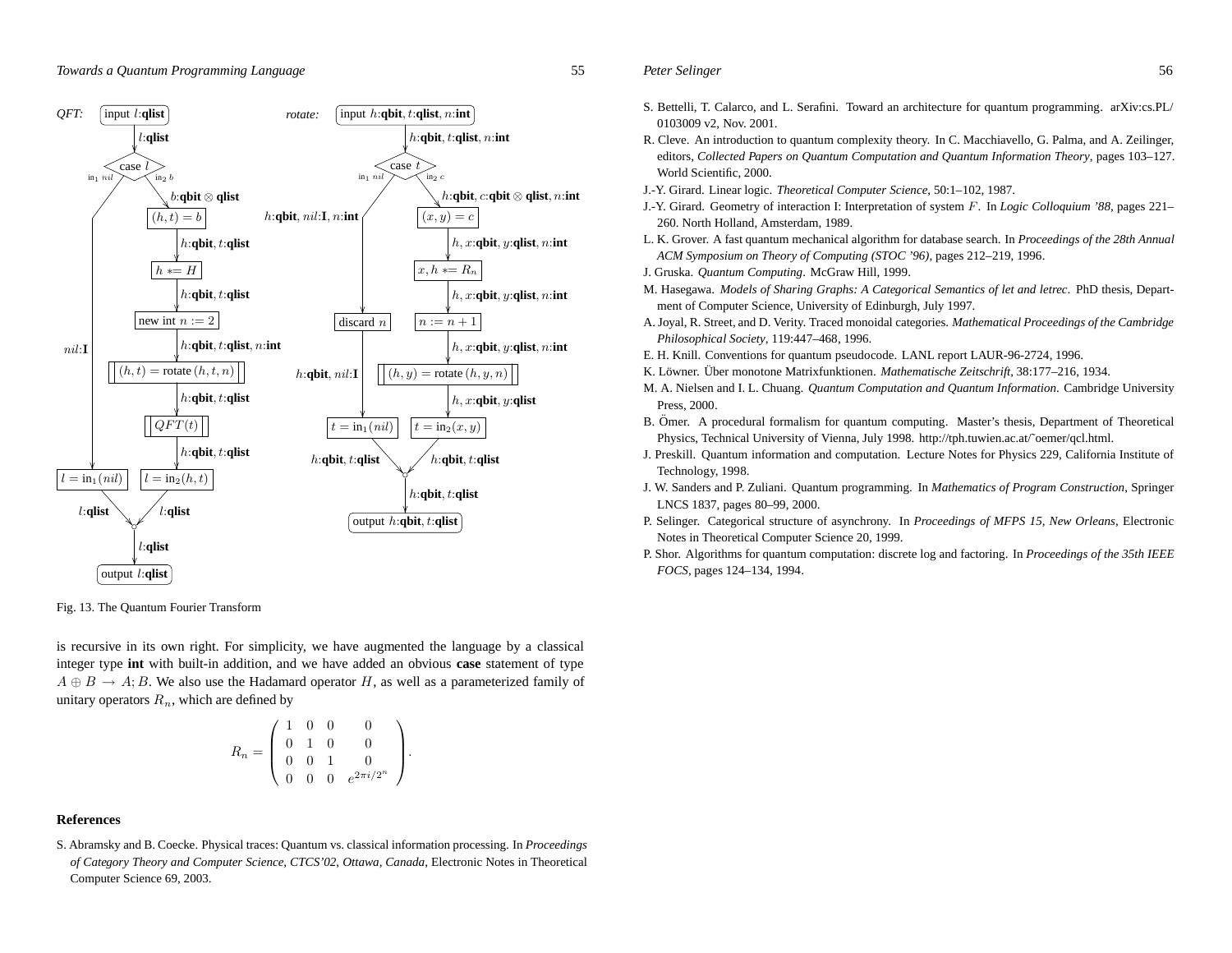QFT:

input $l$:**qlist**

$l$:**qlist**

case $l$

$\text{in}_1\ nil$

$\text{in}_2\ b$

$b$:**qbit** $\otimes$ **qlist**

$(h,t) = b$

$h$:**qbit**, $t$:**qlist**

$h \mathrel{*}= H$

$h$:**qbit**, $t$:**qlist**

new int $n := 2$

$h$:**qbit**, $t$:**qlist**, $n$:**int**

$nil$:**I**

$(h,t) = \text{rotate}\,(h,t,n)$

$h$:**qbit**, $t$:**qlist**

$QFT(t)$

$h$:**qbit**, $t$:**qlist**

$l = \text{in}_1(nil)$

$l = \text{in}_2(h,t)$

$l$:**qlist**

$l$:**qlist**

$l$:**qlist**

output $l$:**qlist**

rotate:

input $h$:**qbit**, $t$:**qlist**, $n$:**int**

$h$:**qbit**, $t$:**qlist**, $n$:**int**

case $t$

$\text{in}_1\ nil$

$\text{in}_2\ c$

$h$:**qbit**, $c$:**qbit** $\otimes$ **qlist**, $n$:**int**

$h$:**qbit**, $nil$:**I**, $n$:**int**

$(x,y) = c$

$h, x$:**qbit**, $y$:**qlist**, $n$:**int**

$x, h \mathrel{*}= R_n$

$h, x$:**qbit**, $y$:**qlist**, $n$:**int**

discard $n$

$n := n+1$

$h, x$:**qbit**, $y$:**qlist**, $n$:**int**

$h$:**qbit**, $nil$:**I**

$(h,y) = \text{rotate}\,(h,y,n)$

$h, x$:**qbit**, $y$:**qlist**

$t = \text{in}_1(nil)$

$t = \text{in}_2(x,y)$

$h$:**qbit**, $t$:**qlist**

$h$:**qbit**, $t$:**qlist**

$h$:**qbit**, $t$:**qlist**

output $h$:**qbit**, $t$:**qlist**

Fig. 13. The Quantum Fourier Transform

is recursive in its own right. For simplicity, we have augmented the language by a classical integer type **int** with built-in addition, and we have added an obvious **case** statement of type $A \oplus B \rightarrow A; B$. We also use the Hadamard operator $H$, as well as a parameterized family of unitary operators $R_n$, which are defined by

$$R_n = \begin{pmatrix} 1 & 0 & 0 & 0 \\ 0 & 1 & 0 & 0 \\ 0 & 0 & 1 & 0 \\ 0 & 0 & 0 & e^{2\pi i/2^n} \end{pmatrix}.$$

## References

S. Abramsky and B. Coecke. Physical traces: Quantum vs. classical information processing. In *Proceedings of Category Theory and Computer Science, CTCS'02, Ottawa, Canada*, Electronic Notes in Theoretical Computer Science 69, 2003.

S. Bettelli, T. Calarco, and L. Serafini. Toward an architecture for quantum programming. arXiv:cs.PL/0103009 v2, Nov. 2001.

R. Cleve. An introduction to quantum complexity theory. In C. Macchiavello, G. Palma, and A. Zeilinger, editors, *Collected Papers on Quantum Computation and Quantum Information Theory*, pages 103–127. World Scientific, 2000.

J.-Y. Girard. Linear logic. *Theoretical Computer Science*, 50:1–102, 1987.

J.-Y. Girard. Geometry of interaction I: Interpretation of system $F$. In *Logic Colloquium '88*, pages 221–260. North Holland, Amsterdam, 1989.

L. K. Grover. A fast quantum mechanical algorithm for database search. In *Proceedings of the 28th Annual ACM Symposium on Theory of Computing (STOC '96)*, pages 212–219, 1996.

J. Gruska. *Quantum Computing*. McGraw Hill, 1999.

M. Hasegawa. *Models of Sharing Graphs: A Categorical Semantics of let and letrec*. PhD thesis, Department of Computer Science, University of Edinburgh, July 1997.

A. Joyal, R. Street, and D. Verity. Traced monoidal categories. *Mathematical Proceedings of the Cambridge Philosophical Society*, 119:447–468, 1996.

E. H. Knill. Conventions for quantum pseudocode. LANL report LAUR-96-2724, 1996.

K. Löwner. Über monotone Matrixfunktionen. *Mathematische Zeitschrift*, 38:177–216, 1934.

M. A. Nielsen and I. L. Chuang. *Quantum Computation and Quantum Information*. Cambridge University Press, 2000.

B. Ömer. A procedural formalism for quantum computing. Master's thesis, Department of Theoretical Physics, Technical University of Vienna, July 1998. http://tph.tuwien.ac.at/~oemer/qcl.html.

J. Preskill. Quantum information and computation. Lecture Notes for Physics 229, California Institute of Technology, 1998.

J. W. Sanders and P. Zuliani. Quantum programming. In *Mathematics of Program Construction*, Springer LNCS 1837, pages 80–99, 2000.

P. Selinger. Categorical structure of asynchrony. In *Proceedings of MFPS 15, New Orleans*, Electronic Notes in Theoretical Computer Science 20, 1999.

P. Shor. Algorithms for quantum computation: discrete log and factoring. In *Proceedings of the 35th IEEE FOCS*, pages 124–134, 1994.